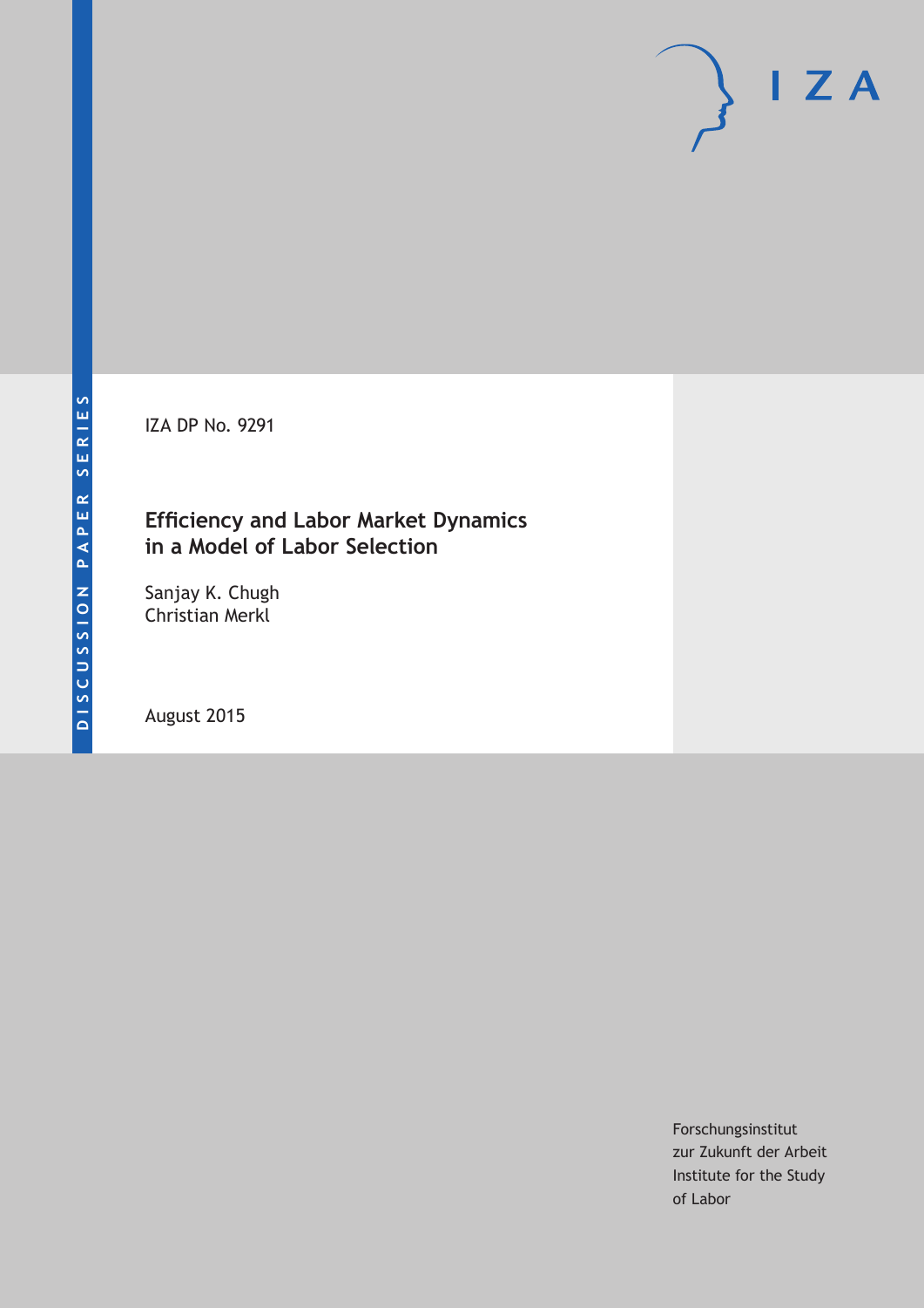DISCUSSION PAPER SERIES

IZA

IZA DP No. 9291

# Efficiency and Labor Market Dynamics in a Model of Labor Selection

Sanjay K. Chugh
Christian Merkl

August 2015

Forschungsinstitut
zur Zukunft der Arbeit
Institute for the Study
of Labor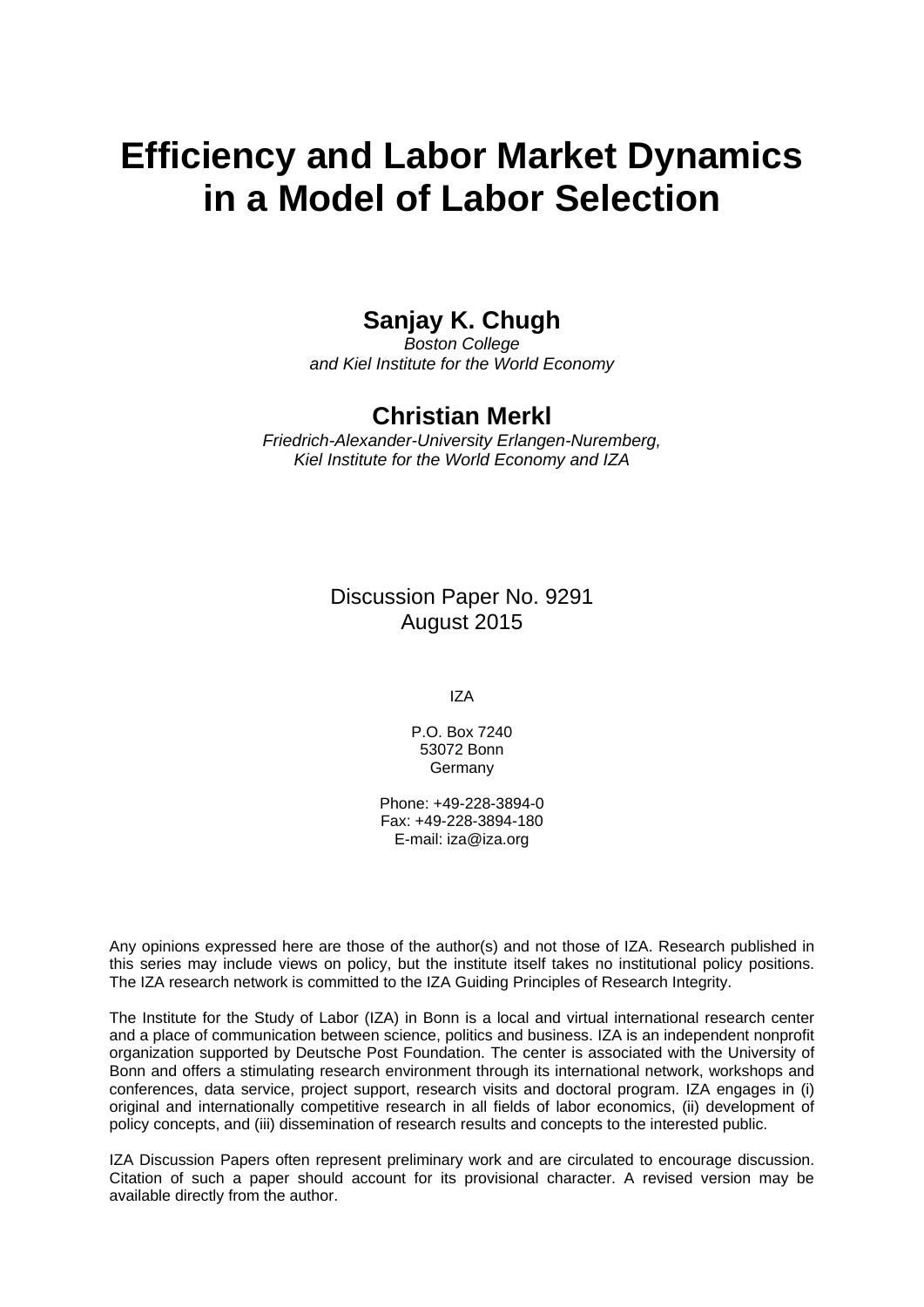# Efficiency and Labor Market Dynamics in a Model of Labor Selection

**Sanjay K. Chugh**

*Boston College and Kiel Institute for the World Economy*

**Christian Merkl**

*Friedrich-Alexander-University Erlangen-Nuremberg, Kiel Institute for the World Economy and IZA*

Discussion Paper No. 9291
August 2015

IZA

P.O. Box 7240
53072 Bonn
Germany

Phone: +49-228-3894-0
Fax: +49-228-3894-180
E-mail: iza@iza.org

Any opinions expressed here are those of the author(s) and not those of IZA. Research published in this series may include views on policy, but the institute itself takes no institutional policy positions. The IZA research network is committed to the IZA Guiding Principles of Research Integrity.

The Institute for the Study of Labor (IZA) in Bonn is a local and virtual international research center and a place of communication between science, politics and business. IZA is an independent nonprofit organization supported by Deutsche Post Foundation. The center is associated with the University of Bonn and offers a stimulating research environment through its international network, workshops and conferences, data service, project support, research visits and doctoral program. IZA engages in (i) original and internationally competitive research in all fields of labor economics, (ii) development of policy concepts, and (iii) dissemination of research results and concepts to the interested public.

IZA Discussion Papers often represent preliminary work and are circulated to encourage discussion. Citation of such a paper should account for its provisional character. A revised version may be available directly from the author.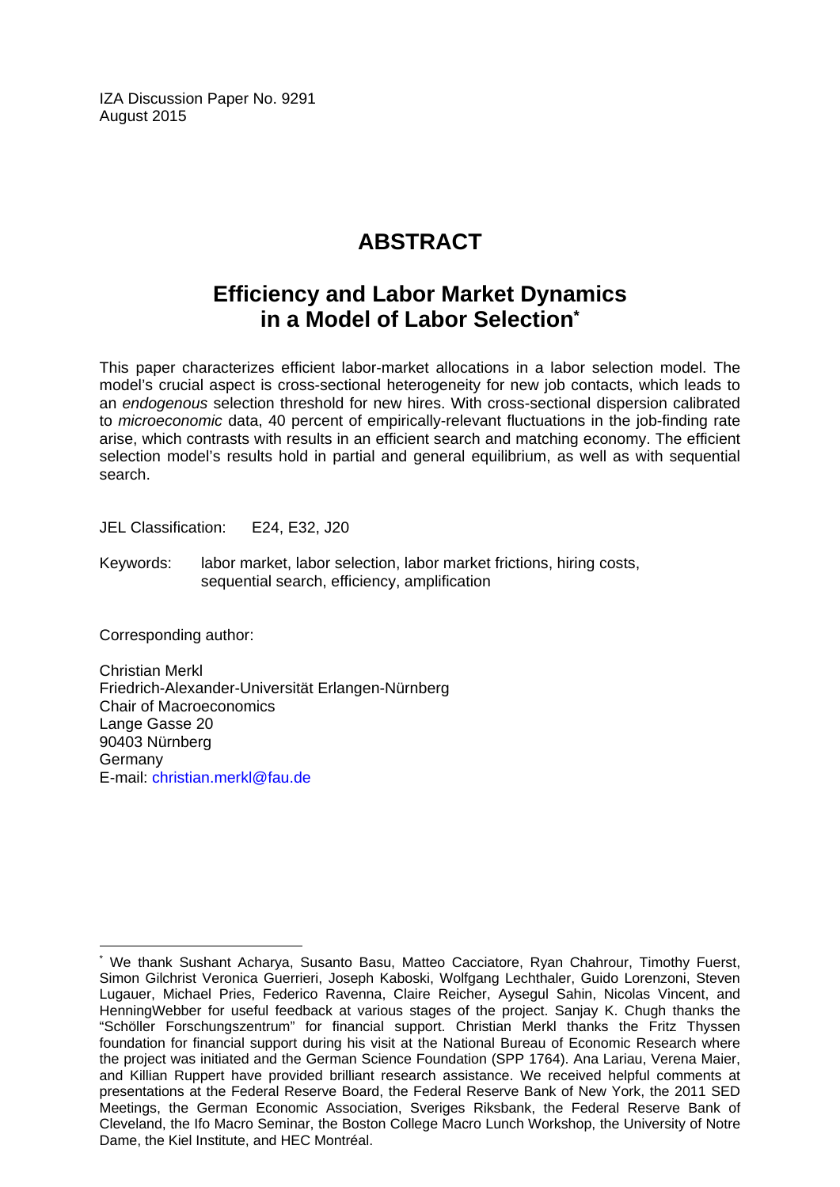IZA Discussion Paper No. 9291
August 2015

# ABSTRACT

## Efficiency and Labor Market Dynamics in a Model of Labor Selection*

This paper characterizes efficient labor-market allocations in a labor selection model. The model's crucial aspect is cross-sectional heterogeneity for new job contacts, which leads to an *endogenous* selection threshold for new hires. With cross-sectional dispersion calibrated to *microeconomic* data, 40 percent of empirically-relevant fluctuations in the job-finding rate arise, which contrasts with results in an efficient search and matching economy. The efficient selection model's results hold in partial and general equilibrium, as well as with sequential search.

JEL Classification: E24, E32, J20

Keywords: labor market, labor selection, labor market frictions, hiring costs, sequential search, efficiency, amplification

Corresponding author:

Christian Merkl
Friedrich-Alexander-Universität Erlangen-Nürnberg
Chair of Macroeconomics
Lange Gasse 20
90403 Nürnberg
Germany
E-mail: christian.merkl@fau.de

---

* We thank Sushant Acharya, Susanto Basu, Matteo Cacciatore, Ryan Chahrour, Timothy Fuerst, Simon Gilchrist Veronica Guerrieri, Joseph Kaboski, Wolfgang Lechthaler, Guido Lorenzoni, Steven Lugauer, Michael Pries, Federico Ravenna, Claire Reicher, Aysegul Sahin, Nicolas Vincent, and HenningWebber for useful feedback at various stages of the project. Sanjay K. Chugh thanks the "Schöller Forschungszentrum" for financial support. Christian Merkl thanks the Fritz Thyssen foundation for financial support during his visit at the National Bureau of Economic Research where the project was initiated and the German Science Foundation (SPP 1764). Ana Lariau, Verena Maier, and Killian Ruppert have provided brilliant research assistance. We received helpful comments at presentations at the Federal Reserve Board, the Federal Reserve Bank of New York, the 2011 SED Meetings, the German Economic Association, Sveriges Riksbank, the Federal Reserve Bank of Cleveland, the Ifo Macro Seminar, the Boston College Macro Lunch Workshop, the University of Notre Dame, the Kiel Institute, and HEC Montréal.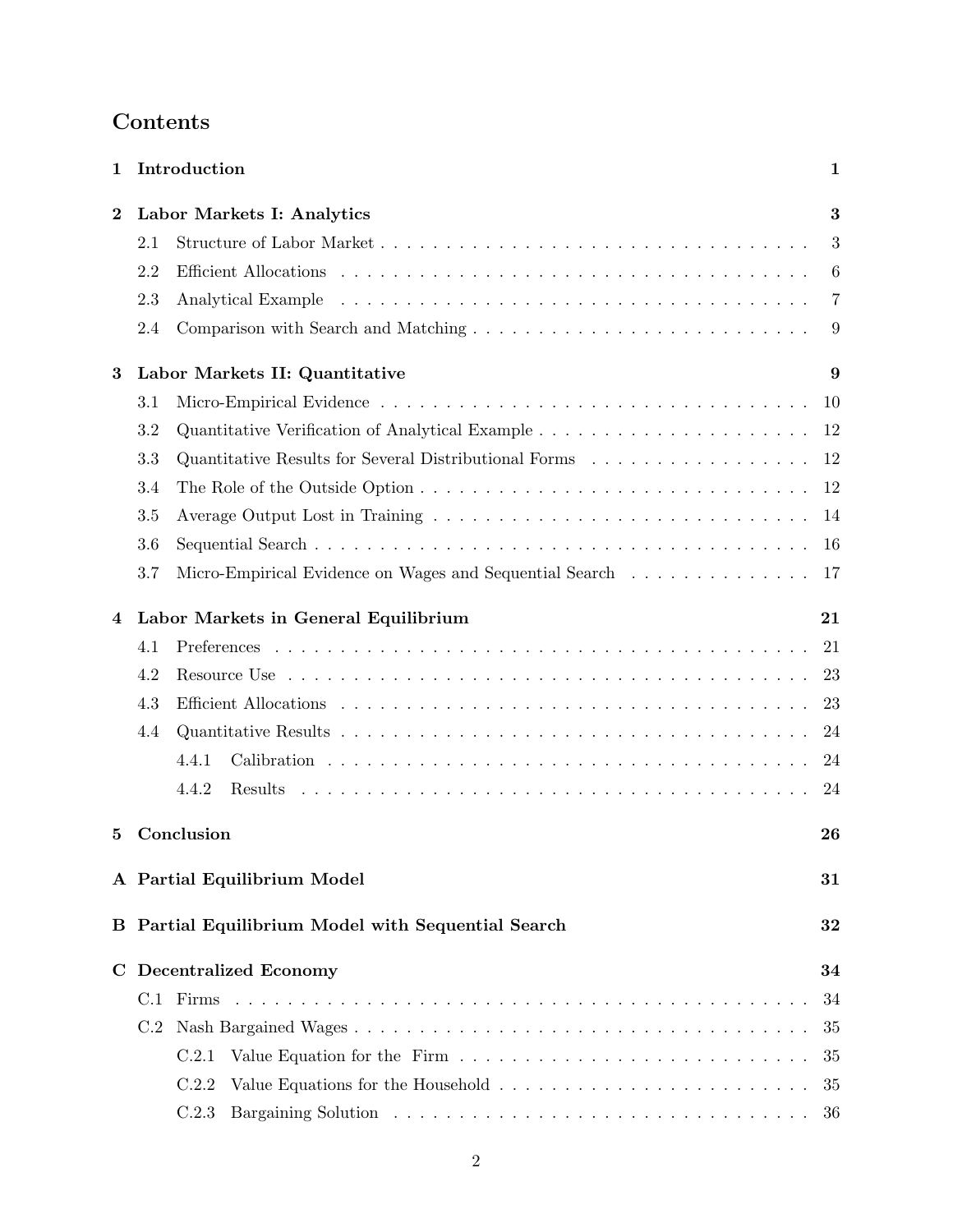# Contents

**1 Introduction** **1**

**2 Labor Markets I: Analytics** **3**

- 2.1 Structure of Labor Market . . . . . 3
- 2.2 Efficient Allocations . . . . . 6
- 2.3 Analytical Example . . . . . 7
- 2.4 Comparison with Search and Matching . . . . . 9

**3 Labor Markets II: Quantitative** **9**

- 3.1 Micro-Empirical Evidence . . . . . 10
- 3.2 Quantitative Verification of Analytical Example . . . . . 12
- 3.3 Quantitative Results for Several Distributional Forms . . . . . 12
- 3.4 The Role of the Outside Option . . . . . 12
- 3.5 Average Output Lost in Training . . . . . 14
- 3.6 Sequential Search . . . . . 16
- 3.7 Micro-Empirical Evidence on Wages and Sequential Search . . . . . 17

**4 Labor Markets in General Equilibrium** **21**

- 4.1 Preferences . . . . . 21
- 4.2 Resource Use . . . . . 23
- 4.3 Efficient Allocations . . . . . 23
- 4.4 Quantitative Results . . . . . 24
  - 4.4.1 Calibration . . . . . 24
  - 4.4.2 Results . . . . . 24

**5 Conclusion** **26**

**A Partial Equilibrium Model** **31**

**B Partial Equilibrium Model with Sequential Search** **32**

**C Decentralized Economy** **34**

- C.1 Firms . . . . . 34
- C.2 Nash Bargained Wages . . . . . 35
  - C.2.1 Value Equation for the Firm . . . . . 35
  - C.2.2 Value Equations for the Household . . . . . 35
  - C.2.3 Bargaining Solution . . . . . 36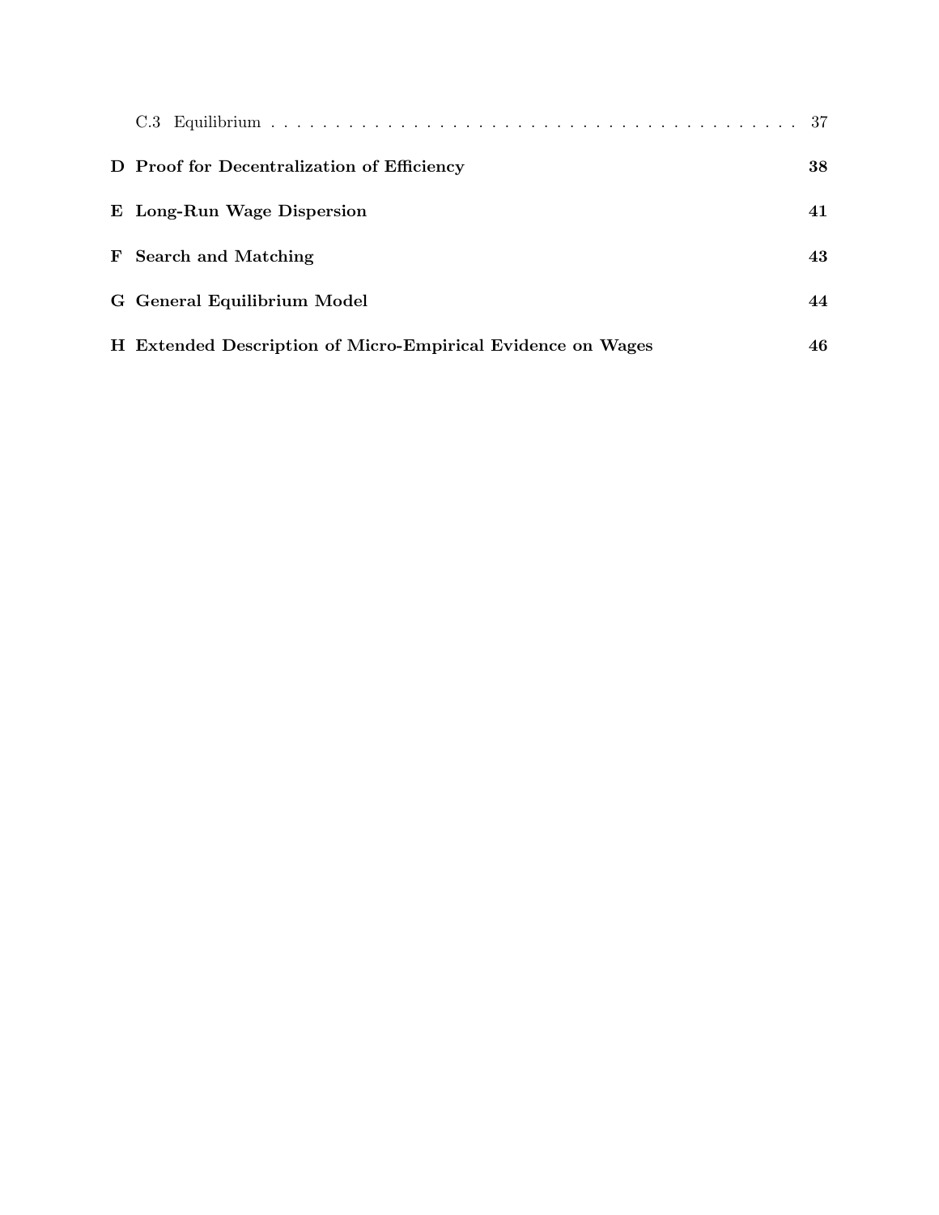C.3 Equilibrium . . . . . . . . . . . . . . . . . . . . . . . . . . . . . . . . . . . . . . . . 37

**D Proof for Decentralization of Efficiency** **38**

**E Long-Run Wage Dispersion** **41**

**F Search and Matching** **43**

**G General Equilibrium Model** **44**

**H Extended Description of Micro-Empirical Evidence on Wages** **46**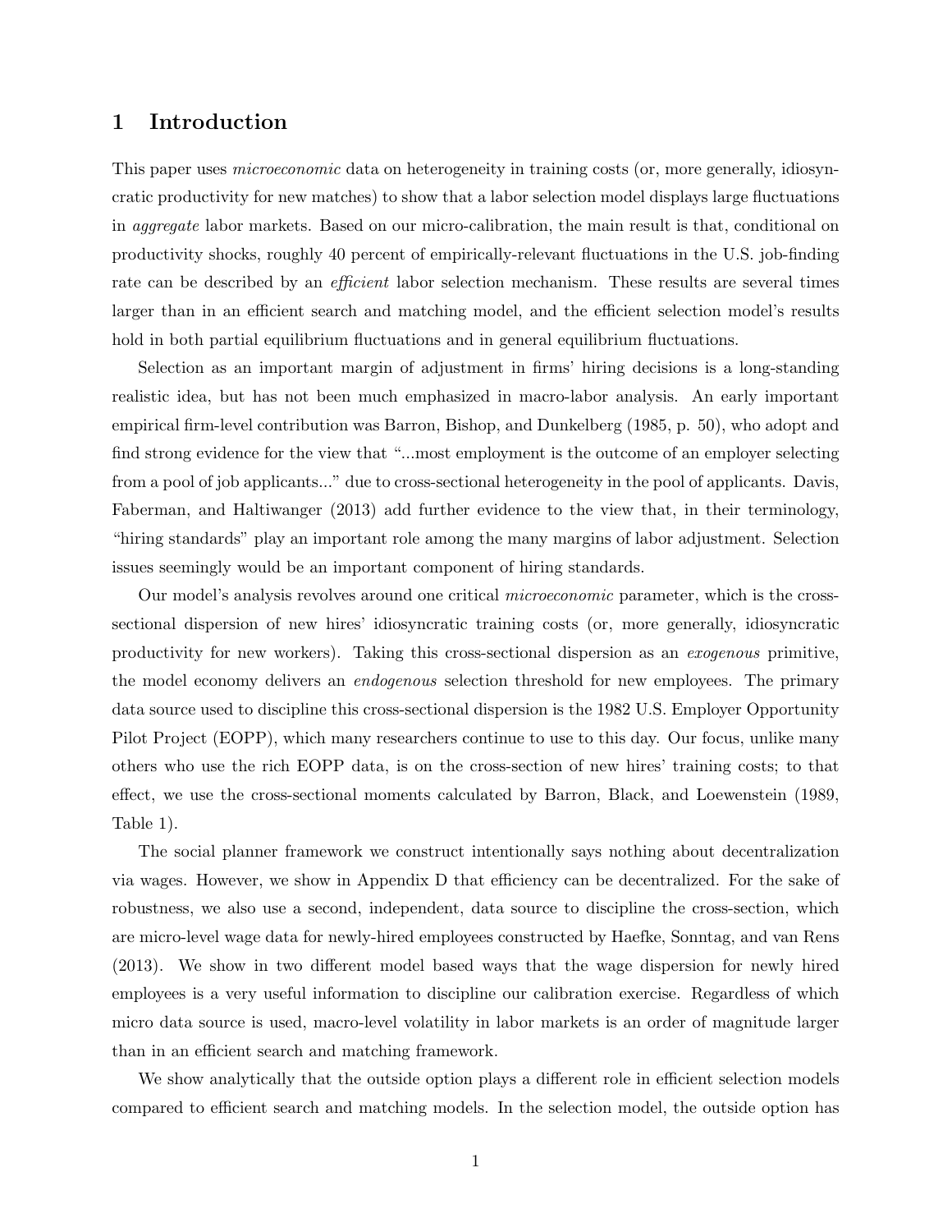# 1 Introduction

This paper uses *microeconomic* data on heterogeneity in training costs (or, more generally, idiosyncratic productivity for new matches) to show that a labor selection model displays large fluctuations in *aggregate* labor markets. Based on our micro-calibration, the main result is that, conditional on productivity shocks, roughly 40 percent of empirically-relevant fluctuations in the U.S. job-finding rate can be described by an *efficient* labor selection mechanism. These results are several times larger than in an efficient search and matching model, and the efficient selection model's results hold in both partial equilibrium fluctuations and in general equilibrium fluctuations.

Selection as an important margin of adjustment in firms' hiring decisions is a long-standing realistic idea, but has not been much emphasized in macro-labor analysis. An early important empirical firm-level contribution was Barron, Bishop, and Dunkelberg (1985, p. 50), who adopt and find strong evidence for the view that "...most employment is the outcome of an employer selecting from a pool of job applicants..." due to cross-sectional heterogeneity in the pool of applicants. Davis, Faberman, and Haltiwanger (2013) add further evidence to the view that, in their terminology, "hiring standards" play an important role among the many margins of labor adjustment. Selection issues seemingly would be an important component of hiring standards.

Our model's analysis revolves around one critical *microeconomic* parameter, which is the cross-sectional dispersion of new hires' idiosyncratic training costs (or, more generally, idiosyncratic productivity for new workers). Taking this cross-sectional dispersion as an *exogenous* primitive, the model economy delivers an *endogenous* selection threshold for new employees. The primary data source used to discipline this cross-sectional dispersion is the 1982 U.S. Employer Opportunity Pilot Project (EOPP), which many researchers continue to use to this day. Our focus, unlike many others who use the rich EOPP data, is on the cross-section of new hires' training costs; to that effect, we use the cross-sectional moments calculated by Barron, Black, and Loewenstein (1989, Table 1).

The social planner framework we construct intentionally says nothing about decentralization via wages. However, we show in Appendix D that efficiency can be decentralized. For the sake of robustness, we also use a second, independent, data source to discipline the cross-section, which are micro-level wage data for newly-hired employees constructed by Haefke, Sonntag, and van Rens (2013). We show in two different model based ways that the wage dispersion for newly hired employees is a very useful information to discipline our calibration exercise. Regardless of which micro data source is used, macro-level volatility in labor markets is an order of magnitude larger than in an efficient search and matching framework.

We show analytically that the outside option plays a different role in efficient selection models compared to efficient search and matching models. In the selection model, the outside option has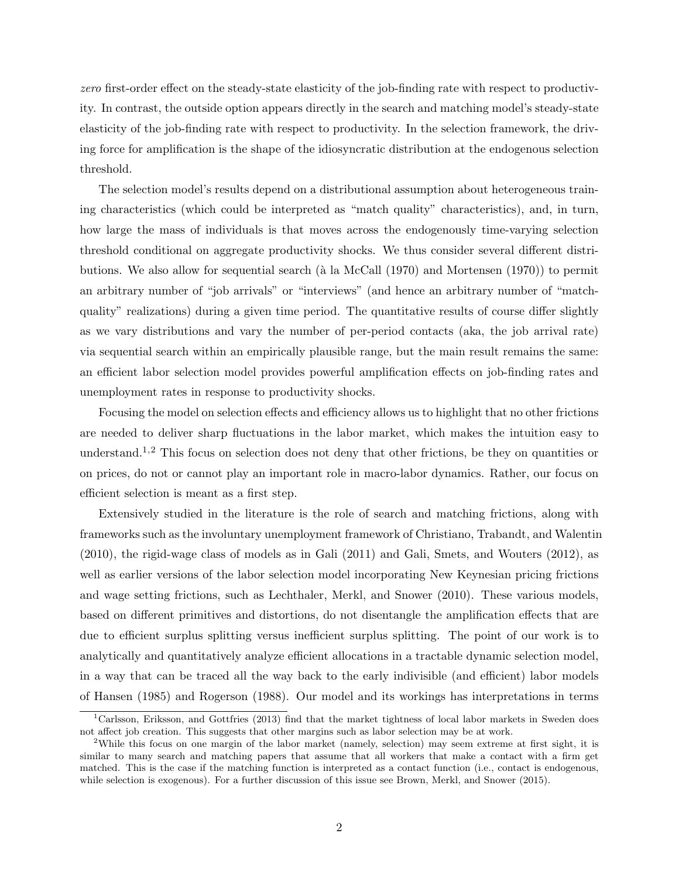*zero* first-order effect on the steady-state elasticity of the job-finding rate with respect to productivity. In contrast, the outside option appears directly in the search and matching model's steady-state elasticity of the job-finding rate with respect to productivity. In the selection framework, the driving force for amplification is the shape of the idiosyncratic distribution at the endogenous selection threshold.

The selection model's results depend on a distributional assumption about heterogeneous training characteristics (which could be interpreted as "match quality" characteristics), and, in turn, how large the mass of individuals is that moves across the endogenously time-varying selection threshold conditional on aggregate productivity shocks. We thus consider several different distributions. We also allow for sequential search (à la McCall (1970) and Mortensen (1970)) to permit an arbitrary number of "job arrivals" or "interviews" (and hence an arbitrary number of "match-quality" realizations) during a given time period. The quantitative results of course differ slightly as we vary distributions and vary the number of per-period contacts (aka, the job arrival rate) via sequential search within an empirically plausible range, but the main result remains the same: an efficient labor selection model provides powerful amplification effects on job-finding rates and unemployment rates in response to productivity shocks.

Focusing the model on selection effects and efficiency allows us to highlight that no other frictions are needed to deliver sharp fluctuations in the labor market, which makes the intuition easy to understand.[1,2] This focus on selection does not deny that other frictions, be they on quantities or on prices, do not or cannot play an important role in macro-labor dynamics. Rather, our focus on efficient selection is meant as a first step.

Extensively studied in the literature is the role of search and matching frictions, along with frameworks such as the involuntary unemployment framework of Christiano, Trabandt, and Walentin (2010), the rigid-wage class of models as in Gali (2011) and Gali, Smets, and Wouters (2012), as well as earlier versions of the labor selection model incorporating New Keynesian pricing frictions and wage setting frictions, such as Lechthaler, Merkl, and Snower (2010). These various models, based on different primitives and distortions, do not disentangle the amplification effects that are due to efficient surplus splitting versus inefficient surplus splitting. The point of our work is to analytically and quantitatively analyze efficient allocations in a tractable dynamic selection model, in a way that can be traced all the way back to the early indivisible (and efficient) labor models of Hansen (1985) and Rogerson (1988). Our model and its workings has interpretations in terms

[1] Carlsson, Eriksson, and Gottfries (2013) find that the market tightness of local labor markets in Sweden does not affect job creation. This suggests that other margins such as labor selection may be at work.

[2] While this focus on one margin of the labor market (namely, selection) may seem extreme at first sight, it is similar to many search and matching papers that assume that all workers that make a contact with a firm get matched. This is the case if the matching function is interpreted as a contact function (i.e., contact is endogenous, while selection is exogenous). For a further discussion of this issue see Brown, Merkl, and Snower (2015).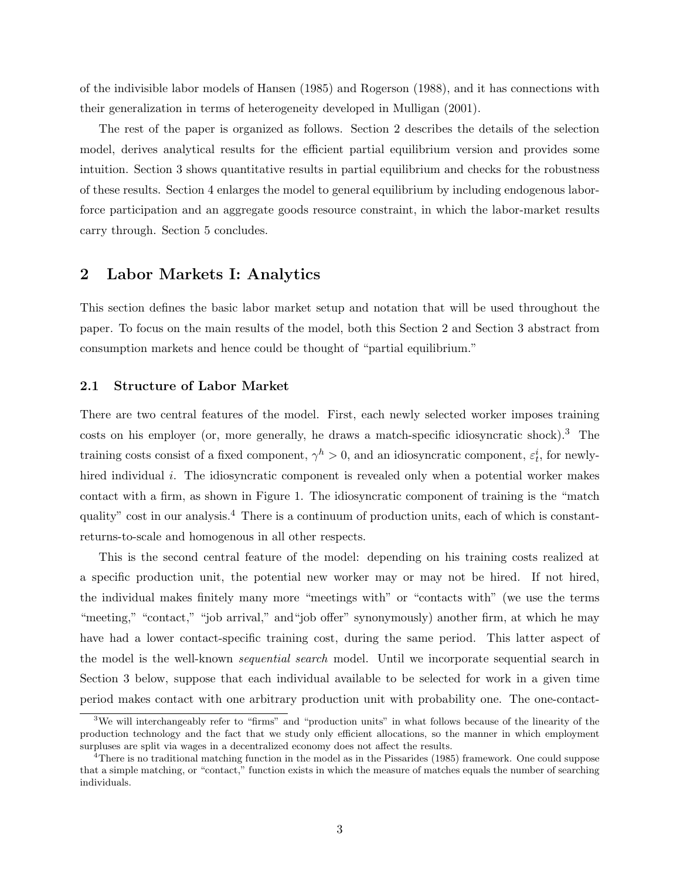of the indivisible labor models of Hansen (1985) and Rogerson (1988), and it has connections with their generalization in terms of heterogeneity developed in Mulligan (2001).

The rest of the paper is organized as follows. Section 2 describes the details of the selection model, derives analytical results for the efficient partial equilibrium version and provides some intuition. Section 3 shows quantitative results in partial equilibrium and checks for the robustness of these results. Section 4 enlarges the model to general equilibrium by including endogenous labor-force participation and an aggregate goods resource constraint, in which the labor-market results carry through. Section 5 concludes.

## 2 Labor Markets I: Analytics

This section defines the basic labor market setup and notation that will be used throughout the paper. To focus on the main results of the model, both this Section 2 and Section 3 abstract from consumption markets and hence could be thought of "partial equilibrium."

### 2.1 Structure of Labor Market

There are two central features of the model. First, each newly selected worker imposes training costs on his employer (or, more generally, he draws a match-specific idiosyncratic shock).[3] The training costs consist of a fixed component, $\gamma^h > 0$, and an idiosyncratic component, $\varepsilon_t^i$, for newly-hired individual $i$. The idiosyncratic component is revealed only when a potential worker makes contact with a firm, as shown in Figure 1. The idiosyncratic component of training is the "match quality" cost in our analysis.[4] There is a continuum of production units, each of which is constant-returns-to-scale and homogenous in all other respects.

This is the second central feature of the model: depending on his training costs realized at a specific production unit, the potential new worker may or may not be hired. If not hired, the individual makes finitely many more "meetings with" or "contacts with" (we use the terms "meeting," "contact," "job arrival," and"job offer" synonymously) another firm, at which he may have had a lower contact-specific training cost, during the same period. This latter aspect of the model is the well-known *sequential search* model. Until we incorporate sequential search in Section 3 below, suppose that each individual available to be selected for work in a given time period makes contact with one arbitrary production unit with probability one. The one-contact-

[3] We will interchangeably refer to "firms" and "production units" in what follows because of the linearity of the production technology and the fact that we study only efficient allocations, so the manner in which employment surpluses are split via wages in a decentralized economy does not affect the results.

[4] There is no traditional matching function in the model as in the Pissarides (1985) framework. One could suppose that a simple matching, or "contact," function exists in which the measure of matches equals the number of searching individuals.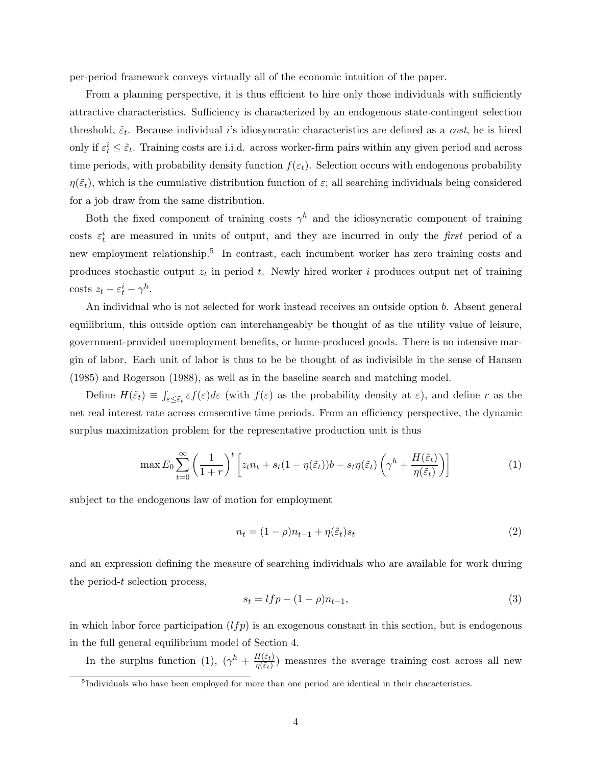per-period framework conveys virtually all of the economic intuition of the paper.

From a planning perspective, it is thus efficient to hire only those individuals with sufficiently attractive characteristics. Sufficiency is characterized by an endogenous state-contingent selection threshold, $\tilde{\varepsilon}_t$. Because individual $i$'s idiosyncratic characteristics are defined as a *cost*, he is hired only if $\varepsilon_t^i \leq \tilde{\varepsilon}_t$. Training costs are i.i.d. across worker-firm pairs within any given period and across time periods, with probability density function $f(\varepsilon_t)$. Selection occurs with endogenous probability $\eta(\tilde{\varepsilon}_t)$, which is the cumulative distribution function of $\varepsilon$; all searching individuals being considered for a job draw from the same distribution.

Both the fixed component of training costs $\gamma^h$ and the idiosyncratic component of training costs $\varepsilon_t^i$ are measured in units of output, and they are incurred in only the *first* period of a new employment relationship.[5] In contrast, each incumbent worker has zero training costs and produces stochastic output $z_t$ in period $t$. Newly hired worker $i$ produces output net of training costs $z_t - \varepsilon_t^i - \gamma^h$.

An individual who is not selected for work instead receives an outside option $b$. Absent general equilibrium, this outside option can interchangeably be thought of as the utility value of leisure, government-provided unemployment benefits, or home-produced goods. There is no intensive margin of labor. Each unit of labor is thus to be be thought of as indivisible in the sense of Hansen (1985) and Rogerson (1988), as well as in the baseline search and matching model.

Define $H(\tilde{\varepsilon}_t) \equiv \int_{\varepsilon \leq \tilde{\varepsilon}_t} \varepsilon f(\varepsilon) d\varepsilon$ (with $f(\varepsilon)$ as the probability density at $\varepsilon$), and define $r$ as the net real interest rate across consecutive time periods. From an efficiency perspective, the dynamic surplus maximization problem for the representative production unit is thus

$$\max E_0 \sum_{t=0}^{\infty} \left( \frac{1}{1+r} \right)^t \left[ z_t n_t + s_t (1 - \eta(\tilde{\varepsilon}_t)) b - s_t \eta(\tilde{\varepsilon}_t) \left( \gamma^h + \frac{H(\tilde{\varepsilon}_t)}{\eta(\tilde{\varepsilon}_t)} \right) \right] \tag{1}$$

subject to the endogenous law of motion for employment

$$n_t = (1 - \rho) n_{t-1} + \eta(\tilde{\varepsilon}_t) s_t \tag{2}$$

and an expression defining the measure of searching individuals who are available for work during the period-$t$ selection process,

$$s_t = lfp - (1 - \rho) n_{t-1}, \tag{3}$$

in which labor force participation ($lfp$) is an exogenous constant in this section, but is endogenous in the full general equilibrium model of Section 4.

In the surplus function (1), $(\gamma^h + \frac{H(\tilde{\varepsilon}_t)}{\eta(\tilde{\varepsilon}_t)})$ measures the average training cost across all new

[5] Individuals who have been employed for more than one period are identical in their characteristics.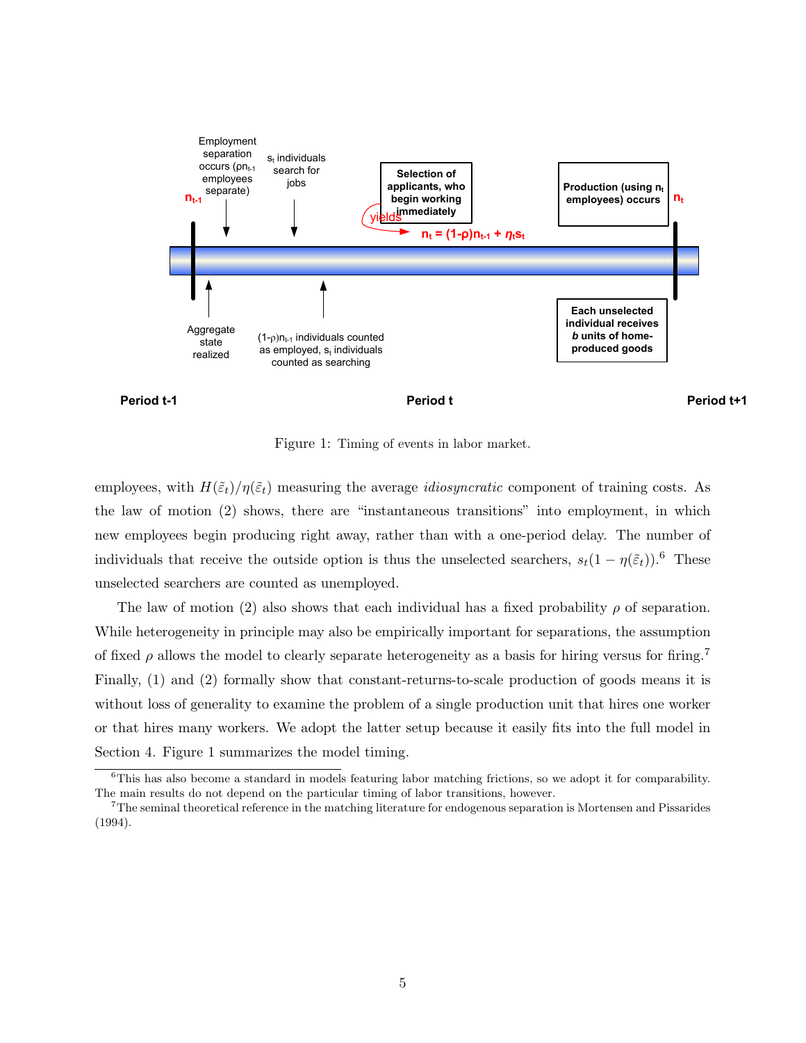Figure 1: Timing of events in labor market.

employees, with $H(\tilde{\varepsilon}_t)/\eta(\tilde{\varepsilon}_t)$ measuring the average *idiosyncratic* component of training costs. As the law of motion (2) shows, there are "instantaneous transitions" into employment, in which new employees begin producing right away, rather than with a one-period delay. The number of individuals that receive the outside option is thus the unselected searchers, $s_t(1 - \eta(\tilde{\varepsilon}_t))$.[6] These unselected searchers are counted as unemployed.

The law of motion (2) also shows that each individual has a fixed probability $\rho$ of separation. While heterogeneity in principle may also be empirically important for separations, the assumption of fixed $\rho$ allows the model to clearly separate heterogeneity as a basis for hiring versus for firing.[7] Finally, (1) and (2) formally show that constant-returns-to-scale production of goods means it is without loss of generality to examine the problem of a single production unit that hires one worker or that hires many workers. We adopt the latter setup because it easily fits into the full model in Section 4. Figure 1 summarizes the model timing.

[6] This has also become a standard in models featuring labor matching frictions, so we adopt it for comparability. The main results do not depend on the particular timing of labor transitions, however.

[7] The seminal theoretical reference in the matching literature for endogenous separation is Mortensen and Pissarides (1994).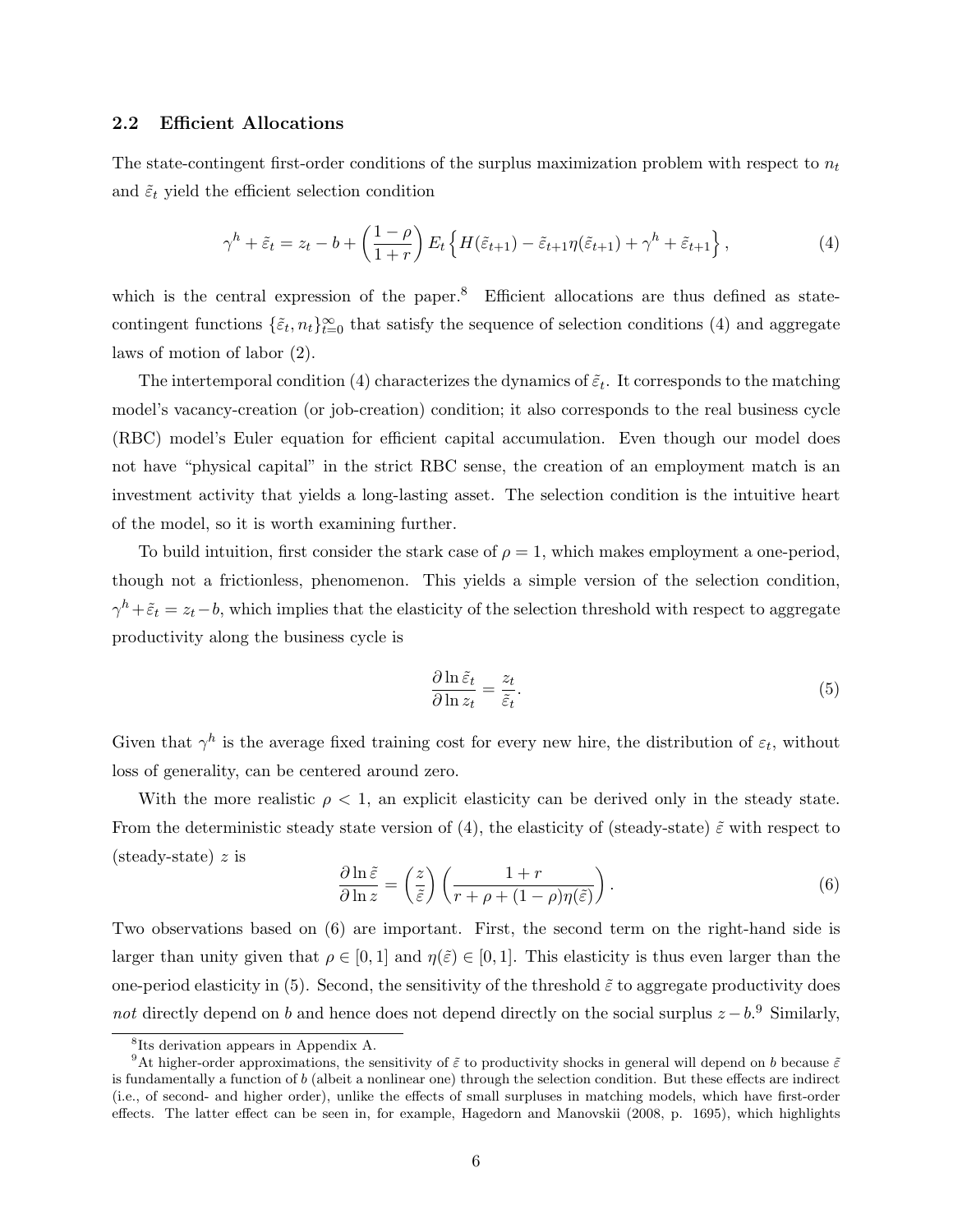### 2.2 Efficient Allocations

The state-contingent first-order conditions of the surplus maximization problem with respect to $n_t$ and $\tilde{\varepsilon}_t$ yield the efficient selection condition

$$\gamma^h + \tilde{\varepsilon}_t = z_t - b + \left(\frac{1-\rho}{1+r}\right) E_t \left\{ H(\tilde{\varepsilon}_{t+1}) - \tilde{\varepsilon}_{t+1}\eta(\tilde{\varepsilon}_{t+1}) + \gamma^h + \tilde{\varepsilon}_{t+1} \right\}, \tag{4}$$

which is the central expression of the paper.[8] Efficient allocations are thus defined as state-contingent functions $\{\tilde{\varepsilon}_t, n_t\}_{t=0}^{\infty}$ that satisfy the sequence of selection conditions (4) and aggregate laws of motion of labor (2).

The intertemporal condition (4) characterizes the dynamics of $\tilde{\varepsilon}_t$. It corresponds to the matching model's vacancy-creation (or job-creation) condition; it also corresponds to the real business cycle (RBC) model's Euler equation for efficient capital accumulation. Even though our model does not have "physical capital" in the strict RBC sense, the creation of an employment match is an investment activity that yields a long-lasting asset. The selection condition is the intuitive heart of the model, so it is worth examining further.

To build intuition, first consider the stark case of $\rho = 1$, which makes employment a one-period, though not a frictionless, phenomenon. This yields a simple version of the selection condition, $\gamma^h + \tilde{\varepsilon}_t = z_t - b$, which implies that the elasticity of the selection threshold with respect to aggregate productivity along the business cycle is

$$\frac{\partial \ln \tilde{\varepsilon}_t}{\partial \ln z_t} = \frac{z_t}{\tilde{\varepsilon}_t}. \tag{5}$$

Given that $\gamma^h$ is the average fixed training cost for every new hire, the distribution of $\varepsilon_t$, without loss of generality, can be centered around zero.

With the more realistic $\rho < 1$, an explicit elasticity can be derived only in the steady state. From the deterministic steady state version of (4), the elasticity of (steady-state) $\tilde{\varepsilon}$ with respect to (steady-state) $z$ is

$$\frac{\partial \ln \tilde{\varepsilon}}{\partial \ln z} = \left(\frac{z}{\tilde{\varepsilon}}\right)\left(\frac{1+r}{r + \rho + (1-\rho)\eta(\tilde{\varepsilon})}\right). \tag{6}$$

Two observations based on (6) are important. First, the second term on the right-hand side is larger than unity given that $\rho \in [0,1]$ and $\eta(\tilde{\varepsilon}) \in [0,1]$. This elasticity is thus even larger than the one-period elasticity in (5). Second, the sensitivity of the threshold $\tilde{\varepsilon}$ to aggregate productivity does *not* directly depend on $b$ and hence does not depend directly on the social surplus $z - b$.[9] Similarly,

[8] Its derivation appears in Appendix A.

[9] At higher-order approximations, the sensitivity of $\tilde{\varepsilon}$ to productivity shocks in general will depend on $b$ because $\tilde{\varepsilon}$ is fundamentally a function of $b$ (albeit a nonlinear one) through the selection condition. But these effects are indirect (i.e., of second- and higher order), unlike the effects of small surpluses in matching models, which have first-order effects. The latter effect can be seen in, for example, Hagedorn and Manovskii (2008, p. 1695), which highlights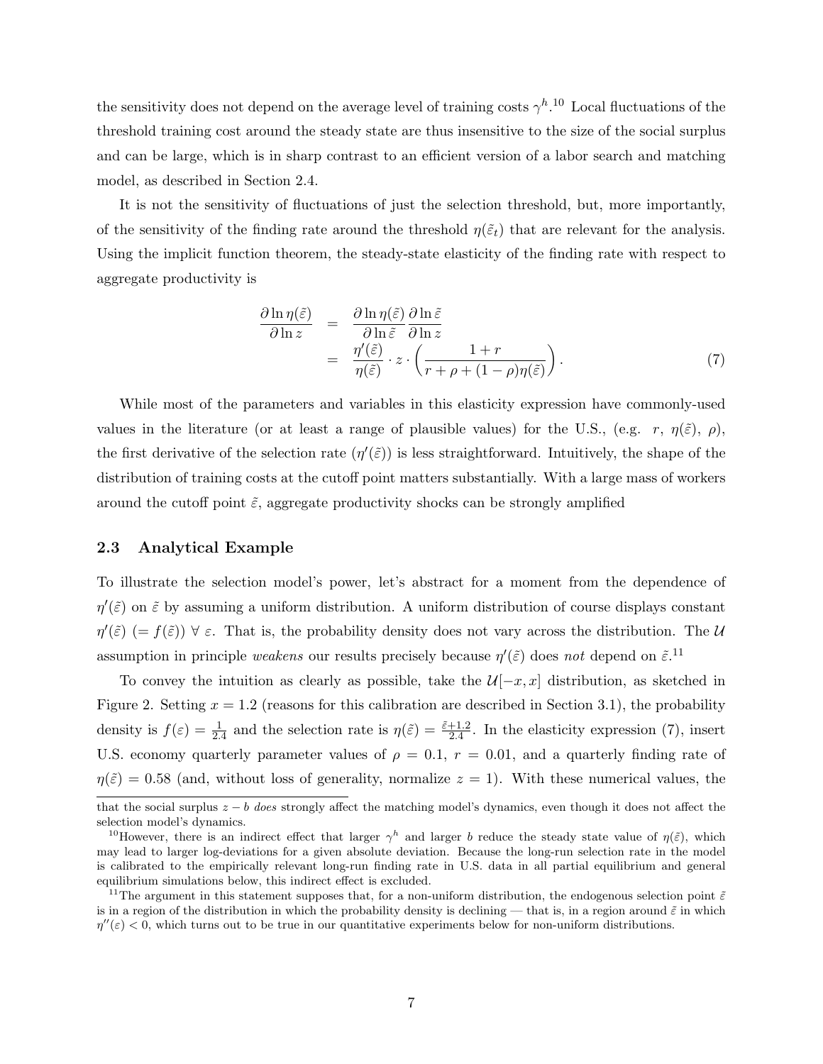the sensitivity does not depend on the average level of training costs $\gamma^h$.[10] Local fluctuations of the threshold training cost around the steady state are thus insensitive to the size of the social surplus and can be large, which is in sharp contrast to an efficient version of a labor search and matching model, as described in Section 2.4.

It is not the sensitivity of fluctuations of just the selection threshold, but, more importantly, of the sensitivity of the finding rate around the threshold $\eta(\tilde{\varepsilon}_t)$ that are relevant for the analysis. Using the implicit function theorem, the steady-state elasticity of the finding rate with respect to aggregate productivity is

$$\begin{aligned}
\frac{\partial \ln \eta(\tilde{\varepsilon})}{\partial \ln z} &= \frac{\partial \ln \eta(\tilde{\varepsilon})}{\partial \ln \tilde{\varepsilon}} \frac{\partial \ln \tilde{\varepsilon}}{\partial \ln z} \\
&= \frac{\eta'(\tilde{\varepsilon})}{\eta(\tilde{\varepsilon})} \cdot z \cdot \left( \frac{1+r}{r+\rho+(1-\rho)\eta(\tilde{\varepsilon})} \right). \qquad (7)
\end{aligned}$$

While most of the parameters and variables in this elasticity expression have commonly-used values in the literature (or at least a range of plausible values) for the U.S., (e.g. $r$, $\eta(\tilde{\varepsilon})$, $\rho$), the first derivative of the selection rate ($\eta'(\tilde{\varepsilon})$) is less straightforward. Intuitively, the shape of the distribution of training costs at the cutoff point matters substantially. With a large mass of workers around the cutoff point $\tilde{\varepsilon}$, aggregate productivity shocks can be strongly amplified

### 2.3 Analytical Example

To illustrate the selection model's power, let's abstract for a moment from the dependence of $\eta'(\tilde{\varepsilon})$ on $\tilde{\varepsilon}$ by assuming a uniform distribution. A uniform distribution of course displays constant $\eta'(\tilde{\varepsilon})$ $(= f(\tilde{\varepsilon}))$ $\forall$ $\varepsilon$. That is, the probability density does not vary across the distribution. The $\mathcal{U}$ assumption in principle *weakens* our results precisely because $\eta'(\tilde{\varepsilon})$ does *not* depend on $\tilde{\varepsilon}$.[11]

To convey the intuition as clearly as possible, take the $\mathcal{U}[-x, x]$ distribution, as sketched in Figure 2. Setting $x = 1.2$ (reasons for this calibration are described in Section 3.1), the probability density is $f(\varepsilon) = \frac{1}{2.4}$ and the selection rate is $\eta(\tilde{\varepsilon}) = \frac{\tilde{\varepsilon}+1.2}{2.4}$. In the elasticity expression (7), insert U.S. economy quarterly parameter values of $\rho = 0.1$, $r = 0.01$, and a quarterly finding rate of $\eta(\tilde{\varepsilon}) = 0.58$ (and, without loss of generality, normalize $z = 1$). With these numerical values, the

---

that the social surplus $z - b$ *does* strongly affect the matching model's dynamics, even though it does not affect the selection model's dynamics.

[10] However, there is an indirect effect that larger $\gamma^h$ and larger $b$ reduce the steady state value of $\eta(\tilde{\varepsilon})$, which may lead to larger log-deviations for a given absolute deviation. Because the long-run selection rate in the model is calibrated to the empirically relevant long-run finding rate in U.S. data in all partial equilibrium and general equilibrium simulations below, this indirect effect is excluded.

[11] The argument in this statement supposes that, for a non-uniform distribution, the endogenous selection point $\tilde{\varepsilon}$ is in a region of the distribution in which the probability density is declining — that is, in a region around $\tilde{\varepsilon}$ in which $\eta''(\varepsilon) < 0$, which turns out to be true in our quantitative experiments below for non-uniform distributions.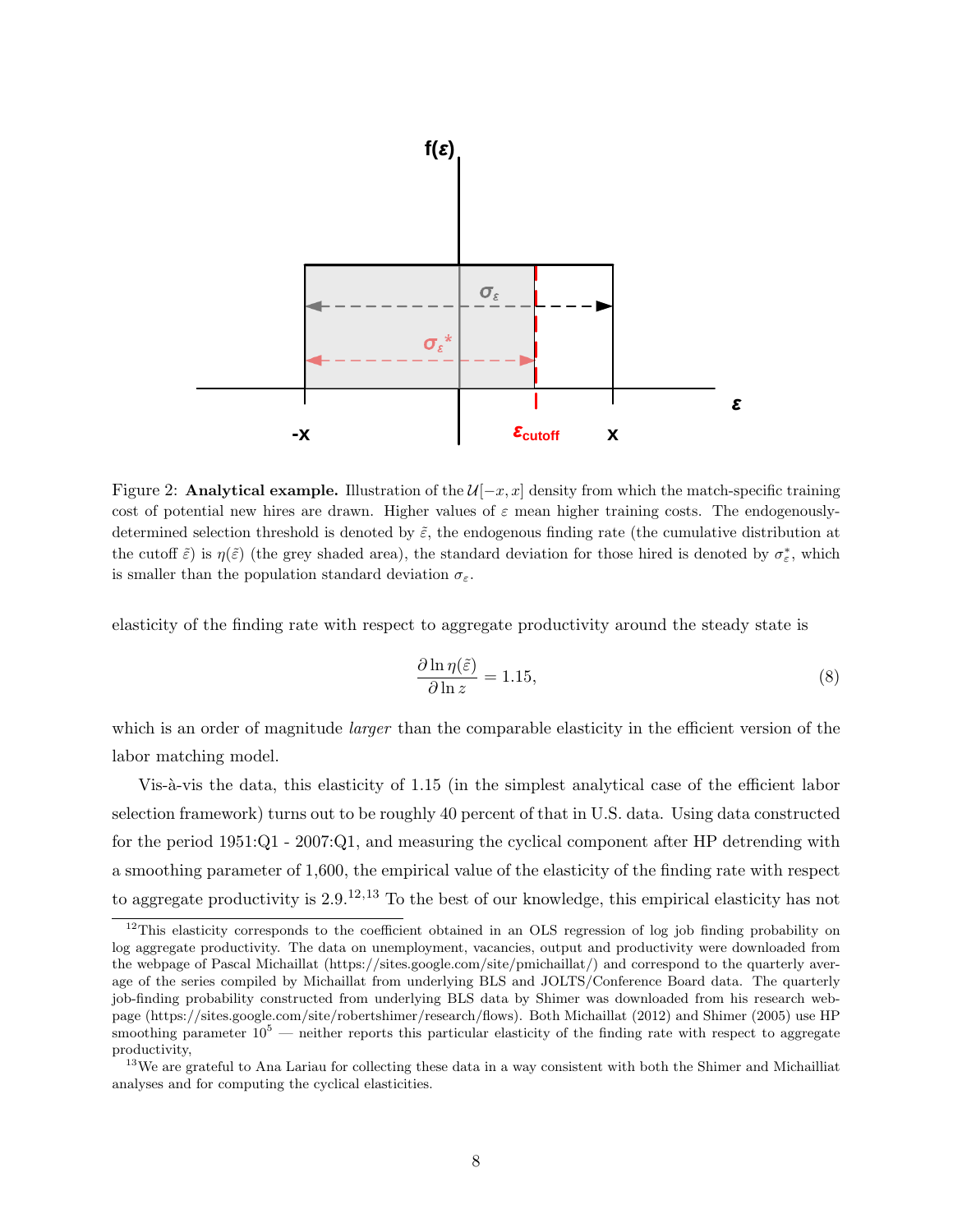Figure 2: **Analytical example.** Illustration of the $\mathcal{U}[-x, x]$ density from which the match-specific training cost of potential new hires are drawn. Higher values of $\varepsilon$ mean higher training costs. The endogenously-determined selection threshold is denoted by $\tilde{\varepsilon}$, the endogenous finding rate (the cumulative distribution at the cutoff $\tilde{\varepsilon}$) is $\eta(\tilde{\varepsilon})$ (the grey shaded area), the standard deviation for those hired is denoted by $\sigma_\varepsilon^*$, which is smaller than the population standard deviation $\sigma_\varepsilon$.

elasticity of the finding rate with respect to aggregate productivity around the steady state is

$$\frac{\partial \ln \eta(\tilde{\varepsilon})}{\partial \ln z} = 1.15, \tag{8}$$

which is an order of magnitude *larger* than the comparable elasticity in the efficient version of the labor matching model.

Vis-à-vis the data, this elasticity of 1.15 (in the simplest analytical case of the efficient labor selection framework) turns out to be roughly 40 percent of that in U.S. data. Using data constructed for the period 1951:Q1 - 2007:Q1, and measuring the cyclical component after HP detrending with a smoothing parameter of 1,600, the empirical value of the elasticity of the finding rate with respect to aggregate productivity is 2.9.[12,13] To the best of our knowledge, this empirical elasticity has not

[12] This elasticity corresponds to the coefficient obtained in an OLS regression of log job finding probability on log aggregate productivity. The data on unemployment, vacancies, output and productivity were downloaded from the webpage of Pascal Michaillat (https://sites.google.com/site/pmichaillat/) and correspond to the quarterly average of the series compiled by Michaillat from underlying BLS and JOLTS/Conference Board data. The quarterly job-finding probability constructed from underlying BLS data by Shimer was downloaded from his research webpage (https://sites.google.com/site/robertshimer/research/flows). Both Michaillat (2012) and Shimer (2005) use HP smoothing parameter $10^5$ — neither reports this particular elasticity of the finding rate with respect to aggregate productivity,

[13] We are grateful to Ana Lariau for collecting these data in a way consistent with both the Shimer and Michailliat analyses and for computing the cyclical elasticities.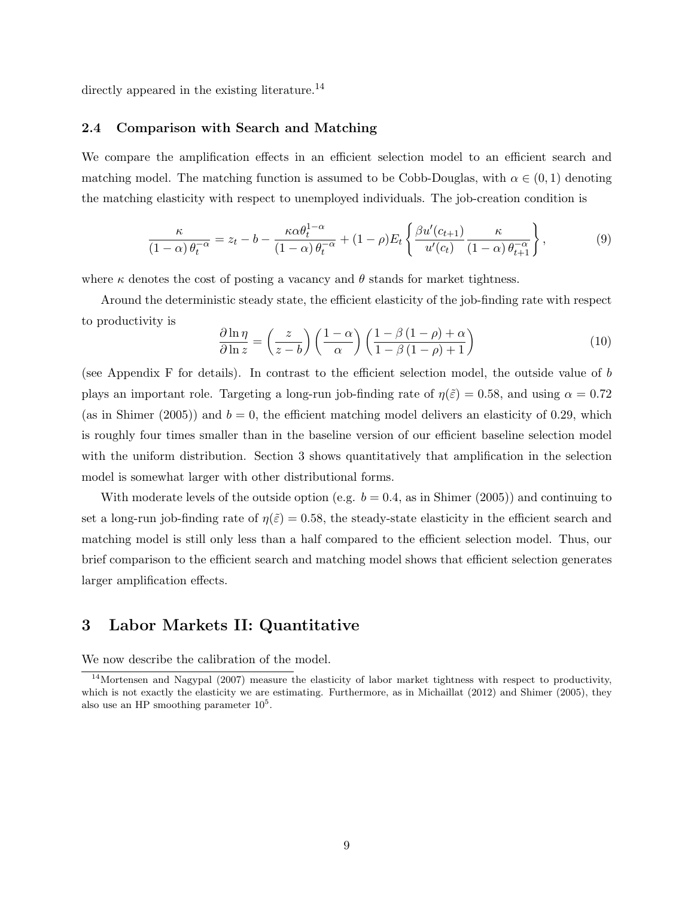directly appeared in the existing literature.[14]

### 2.4 Comparison with Search and Matching

We compare the amplification effects in an efficient selection model to an efficient search and matching model. The matching function is assumed to be Cobb-Douglas, with $\alpha \in (0,1)$ denoting the matching elasticity with respect to unemployed individuals. The job-creation condition is

$$\frac{\kappa}{(1-\alpha)\,\theta_t^{-\alpha}} = z_t - b - \frac{\kappa \alpha \theta_t^{1-\alpha}}{(1-\alpha)\,\theta_t^{-\alpha}} + (1-\rho) E_t \left\{ \frac{\beta u'(c_{t+1})}{u'(c_t)} \frac{\kappa}{(1-\alpha)\,\theta_{t+1}^{-\alpha}} \right\}, \tag{9}$$

where $\kappa$ denotes the cost of posting a vacancy and $\theta$ stands for market tightness.

Around the deterministic steady state, the efficient elasticity of the job-finding rate with respect to productivity is

$$\frac{\partial \ln \eta}{\partial \ln z} = \left(\frac{z}{z-b}\right)\left(\frac{1-\alpha}{\alpha}\right)\left(\frac{1-\beta(1-\rho)+\alpha}{1-\beta(1-\rho)+1}\right) \tag{10}$$

(see Appendix F for details). In contrast to the efficient selection model, the outside value of $b$ plays an important role. Targeting a long-run job-finding rate of $\eta(\tilde{\varepsilon}) = 0.58$, and using $\alpha = 0.72$ (as in Shimer (2005)) and $b = 0$, the efficient matching model delivers an elasticity of 0.29, which is roughly four times smaller than in the baseline version of our efficient baseline selection model with the uniform distribution. Section 3 shows quantitatively that amplification in the selection model is somewhat larger with other distributional forms.

With moderate levels of the outside option (e.g. $b = 0.4$, as in Shimer (2005)) and continuing to set a long-run job-finding rate of $\eta(\tilde{\varepsilon}) = 0.58$, the steady-state elasticity in the efficient search and matching model is still only less than a half compared to the efficient selection model. Thus, our brief comparison to the efficient search and matching model shows that efficient selection generates larger amplification effects.

# 3 Labor Markets II: Quantitative

We now describe the calibration of the model.

[14] Mortensen and Nagypal (2007) measure the elasticity of labor market tightness with respect to productivity, which is not exactly the elasticity we are estimating. Furthermore, as in Michaillat (2012) and Shimer (2005), they also use an HP smoothing parameter $10^5$.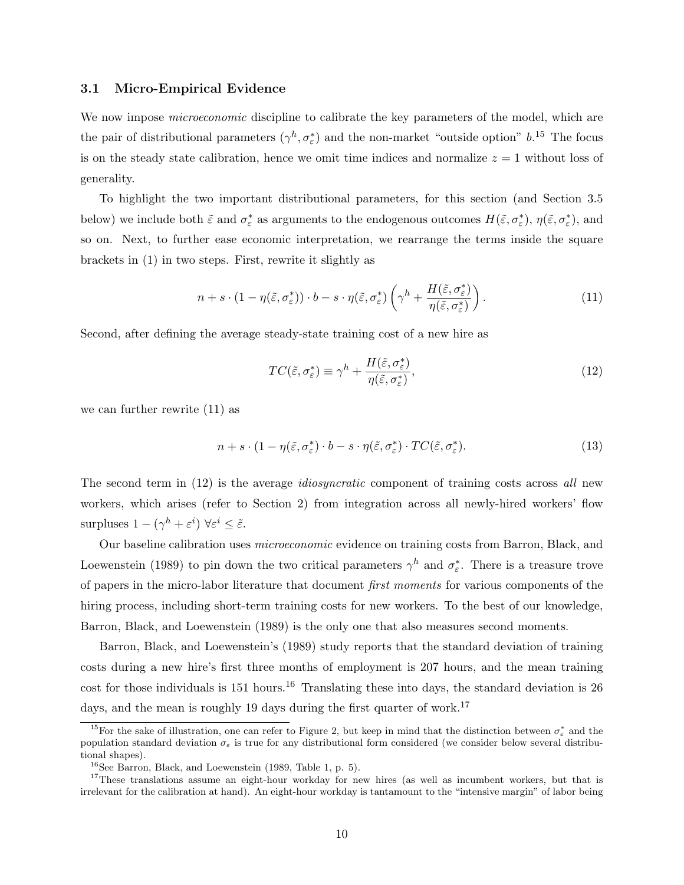### 3.1 Micro-Empirical Evidence

We now impose *microeconomic* discipline to calibrate the key parameters of the model, which are the pair of distributional parameters $(\gamma^h, \sigma_\varepsilon^*)$ and the non-market "outside option" $b$.[15] The focus is on the steady state calibration, hence we omit time indices and normalize $z = 1$ without loss of generality.

To highlight the two important distributional parameters, for this section (and Section 3.5 below) we include both $\tilde{\varepsilon}$ and $\sigma_\varepsilon^*$ as arguments to the endogenous outcomes $H(\tilde{\varepsilon}, \sigma_\varepsilon^*)$, $\eta(\tilde{\varepsilon}, \sigma_\varepsilon^*)$, and so on. Next, to further ease economic interpretation, we rearrange the terms inside the square brackets in (1) in two steps. First, rewrite it slightly as

$$n + s \cdot (1 - \eta(\tilde{\varepsilon}, \sigma_\varepsilon^*)) \cdot b - s \cdot \eta(\tilde{\varepsilon}, \sigma_\varepsilon^*) \left( \gamma^h + \frac{H(\tilde{\varepsilon}, \sigma_\varepsilon^*)}{\eta(\tilde{\varepsilon}, \sigma_\varepsilon^*)} \right). \tag{11}$$

Second, after defining the average steady-state training cost of a new hire as

$$TC(\tilde{\varepsilon}, \sigma_\varepsilon^*) \equiv \gamma^h + \frac{H(\tilde{\varepsilon}, \sigma_\varepsilon^*)}{\eta(\tilde{\varepsilon}, \sigma_\varepsilon^*)}, \tag{12}$$

we can further rewrite (11) as

$$n + s \cdot (1 - \eta(\tilde{\varepsilon}, \sigma_\varepsilon^*) \cdot b - s \cdot \eta(\tilde{\varepsilon}, \sigma_\varepsilon^*) \cdot TC(\tilde{\varepsilon}, \sigma_\varepsilon^*). \tag{13}$$

The second term in (12) is the average *idiosyncratic* component of training costs across *all* new workers, which arises (refer to Section 2) from integration across all newly-hired workers' flow surpluses $1 - (\gamma^h + \varepsilon^i) \; \forall \varepsilon^i \leq \tilde{\varepsilon}$.

Our baseline calibration uses *microeconomic* evidence on training costs from Barron, Black, and Loewenstein (1989) to pin down the two critical parameters $\gamma^h$ and $\sigma_\varepsilon^*$. There is a treasure trove of papers in the micro-labor literature that document *first moments* for various components of the hiring process, including short-term training costs for new workers. To the best of our knowledge, Barron, Black, and Loewenstein (1989) is the only one that also measures second moments.

Barron, Black, and Loewenstein's (1989) study reports that the standard deviation of training costs during a new hire's first three months of employment is 207 hours, and the mean training cost for those individuals is 151 hours.[16] Translating these into days, the standard deviation is 26 days, and the mean is roughly 19 days during the first quarter of work.[17]

[15] For the sake of illustration, one can refer to Figure 2, but keep in mind that the distinction between $\sigma_\varepsilon^*$ and the population standard deviation $\sigma_\varepsilon$ is true for any distributional form considered (we consider below several distributional shapes).

[16] See Barron, Black, and Loewenstein (1989, Table 1, p. 5).

[17] These translations assume an eight-hour workday for new hires (as well as incumbent workers, but that is irrelevant for the calibration at hand). An eight-hour workday is tantamount to the "intensive margin" of labor being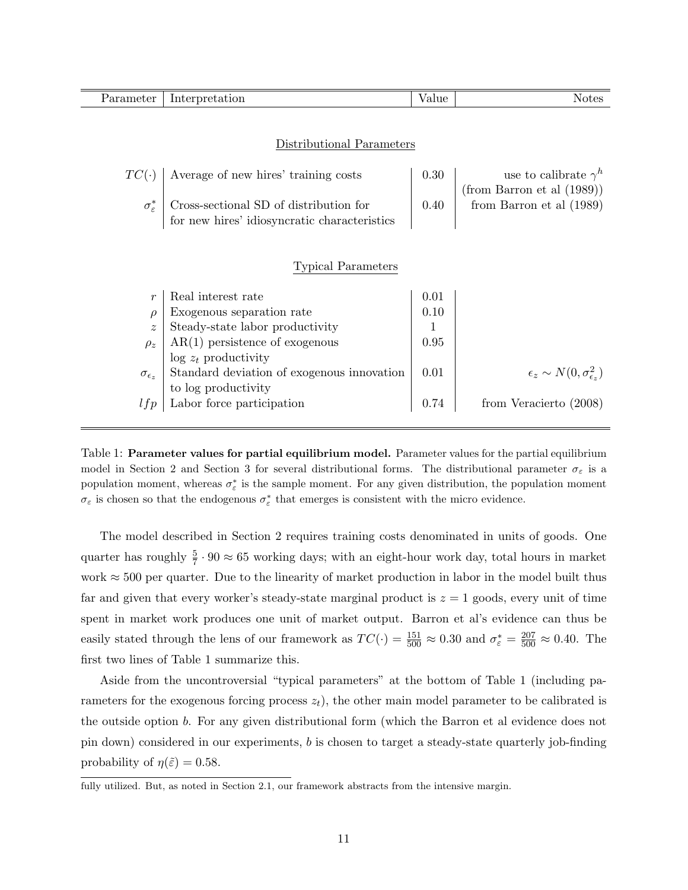| Parameter | Interpretation | Value | Notes |
|---|---|---|---|
| | **Distributional Parameters** | | |
| $TC(\cdot)$ | Average of new hires' training costs | 0.30 | use to calibrate $\gamma^h$ (from Barron et al (1989)) |
| $\sigma_\varepsilon^*$ | Cross-sectional SD of distribution for for new hires' idiosyncratic characteristics | 0.40 | from Barron et al (1989) |
| | **Typical Parameters** | | |
| $r$ | Real interest rate | 0.01 | |
| $\rho$ | Exogenous separation rate | 0.10 | |
| $z$ | Steady-state labor productivity | 1 | |
| $\rho_z$ | AR(1) persistence of exogenous log $z_t$ productivity | 0.95 | |
| $\sigma_{\epsilon_z}$ | Standard deviation of exogenous innovation to log productivity | 0.01 | $\epsilon_z \sim N(0, \sigma_{\epsilon_z}^2)$ |
| $lfp$ | Labor force participation | 0.74 | from Veracierto (2008) |

Table 1: **Parameter values for partial equilibrium model.** Parameter values for the partial equilibrium model in Section 2 and Section 3 for several distributional forms. The distributional parameter $\sigma_\varepsilon$ is a population moment, whereas $\sigma_\varepsilon^*$ is the sample moment. For any given distribution, the population moment $\sigma_\varepsilon$ is chosen so that the endogenous $\sigma_\varepsilon^*$ that emerges is consistent with the micro evidence.

The model described in Section 2 requires training costs denominated in units of goods. One quarter has roughly $\frac{5}{7} \cdot 90 \approx 65$ working days; with an eight-hour work day, total hours in market work $\approx 500$ per quarter. Due to the linearity of market production in labor in the model built thus far and given that every worker's steady-state marginal product is $z = 1$ goods, every unit of time spent in market work produces one unit of market output. Barron et al's evidence can thus be easily stated through the lens of our framework as $TC(\cdot) = \frac{151}{500} \approx 0.30$ and $\sigma_\varepsilon^* = \frac{207}{500} \approx 0.40$. The first two lines of Table 1 summarize this.

Aside from the uncontroversial "typical parameters" at the bottom of Table 1 (including parameters for the exogenous forcing process $z_t$), the other main model parameter to be calibrated is the outside option $b$. For any given distributional form (which the Barron et al evidence does not pin down) considered in our experiments, $b$ is chosen to target a steady-state quarterly job-finding probability of $\eta(\tilde{\varepsilon}) = 0.58$.

fully utilized. But, as noted in Section 2.1, our framework abstracts from the intensive margin.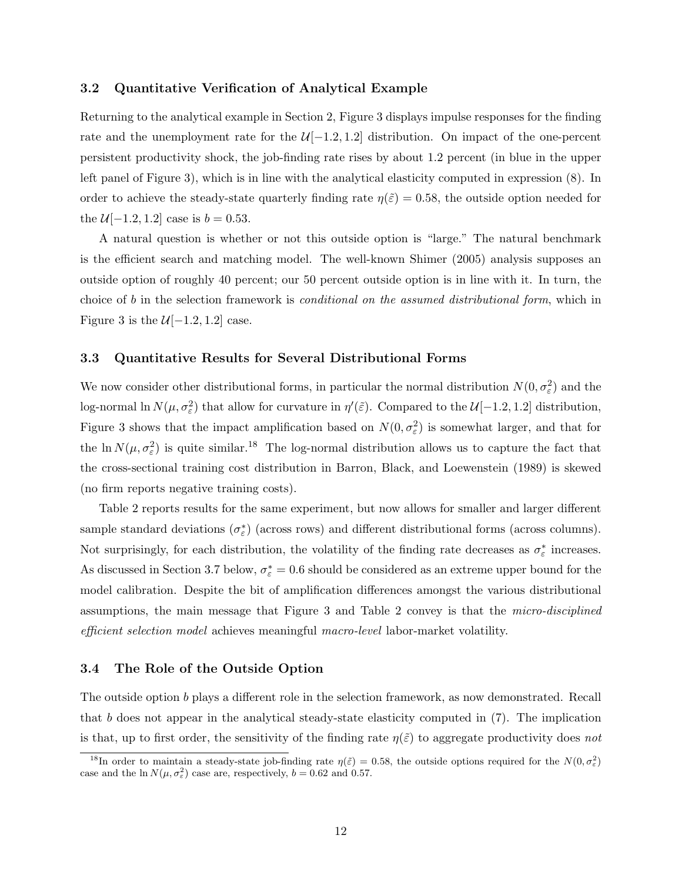### 3.2 Quantitative Verification of Analytical Example

Returning to the analytical example in Section 2, Figure 3 displays impulse responses for the finding rate and the unemployment rate for the $\mathcal{U}[-1.2, 1.2]$ distribution. On impact of the one-percent persistent productivity shock, the job-finding rate rises by about 1.2 percent (in blue in the upper left panel of Figure 3), which is in line with the analytical elasticity computed in expression (8). In order to achieve the steady-state quarterly finding rate $\eta(\tilde{\varepsilon}) = 0.58$, the outside option needed for the $\mathcal{U}[-1.2, 1.2]$ case is $b = 0.53$.

A natural question is whether or not this outside option is "large." The natural benchmark is the efficient search and matching model. The well-known Shimer (2005) analysis supposes an outside option of roughly 40 percent; our 50 percent outside option is in line with it. In turn, the choice of $b$ in the selection framework is *conditional on the assumed distributional form*, which in Figure 3 is the $\mathcal{U}[-1.2, 1.2]$ case.

### 3.3 Quantitative Results for Several Distributional Forms

We now consider other distributional forms, in particular the normal distribution $N(0, \sigma_\varepsilon^2)$ and the log-normal $\ln N(\mu, \sigma_\varepsilon^2)$ that allow for curvature in $\eta'(\tilde{\varepsilon})$. Compared to the $\mathcal{U}[-1.2, 1.2]$ distribution, Figure 3 shows that the impact amplification based on $N(0, \sigma_\varepsilon^2)$ is somewhat larger, and that for the $\ln N(\mu, \sigma_\varepsilon^2)$ is quite similar.[18] The log-normal distribution allows us to capture the fact that the cross-sectional training cost distribution in Barron, Black, and Loewenstein (1989) is skewed (no firm reports negative training costs).

Table 2 reports results for the same experiment, but now allows for smaller and larger different sample standard deviations ($\sigma_\varepsilon^*$) (across rows) and different distributional forms (across columns). Not surprisingly, for each distribution, the volatility of the finding rate decreases as $\sigma_\varepsilon^*$ increases. As discussed in Section 3.7 below, $\sigma_\varepsilon^* = 0.6$ should be considered as an extreme upper bound for the model calibration. Despite the bit of amplification differences amongst the various distributional assumptions, the main message that Figure 3 and Table 2 convey is that the *micro-disciplined efficient selection model* achieves meaningful *macro-level* labor-market volatility.

### 3.4 The Role of the Outside Option

The outside option $b$ plays a different role in the selection framework, as now demonstrated. Recall that $b$ does not appear in the analytical steady-state elasticity computed in (7). The implication is that, up to first order, the sensitivity of the finding rate $\eta(\tilde{\varepsilon})$ to aggregate productivity does *not*

[18] In order to maintain a steady-state job-finding rate $\eta(\tilde{\varepsilon}) = 0.58$, the outside options required for the $N(0, \sigma_\varepsilon^2)$ case and the $\ln N(\mu, \sigma_\varepsilon^2)$ case are, respectively, $b = 0.62$ and 0.57.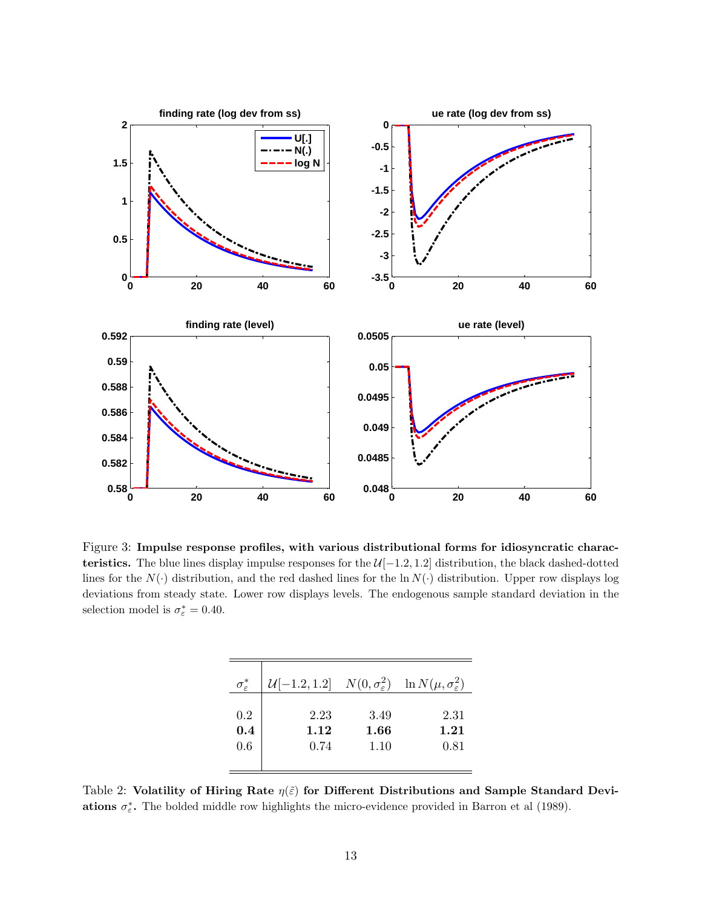Figure 3: **Impulse response profiles, with various distributional forms for idiosyncratic characteristics.** The blue lines display impulse responses for the $\mathcal{U}[-1.2, 1.2]$ distribution, the black dashed-dotted lines for the $N(\cdot)$ distribution, and the red dashed lines for the $\ln N(\cdot)$ distribution. Upper row displays log deviations from steady state. Lower row displays levels. The endogenous sample standard deviation in the selection model is $\sigma_\varepsilon^* = 0.40$.

| $\sigma_\varepsilon^*$ | $\mathcal{U}[-1.2, 1.2]$ | $N(0, \sigma_\varepsilon^2)$ | $\ln N(\mu, \sigma_\varepsilon^2)$ |
|---|---|---|---|
| 0.2 | 2.23 | 3.49 | 2.31 |
| **0.4** | **1.12** | **1.66** | **1.21** |
| 0.6 | 0.74 | 1.10 | 0.81 |

Table 2: **Volatility of Hiring Rate $\eta(\tilde{\varepsilon})$ for Different Distributions and Sample Standard Deviations $\sigma_\varepsilon^*$.** The bolded middle row highlights the micro-evidence provided in Barron et al (1989).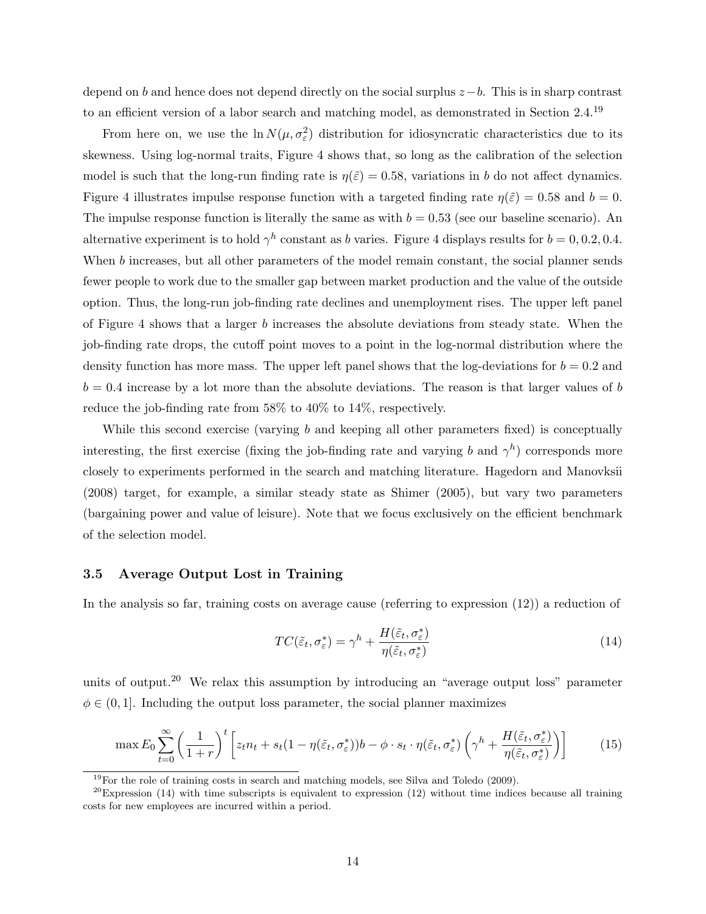depend on $b$ and hence does not depend directly on the social surplus $z - b$. This is in sharp contrast to an efficient version of a labor search and matching model, as demonstrated in Section 2.4.[19]

From here on, we use the $\ln N(\mu, \sigma_\varepsilon^2)$ distribution for idiosyncratic characteristics due to its skewness. Using log-normal traits, Figure 4 shows that, so long as the calibration of the selection model is such that the long-run finding rate is $\eta(\tilde{\varepsilon}) = 0.58$, variations in $b$ do not affect dynamics. Figure 4 illustrates impulse response function with a targeted finding rate $\eta(\tilde{\varepsilon}) = 0.58$ and $b = 0$. The impulse response function is literally the same as with $b = 0.53$ (see our baseline scenario). An alternative experiment is to hold $\gamma^h$ constant as $b$ varies. Figure 4 displays results for $b = 0, 0.2, 0.4$. When $b$ increases, but all other parameters of the model remain constant, the social planner sends fewer people to work due to the smaller gap between market production and the value of the outside option. Thus, the long-run job-finding rate declines and unemployment rises. The upper left panel of Figure 4 shows that a larger $b$ increases the absolute deviations from steady state. When the job-finding rate drops, the cutoff point moves to a point in the log-normal distribution where the density function has more mass. The upper left panel shows that the log-deviations for $b = 0.2$ and $b = 0.4$ increase by a lot more than the absolute deviations. The reason is that larger values of $b$ reduce the job-finding rate from 58% to 40% to 14%, respectively.

While this second exercise (varying $b$ and keeping all other parameters fixed) is conceptually interesting, the first exercise (fixing the job-finding rate and varying $b$ and $\gamma^h$) corresponds more closely to experiments performed in the search and matching literature. Hagedorn and Manovksii (2008) target, for example, a similar steady state as Shimer (2005), but vary two parameters (bargaining power and value of leisure). Note that we focus exclusively on the efficient benchmark of the selection model.

### 3.5 Average Output Lost in Training

In the analysis so far, training costs on average cause (referring to expression (12)) a reduction of

$$TC(\tilde{\varepsilon}_t, \sigma_\varepsilon^*) = \gamma^h + \frac{H(\tilde{\varepsilon}_t, \sigma_\varepsilon^*)}{\eta(\tilde{\varepsilon}_t, \sigma_\varepsilon^*)} \tag{14}$$

units of output.[20] We relax this assumption by introducing an "average output loss" parameter $\phi \in (0, 1]$. Including the output loss parameter, the social planner maximizes

$$\max E_0 \sum_{t=0}^{\infty} \left(\frac{1}{1+r}\right)^t \left[z_t n_t + s_t(1 - \eta(\tilde{\varepsilon}_t, \sigma_\varepsilon^*))b - \phi \cdot s_t \cdot \eta(\tilde{\varepsilon}_t, \sigma_\varepsilon^*) \left(\gamma^h + \frac{H(\tilde{\varepsilon}_t, \sigma_\varepsilon^*)}{\eta(\tilde{\varepsilon}_t, \sigma_\varepsilon^*)}\right)\right] \tag{15}$$

[19] For the role of training costs in search and matching models, see Silva and Toledo (2009).

[20] Expression (14) with time subscripts is equivalent to expression (12) without time indices because all training costs for new employees are incurred within a period.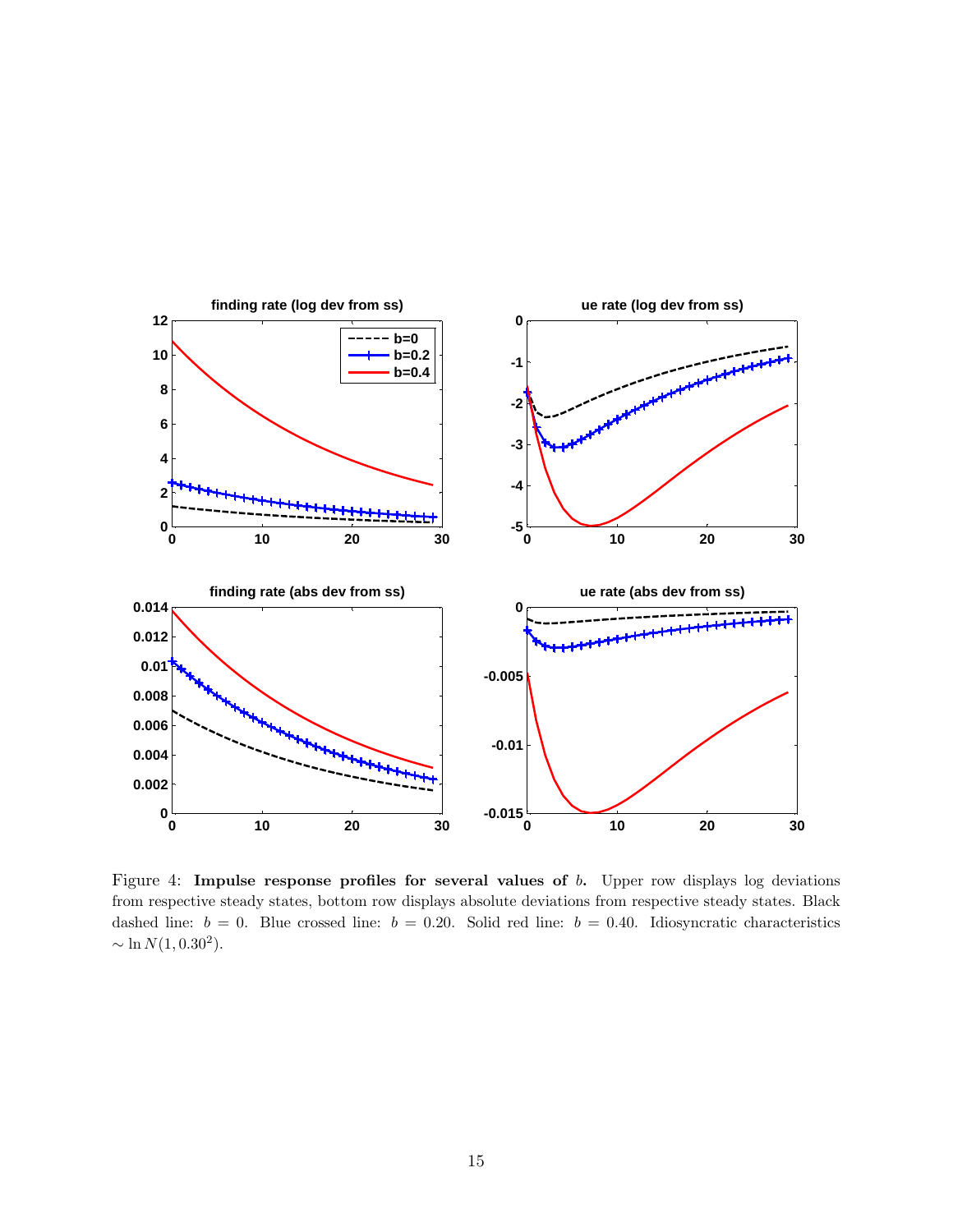Figure 4: **Impulse response profiles for several values of** $b$**.** Upper row displays log deviations from respective steady states, bottom row displays absolute deviations from respective steady states. Black dashed line: $b = 0$. Blue crossed line: $b = 0.20$. Solid red line: $b = 0.40$. Idiosyncratic characteristics $\sim \ln N(1, 0.30^2)$.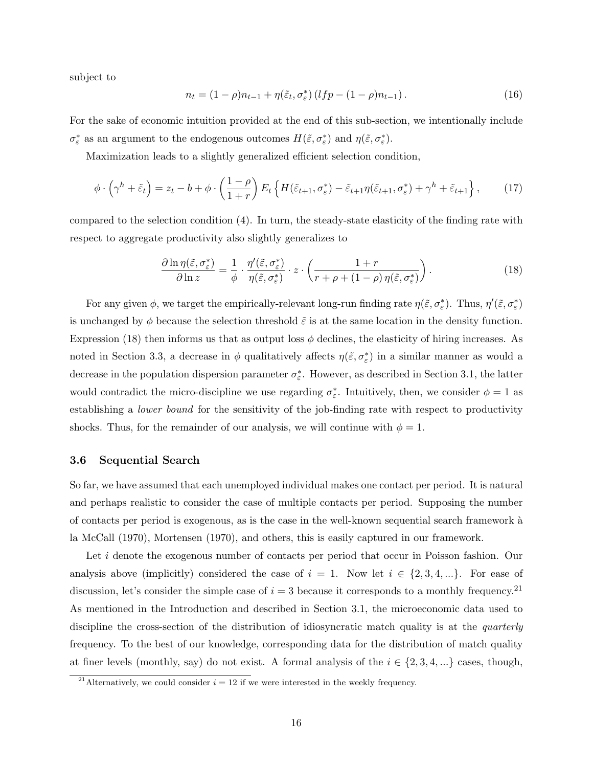subject to

$$n_t = (1-\rho)n_{t-1} + \eta(\tilde{\varepsilon}_t, \sigma_\varepsilon^*)\left(lfp - (1-\rho)n_{t-1}\right). \tag{16}$$

For the sake of economic intuition provided at the end of this sub-section, we intentionally include $\sigma_\varepsilon^*$ as an argument to the endogenous outcomes $H(\tilde{\varepsilon}, \sigma_\varepsilon^*)$ and $\eta(\tilde{\varepsilon}, \sigma_\varepsilon^*)$.

Maximization leads to a slightly generalized efficient selection condition,

$$\phi \cdot \left(\gamma^h + \tilde{\varepsilon}_t\right) = z_t - b + \phi \cdot \left(\frac{1-\rho}{1+r}\right) E_t\left\{H(\tilde{\varepsilon}_{t+1}, \sigma_\varepsilon^*) - \tilde{\varepsilon}_{t+1}\eta(\tilde{\varepsilon}_{t+1}, \sigma_\varepsilon^*) + \gamma^h + \tilde{\varepsilon}_{t+1}\right\}, \tag{17}$$

compared to the selection condition (4). In turn, the steady-state elasticity of the finding rate with respect to aggregate productivity also slightly generalizes to

$$\frac{\partial \ln \eta(\tilde{\varepsilon}, \sigma_\varepsilon^*)}{\partial \ln z} = \frac{1}{\phi} \cdot \frac{\eta'(\tilde{\varepsilon}, \sigma_\varepsilon^*)}{\eta(\tilde{\varepsilon}, \sigma_\varepsilon^*)} \cdot z \cdot \left(\frac{1+r}{r+\rho+(1-\rho)\,\eta(\tilde{\varepsilon}, \sigma_\varepsilon^*)}\right). \tag{18}$$

For any given $\phi$, we target the empirically-relevant long-run finding rate $\eta(\tilde{\varepsilon}, \sigma_\varepsilon^*)$. Thus, $\eta'(\tilde{\varepsilon}, \sigma_\varepsilon^*)$ is unchanged by $\phi$ because the selection threshold $\tilde{\varepsilon}$ is at the same location in the density function. Expression (18) then informs us that as output loss $\phi$ declines, the elasticity of hiring increases. As noted in Section 3.3, a decrease in $\phi$ qualitatively affects $\eta(\tilde{\varepsilon}, \sigma_\varepsilon^*)$ in a similar manner as would a decrease in the population dispersion parameter $\sigma_\varepsilon^*$. However, as described in Section 3.1, the latter would contradict the micro-discipline we use regarding $\sigma_\varepsilon^*$. Intuitively, then, we consider $\phi = 1$ as establishing a *lower bound* for the sensitivity of the job-finding rate with respect to productivity shocks. Thus, for the remainder of our analysis, we will continue with $\phi = 1$.

### 3.6 Sequential Search

So far, we have assumed that each unemployed individual makes one contact per period. It is natural and perhaps realistic to consider the case of multiple contacts per period. Supposing the number of contacts per period is exogenous, as is the case in the well-known sequential search framework à la McCall (1970), Mortensen (1970), and others, this is easily captured in our framework.

Let $i$ denote the exogenous number of contacts per period that occur in Poisson fashion. Our analysis above (implicitly) considered the case of $i = 1$. Now let $i \in \{2, 3, 4, ...\}$. For ease of discussion, let's consider the simple case of $i = 3$ because it corresponds to a monthly frequency.[21] As mentioned in the Introduction and described in Section 3.1, the microeconomic data used to discipline the cross-section of the distribution of idiosyncratic match quality is at the *quarterly* frequency. To the best of our knowledge, corresponding data for the distribution of match quality at finer levels (monthly, say) do not exist. A formal analysis of the $i \in \{2, 3, 4, ...\}$ cases, though,

[21] Alternatively, we could consider $i = 12$ if we were interested in the weekly frequency.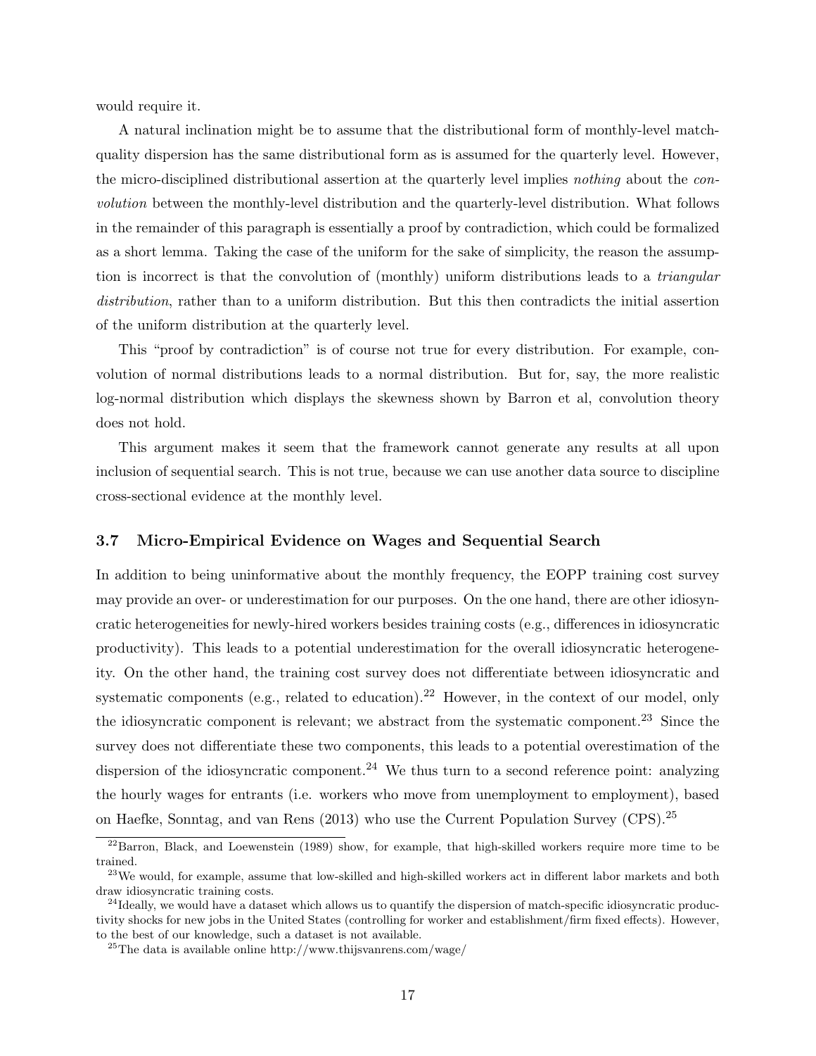would require it.

A natural inclination might be to assume that the distributional form of monthly-level match-quality dispersion has the same distributional form as is assumed for the quarterly level. However, the micro-disciplined distributional assertion at the quarterly level implies *nothing* about the *convolution* between the monthly-level distribution and the quarterly-level distribution. What follows in the remainder of this paragraph is essentially a proof by contradiction, which could be formalized as a short lemma. Taking the case of the uniform for the sake of simplicity, the reason the assumption is incorrect is that the convolution of (monthly) uniform distributions leads to a *triangular distribution*, rather than to a uniform distribution. But this then contradicts the initial assertion of the uniform distribution at the quarterly level.

This "proof by contradiction" is of course not true for every distribution. For example, convolution of normal distributions leads to a normal distribution. But for, say, the more realistic log-normal distribution which displays the skewness shown by Barron et al, convolution theory does not hold.

This argument makes it seem that the framework cannot generate any results at all upon inclusion of sequential search. This is not true, because we can use another data source to discipline cross-sectional evidence at the monthly level.

### 3.7 Micro-Empirical Evidence on Wages and Sequential Search

In addition to being uninformative about the monthly frequency, the EOPP training cost survey may provide an over- or underestimation for our purposes. On the one hand, there are other idiosyncratic heterogeneities for newly-hired workers besides training costs (e.g., differences in idiosyncratic productivity). This leads to a potential underestimation for the overall idiosyncratic heterogeneity. On the other hand, the training cost survey does not differentiate between idiosyncratic and systematic components (e.g., related to education).[22] However, in the context of our model, only the idiosyncratic component is relevant; we abstract from the systematic component.[23] Since the survey does not differentiate these two components, this leads to a potential overestimation of the dispersion of the idiosyncratic component.[24] We thus turn to a second reference point: analyzing the hourly wages for entrants (i.e. workers who move from unemployment to employment), based on Haefke, Sonntag, and van Rens (2013) who use the Current Population Survey (CPS).[25]

[22] Barron, Black, and Loewenstein (1989) show, for example, that high-skilled workers require more time to be trained.

[23] We would, for example, assume that low-skilled and high-skilled workers act in different labor markets and both draw idiosyncratic training costs.

[24] Ideally, we would have a dataset which allows us to quantify the dispersion of match-specific idiosyncratic productivity shocks for new jobs in the United States (controlling for worker and establishment/firm fixed effects). However, to the best of our knowledge, such a dataset is not available.

[25] The data is available online http://www.thijsvanrens.com/wage/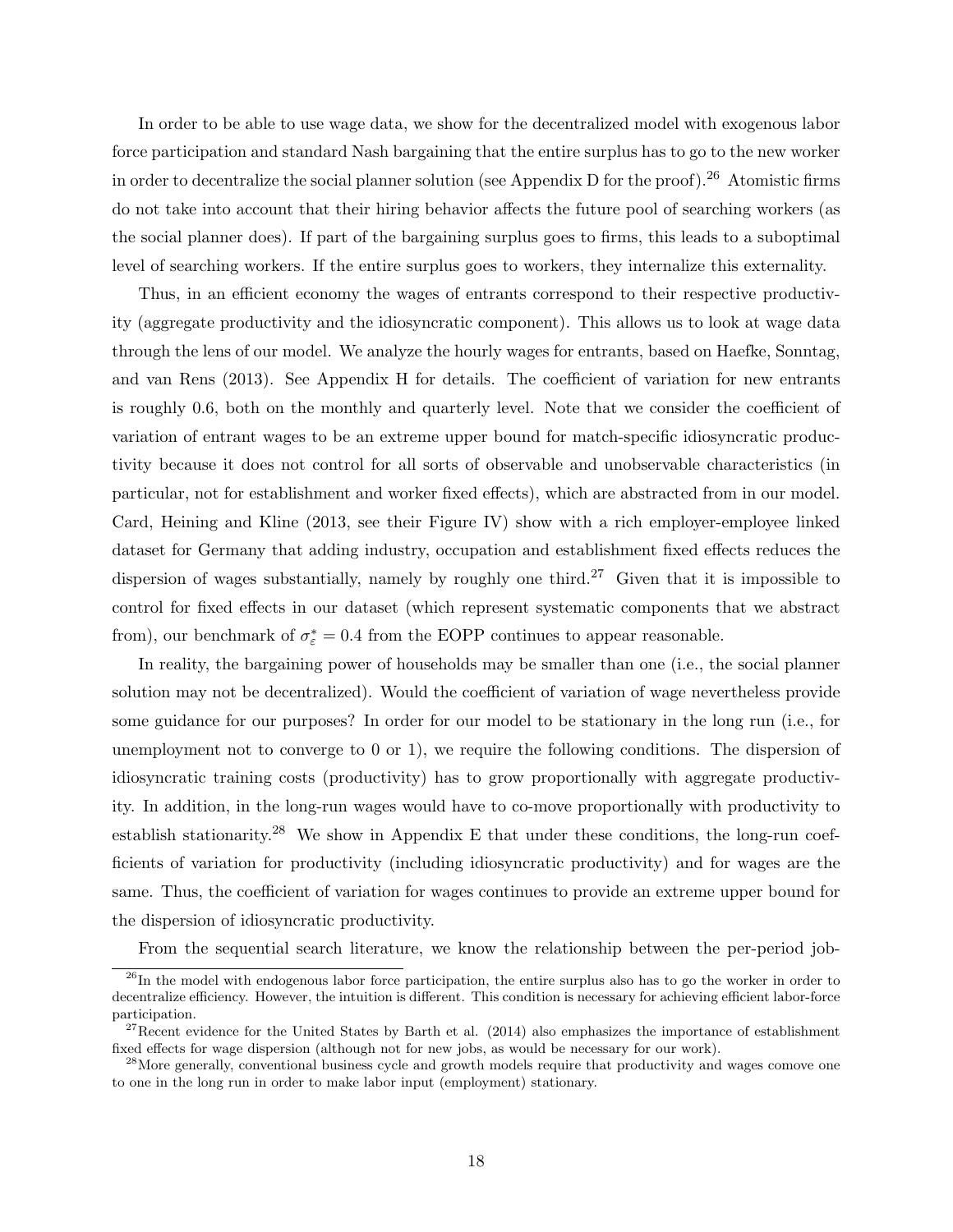In order to be able to use wage data, we show for the decentralized model with exogenous labor force participation and standard Nash bargaining that the entire surplus has to go to the new worker in order to decentralize the social planner solution (see Appendix D for the proof).[26] Atomistic firms do not take into account that their hiring behavior affects the future pool of searching workers (as the social planner does). If part of the bargaining surplus goes to firms, this leads to a suboptimal level of searching workers. If the entire surplus goes to workers, they internalize this externality.

Thus, in an efficient economy the wages of entrants correspond to their respective productivity (aggregate productivity and the idiosyncratic component). This allows us to look at wage data through the lens of our model. We analyze the hourly wages for entrants, based on Haefke, Sonntag, and van Rens (2013). See Appendix H for details. The coefficient of variation for new entrants is roughly 0.6, both on the monthly and quarterly level. Note that we consider the coefficient of variation of entrant wages to be an extreme upper bound for match-specific idiosyncratic productivity because it does not control for all sorts of observable and unobservable characteristics (in particular, not for establishment and worker fixed effects), which are abstracted from in our model. Card, Heining and Kline (2013, see their Figure IV) show with a rich employer-employee linked dataset for Germany that adding industry, occupation and establishment fixed effects reduces the dispersion of wages substantially, namely by roughly one third.[27] Given that it is impossible to control for fixed effects in our dataset (which represent systematic components that we abstract from), our benchmark of $\sigma_\varepsilon^* = 0.4$ from the EOPP continues to appear reasonable.

In reality, the bargaining power of households may be smaller than one (i.e., the social planner solution may not be decentralized). Would the coefficient of variation of wage nevertheless provide some guidance for our purposes? In order for our model to be stationary in the long run (i.e., for unemployment not to converge to 0 or 1), we require the following conditions. The dispersion of idiosyncratic training costs (productivity) has to grow proportionally with aggregate productivity. In addition, in the long-run wages would have to co-move proportionally with productivity to establish stationarity.[28] We show in Appendix E that under these conditions, the long-run coefficients of variation for productivity (including idiosyncratic productivity) and for wages are the same. Thus, the coefficient of variation for wages continues to provide an extreme upper bound for the dispersion of idiosyncratic productivity.

From the sequential search literature, we know the relationship between the per-period job-

[26] In the model with endogenous labor force participation, the entire surplus also has to go the worker in order to decentralize efficiency. However, the intuition is different. This condition is necessary for achieving efficient labor-force participation.

[27] Recent evidence for the United States by Barth et al. (2014) also emphasizes the importance of establishment fixed effects for wage dispersion (although not for new jobs, as would be necessary for our work).

[28] More generally, conventional business cycle and growth models require that productivity and wages comove one to one in the long run in order to make labor input (employment) stationary.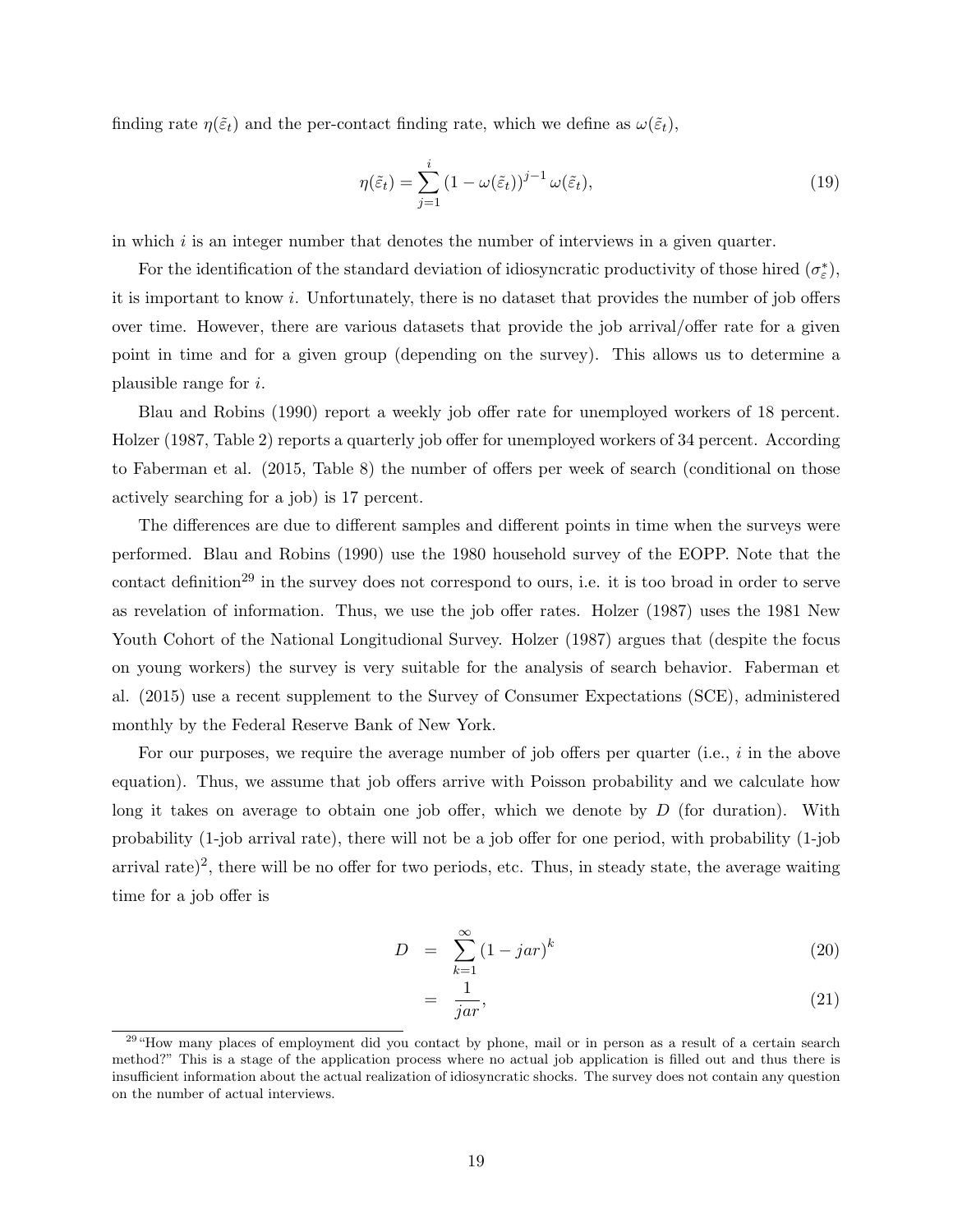finding rate $\eta(\tilde{\varepsilon}_t)$ and the per-contact finding rate, which we define as $\omega(\tilde{\varepsilon}_t)$,

$$\eta(\tilde{\varepsilon}_t) = \sum_{j=1}^{i} \left(1 - \omega(\tilde{\varepsilon}_t)\right)^{j-1} \omega(\tilde{\varepsilon}_t), \tag{19}$$

in which $i$ is an integer number that denotes the number of interviews in a given quarter.

For the identification of the standard deviation of idiosyncratic productivity of those hired ($\sigma_\varepsilon^*$), it is important to know $i$. Unfortunately, there is no dataset that provides the number of job offers over time. However, there are various datasets that provide the job arrival/offer rate for a given point in time and for a given group (depending on the survey). This allows us to determine a plausible range for $i$.

Blau and Robins (1990) report a weekly job offer rate for unemployed workers of 18 percent. Holzer (1987, Table 2) reports a quarterly job offer for unemployed workers of 34 percent. According to Faberman et al. (2015, Table 8) the number of offers per week of search (conditional on those actively searching for a job) is 17 percent.

The differences are due to different samples and different points in time when the surveys were performed. Blau and Robins (1990) use the 1980 household survey of the EOPP. Note that the contact definition[29] in the survey does not correspond to ours, i.e. it is too broad in order to serve as revelation of information. Thus, we use the job offer rates. Holzer (1987) uses the 1981 New Youth Cohort of the National Longitudional Survey. Holzer (1987) argues that (despite the focus on young workers) the survey is very suitable for the analysis of search behavior. Faberman et al. (2015) use a recent supplement to the Survey of Consumer Expectations (SCE), administered monthly by the Federal Reserve Bank of New York.

For our purposes, we require the average number of job offers per quarter (i.e., $i$ in the above equation). Thus, we assume that job offers arrive with Poisson probability and we calculate how long it takes on average to obtain one job offer, which we denote by $D$ (for duration). With probability (1-job arrival rate), there will not be a job offer for one period, with probability (1-job arrival rate)$^2$, there will be no offer for two periods, etc. Thus, in steady state, the average waiting time for a job offer is

$$D = \sum_{k=1}^{\infty} (1 - jar)^k \tag{20}$$

$$= \frac{1}{jar}, \tag{21}$$

[29] "How many places of employment did you contact by phone, mail or in person as a result of a certain search method?" This is a stage of the application process where no actual job application is filled out and thus there is insufficient information about the actual realization of idiosyncratic shocks. The survey does not contain any question on the number of actual interviews.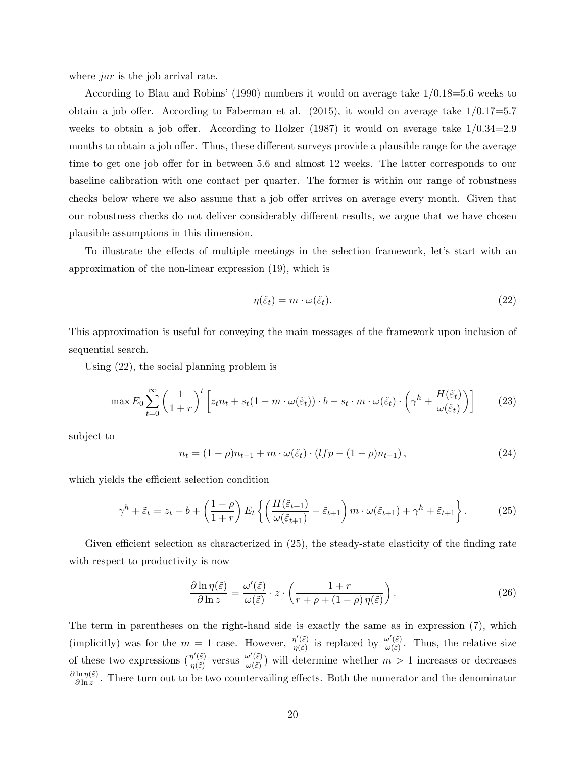where $jar$ is the job arrival rate.

According to Blau and Robins' (1990) numbers it would on average take 1/0.18=5.6 weeks to obtain a job offer. According to Faberman et al. (2015), it would on average take 1/0.17=5.7 weeks to obtain a job offer. According to Holzer (1987) it would on average take 1/0.34=2.9 months to obtain a job offer. Thus, these different surveys provide a plausible range for the average time to get one job offer for in between 5.6 and almost 12 weeks. The latter corresponds to our baseline calibration with one contact per quarter. The former is within our range of robustness checks below where we also assume that a job offer arrives on average every month. Given that our robustness checks do not deliver considerably different results, we argue that we have chosen plausible assumptions in this dimension.

To illustrate the effects of multiple meetings in the selection framework, let's start with an approximation of the non-linear expression (19), which is

$$\eta(\tilde{\varepsilon}_t) = m \cdot \omega(\tilde{\varepsilon}_t). \tag{22}$$

This approximation is useful for conveying the main messages of the framework upon inclusion of sequential search.

Using (22), the social planning problem is

$$\max E_0 \sum_{t=0}^{\infty} \left(\frac{1}{1+r}\right)^t \left[z_t n_t + s_t(1 - m \cdot \omega(\tilde{\varepsilon}_t)) \cdot b - s_t \cdot m \cdot \omega(\tilde{\varepsilon}_t) \cdot \left(\gamma^h + \frac{H(\tilde{\varepsilon}_t)}{\omega(\tilde{\varepsilon}_t)}\right)\right] \tag{23}$$

subject to

$$n_t = (1-\rho)n_{t-1} + m \cdot \omega(\tilde{\varepsilon}_t) \cdot (lfp - (1-\rho)n_{t-1}), \tag{24}$$

which yields the efficient selection condition

$$\gamma^h + \tilde{\varepsilon}_t = z_t - b + \left(\frac{1-\rho}{1+r}\right) E_t \left\{ \left(\frac{H(\tilde{\varepsilon}_{t+1})}{\omega(\tilde{\varepsilon}_{t+1})} - \tilde{\varepsilon}_{t+1}\right) m \cdot \omega(\tilde{\varepsilon}_{t+1}) + \gamma^h + \tilde{\varepsilon}_{t+1} \right\}. \tag{25}$$

Given efficient selection as characterized in (25), the steady-state elasticity of the finding rate with respect to productivity is now

$$\frac{\partial \ln \eta(\tilde{\varepsilon})}{\partial \ln z} = \frac{\omega'(\tilde{\varepsilon})}{\omega(\tilde{\varepsilon})} \cdot z \cdot \left(\frac{1+r}{r + \rho + (1-\rho)\,\eta(\tilde{\varepsilon})}\right). \tag{26}$$

The term in parentheses on the right-hand side is exactly the same as in expression (7), which (implicitly) was for the $m = 1$ case. However, $\frac{\eta'(\tilde{\varepsilon})}{\eta(\tilde{\varepsilon})}$ is replaced by $\frac{\omega'(\tilde{\varepsilon})}{\omega(\tilde{\varepsilon})}$. Thus, the relative size of these two expressions ($\frac{\eta'(\tilde{\varepsilon})}{\eta(\tilde{\varepsilon})}$ versus $\frac{\omega'(\tilde{\varepsilon})}{\omega(\tilde{\varepsilon})}$) will determine whether $m > 1$ increases or decreases $\frac{\partial \ln \eta(\tilde{\varepsilon})}{\partial \ln z}$. There turn out to be two countervailing effects. Both the numerator and the denominator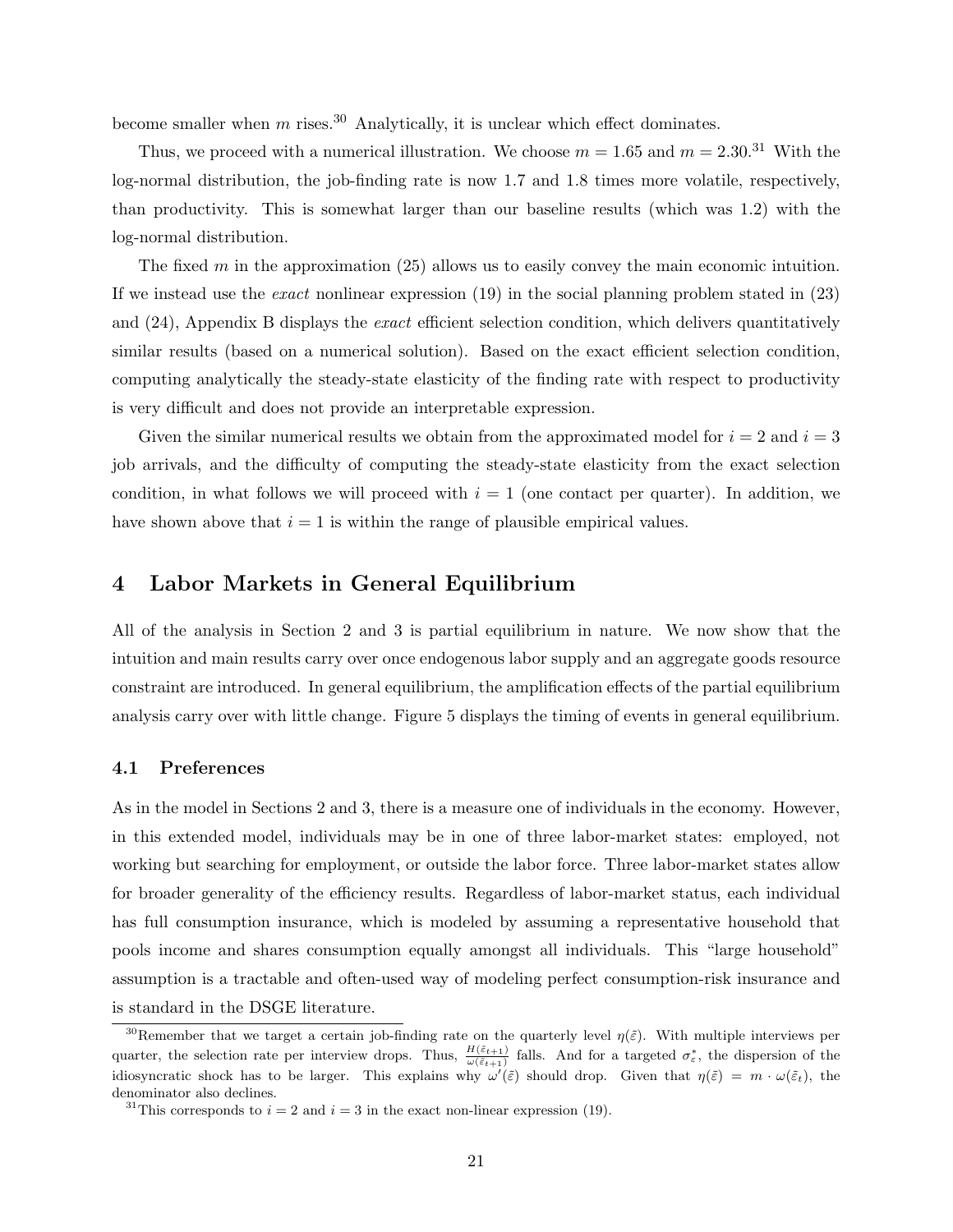become smaller when $m$ rises.[30] Analytically, it is unclear which effect dominates.

Thus, we proceed with a numerical illustration. We choose $m = 1.65$ and $m = 2.30$.[31] With the log-normal distribution, the job-finding rate is now 1.7 and 1.8 times more volatile, respectively, than productivity. This is somewhat larger than our baseline results (which was 1.2) with the log-normal distribution.

The fixed $m$ in the approximation (25) allows us to easily convey the main economic intuition. If we instead use the *exact* nonlinear expression (19) in the social planning problem stated in (23) and (24), Appendix B displays the *exact* efficient selection condition, which delivers quantitatively similar results (based on a numerical solution). Based on the exact efficient selection condition, computing analytically the steady-state elasticity of the finding rate with respect to productivity is very difficult and does not provide an interpretable expression.

Given the similar numerical results we obtain from the approximated model for $i = 2$ and $i = 3$ job arrivals, and the difficulty of computing the steady-state elasticity from the exact selection condition, in what follows we will proceed with $i = 1$ (one contact per quarter). In addition, we have shown above that $i = 1$ is within the range of plausible empirical values.

# 4 Labor Markets in General Equilibrium

All of the analysis in Section 2 and 3 is partial equilibrium in nature. We now show that the intuition and main results carry over once endogenous labor supply and an aggregate goods resource constraint are introduced. In general equilibrium, the amplification effects of the partial equilibrium analysis carry over with little change. Figure 5 displays the timing of events in general equilibrium.

## 4.1 Preferences

As in the model in Sections 2 and 3, there is a measure one of individuals in the economy. However, in this extended model, individuals may be in one of three labor-market states: employed, not working but searching for employment, or outside the labor force. Three labor-market states allow for broader generality of the efficiency results. Regardless of labor-market status, each individual has full consumption insurance, which is modeled by assuming a representative household that pools income and shares consumption equally amongst all individuals. This "large household" assumption is a tractable and often-used way of modeling perfect consumption-risk insurance and is standard in the DSGE literature.

[30] Remember that we target a certain job-finding rate on the quarterly level $\eta(\tilde{\varepsilon})$. With multiple interviews per quarter, the selection rate per interview drops. Thus, $\frac{H(\tilde{\varepsilon}_{t+1})}{\omega(\tilde{\varepsilon}_{t+1})}$ falls. And for a targeted $\sigma_\varepsilon^*$, the dispersion of the idiosyncratic shock has to be larger. This explains why $\omega'(\tilde{\varepsilon})$ should drop. Given that $\eta(\tilde{\varepsilon}) = m \cdot \omega(\tilde{\varepsilon}_t)$, the denominator also declines.

[31] This corresponds to $i = 2$ and $i = 3$ in the exact non-linear expression (19).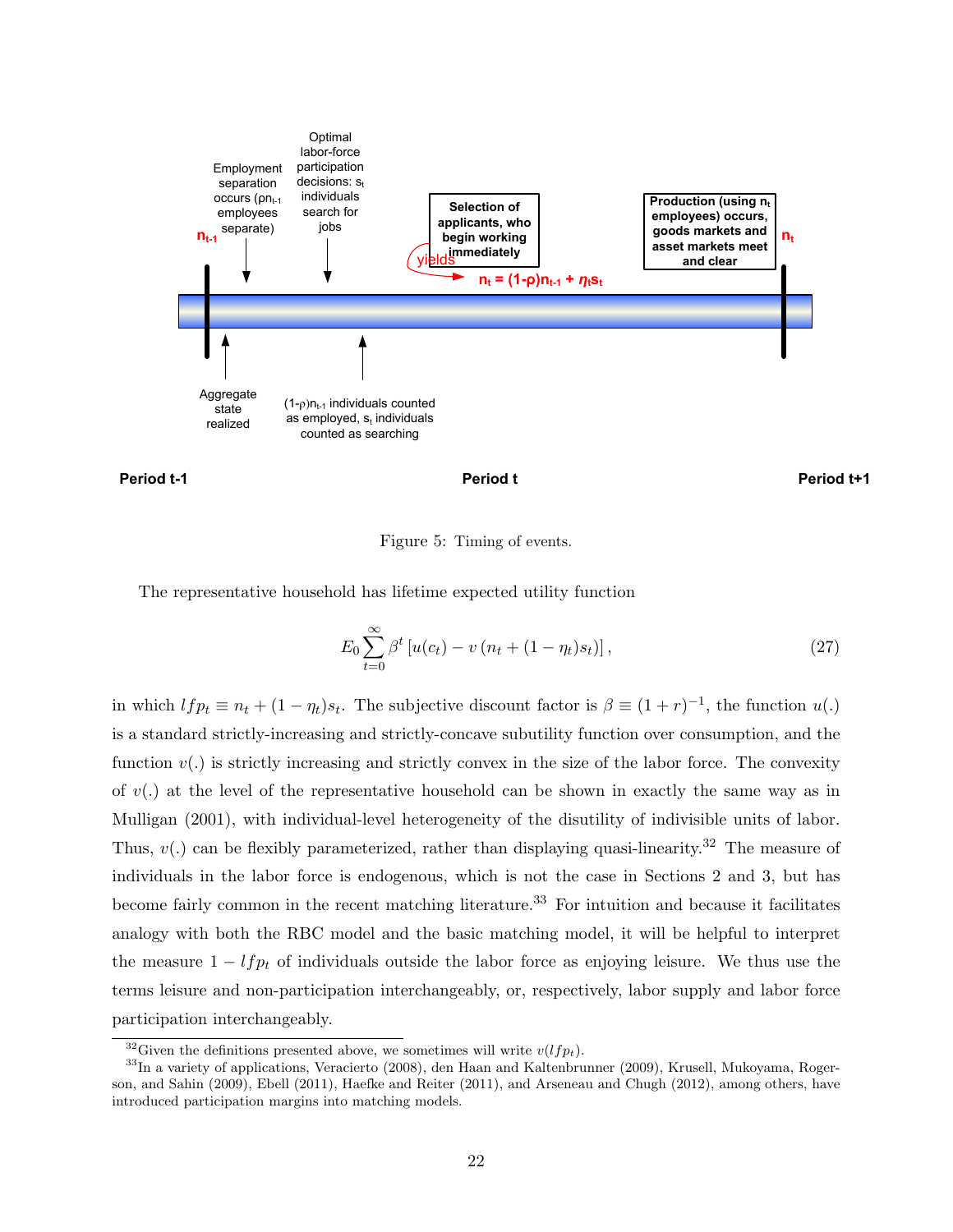Period t-1

Period t

Period t+1

$n_{t-1}$

Employment separation occurs ($\rho n_{t-1}$ employees separate)

Optimal labor-force participation decisions: $s_t$ individuals search for jobs

Selection of applicants, who begin working immediately

yields

$n_t = (1-\rho)n_{t-1} + \eta_t s_t$

Production (using $n_t$ employees) occurs, goods markets and asset markets meet and clear

$n_t$

Aggregate state realized

$(1-\rho)n_{t-1}$ individuals counted as employed, $s_t$ individuals counted as searching

Figure 5: Timing of events.

The representative household has lifetime expected utility function

$$E_0 \sum_{t=0}^{\infty} \beta^t \left[ u(c_t) - v\left(n_t + (1-\eta_t)s_t\right) \right], \tag{27}$$

in which $lfp_t \equiv n_t + (1-\eta_t)s_t$. The subjective discount factor is $\beta \equiv (1+r)^{-1}$, the function $u(.)$ is a standard strictly-increasing and strictly-concave subutility function over consumption, and the function $v(.)$ is strictly increasing and strictly convex in the size of the labor force. The convexity of $v(.)$ at the level of the representative household can be shown in exactly the same way as in Mulligan (2001), with individual-level heterogeneity of the disutility of indivisible units of labor. Thus, $v(.)$ can be flexibly parameterized, rather than displaying quasi-linearity.[32] The measure of individuals in the labor force is endogenous, which is not the case in Sections 2 and 3, but has become fairly common in the recent matching literature.[33] For intuition and because it facilitates analogy with both the RBC model and the basic matching model, it will be helpful to interpret the measure $1 - lfp_t$ of individuals outside the labor force as enjoying leisure. We thus use the terms leisure and non-participation interchangeably, or, respectively, labor supply and labor force participation interchangeably.

[32] Given the definitions presented above, we sometimes will write $v(lfp_t)$.

[33] In a variety of applications, Veracierto (2008), den Haan and Kaltenbrunner (2009), Krusell, Mukoyama, Rogerson, and Sahin (2009), Ebell (2011), Haefke and Reiter (2011), and Arseneau and Chugh (2012), among others, have introduced participation margins into matching models.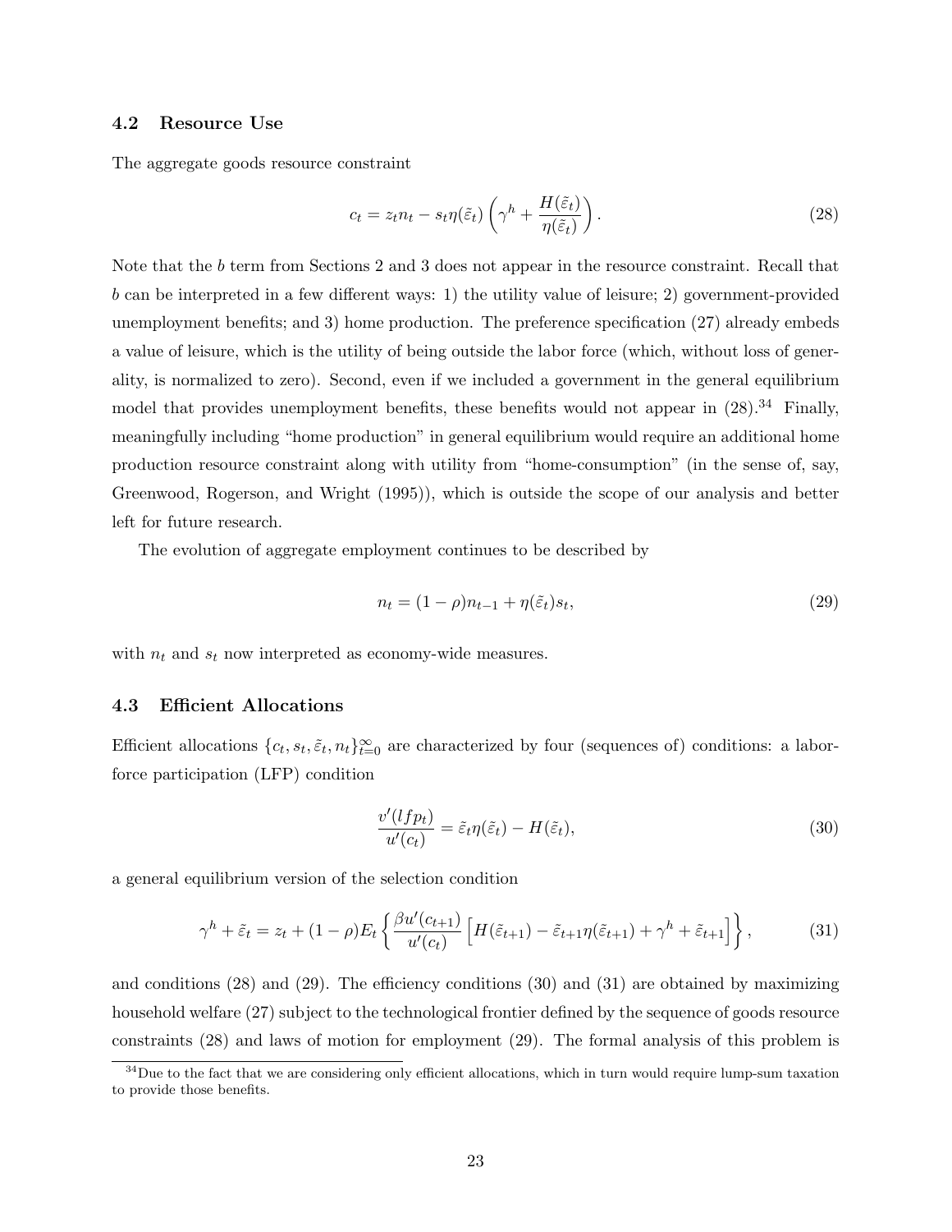### 4.2 Resource Use

The aggregate goods resource constraint

$$c_t = z_t n_t - s_t \eta(\tilde{\varepsilon}_t) \left( \gamma^h + \frac{H(\tilde{\varepsilon}_t)}{\eta(\tilde{\varepsilon}_t)} \right). \tag{28}$$

Note that the $b$ term from Sections 2 and 3 does not appear in the resource constraint. Recall that $b$ can be interpreted in a few different ways: 1) the utility value of leisure; 2) government-provided unemployment benefits; and 3) home production. The preference specification (27) already embeds a value of leisure, which is the utility of being outside the labor force (which, without loss of generality, is normalized to zero). Second, even if we included a government in the general equilibrium model that provides unemployment benefits, these benefits would not appear in (28).[34] Finally, meaningfully including "home production" in general equilibrium would require an additional home production resource constraint along with utility from "home-consumption" (in the sense of, say, Greenwood, Rogerson, and Wright (1995)), which is outside the scope of our analysis and better left for future research.

The evolution of aggregate employment continues to be described by

$$n_t = (1 - \rho) n_{t-1} + \eta(\tilde{\varepsilon}_t) s_t, \tag{29}$$

with $n_t$ and $s_t$ now interpreted as economy-wide measures.

### 4.3 Efficient Allocations

Efficient allocations $\{c_t, s_t, \tilde{\varepsilon}_t, n_t\}_{t=0}^{\infty}$ are characterized by four (sequences of) conditions: a labor-force participation (LFP) condition

$$\frac{v'(lfp_t)}{u'(c_t)} = \tilde{\varepsilon}_t \eta(\tilde{\varepsilon}_t) - H(\tilde{\varepsilon}_t), \tag{30}$$

a general equilibrium version of the selection condition

$$\gamma^h + \tilde{\varepsilon}_t = z_t + (1 - \rho) E_t \left\{ \frac{\beta u'(c_{t+1})}{u'(c_t)} \left[ H(\tilde{\varepsilon}_{t+1}) - \tilde{\varepsilon}_{t+1} \eta(\tilde{\varepsilon}_{t+1}) + \gamma^h + \tilde{\varepsilon}_{t+1} \right] \right\}, \tag{31}$$

and conditions (28) and (29). The efficiency conditions (30) and (31) are obtained by maximizing household welfare (27) subject to the technological frontier defined by the sequence of goods resource constraints (28) and laws of motion for employment (29). The formal analysis of this problem is

[34] Due to the fact that we are considering only efficient allocations, which in turn would require lump-sum taxation to provide those benefits.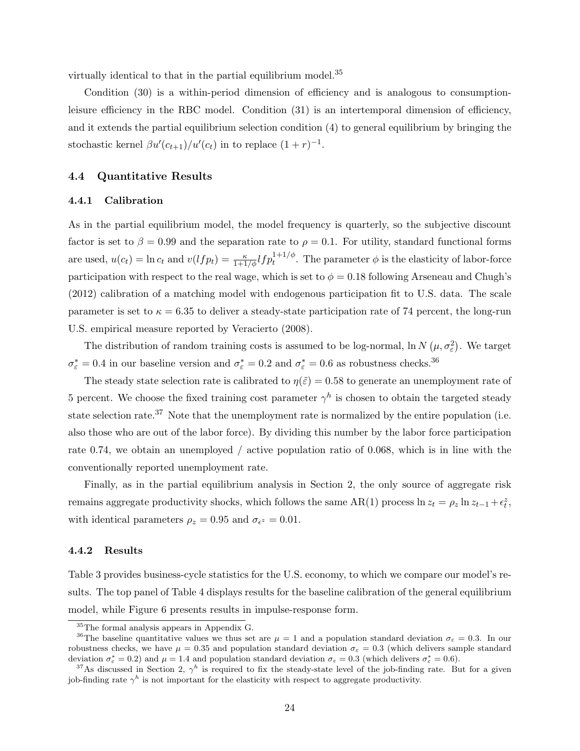virtually identical to that in the partial equilibrium model.[35]

Condition (30) is a within-period dimension of efficiency and is analogous to consumption-leisure efficiency in the RBC model. Condition (31) is an intertemporal dimension of efficiency, and it extends the partial equilibrium selection condition (4) to general equilibrium by bringing the stochastic kernel $\beta u'(c_{t+1})/u'(c_t)$ in to replace $(1+r)^{-1}$.

### 4.4 Quantitative Results

#### 4.4.1 Calibration

As in the partial equilibrium model, the model frequency is quarterly, so the subjective discount factor is set to $\beta = 0.99$ and the separation rate to $\rho = 0.1$. For utility, standard functional forms are used, $u(c_t) = \ln c_t$ and $v(lfp_t) = \frac{\kappa}{1+1/\phi} lfp_t^{1+1/\phi}$. The parameter $\phi$ is the elasticity of labor-force participation with respect to the real wage, which is set to $\phi = 0.18$ following Arseneau and Chugh's (2012) calibration of a matching model with endogenous participation fit to U.S. data. The scale parameter is set to $\kappa = 6.35$ to deliver a steady-state participation rate of 74 percent, the long-run U.S. empirical measure reported by Veracierto (2008).

The distribution of random training costs is assumed to be log-normal, $\ln N\left(\mu, \sigma_\varepsilon^2\right)$. We target $\sigma_\varepsilon^* = 0.4$ in our baseline version and $\sigma_\varepsilon^* = 0.2$ and $\sigma_\varepsilon^* = 0.6$ as robustness checks.[36]

The steady state selection rate is calibrated to $\eta(\tilde{\varepsilon}) = 0.58$ to generate an unemployment rate of 5 percent. We choose the fixed training cost parameter $\gamma^h$ is chosen to obtain the targeted steady state selection rate.[37] Note that the unemployment rate is normalized by the entire population (i.e. also those who are out of the labor force). By dividing this number by the labor force participation rate 0.74, we obtain an unemployed / active population ratio of 0.068, which is in line with the conventionally reported unemployment rate.

Finally, as in the partial equilibrium analysis in Section 2, the only source of aggregate risk remains aggregate productivity shocks, which follows the same AR(1) process $\ln z_t = \rho_z \ln z_{t-1} + \epsilon_t^z$, with identical parameters $\rho_z = 0.95$ and $\sigma_{\epsilon^z} = 0.01$.

#### 4.4.2 Results

Table 3 provides business-cycle statistics for the U.S. economy, to which we compare our model's results. The top panel of Table 4 displays results for the baseline calibration of the general equilibrium model, while Figure 6 presents results in impulse-response form.

[35] The formal analysis appears in Appendix G.

[36] The baseline quantitative values we thus set are $\mu = 1$ and a population standard deviation $\sigma_\varepsilon = 0.3$. In our robustness checks, we have $\mu = 0.35$ and population standard deviation $\sigma_\varepsilon = 0.3$ (which delivers sample standard deviation $\sigma_\varepsilon^* = 0.2$) and $\mu = 1.4$ and population standard deviation $\sigma_\varepsilon = 0.3$ (which delivers $\sigma_\varepsilon^* = 0.6$).

[37] As discussed in Section 2, $\gamma^h$ is required to fix the steady-state level of the job-finding rate. But for a given job-finding rate $\gamma^h$ is not important for the elasticity with respect to aggregate productivity.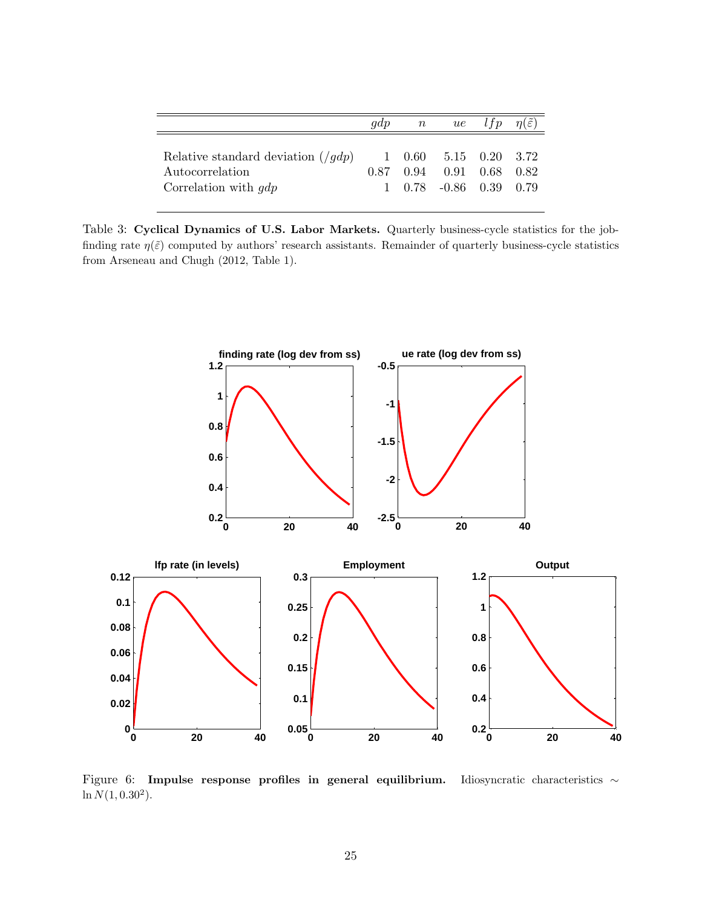| | $gdp$ | $n$ | $ue$ | $lfp$ | $\eta(\tilde{\varepsilon})$ |
|---|---|---|---|---|---|
| Relative standard deviation ($/gdp$) | 1 | 0.60 | 5.15 | 0.20 | 3.72 |
| Autocorrelation | 0.87 | 0.94 | 0.91 | 0.68 | 0.82 |
| Correlation with $gdp$ | 1 | 0.78 | -0.86 | 0.39 | 0.79 |

Table 3: **Cyclical Dynamics of U.S. Labor Markets.** Quarterly business-cycle statistics for the job-finding rate $\eta(\tilde{\varepsilon})$ computed by authors' research assistants. Remainder of quarterly business-cycle statistics from Arseneau and Chugh (2012, Table 1).

Figure 6: **Impulse response profiles in general equilibrium.** Idiosyncratic characteristics $\sim \ln N(1, 0.30^2)$.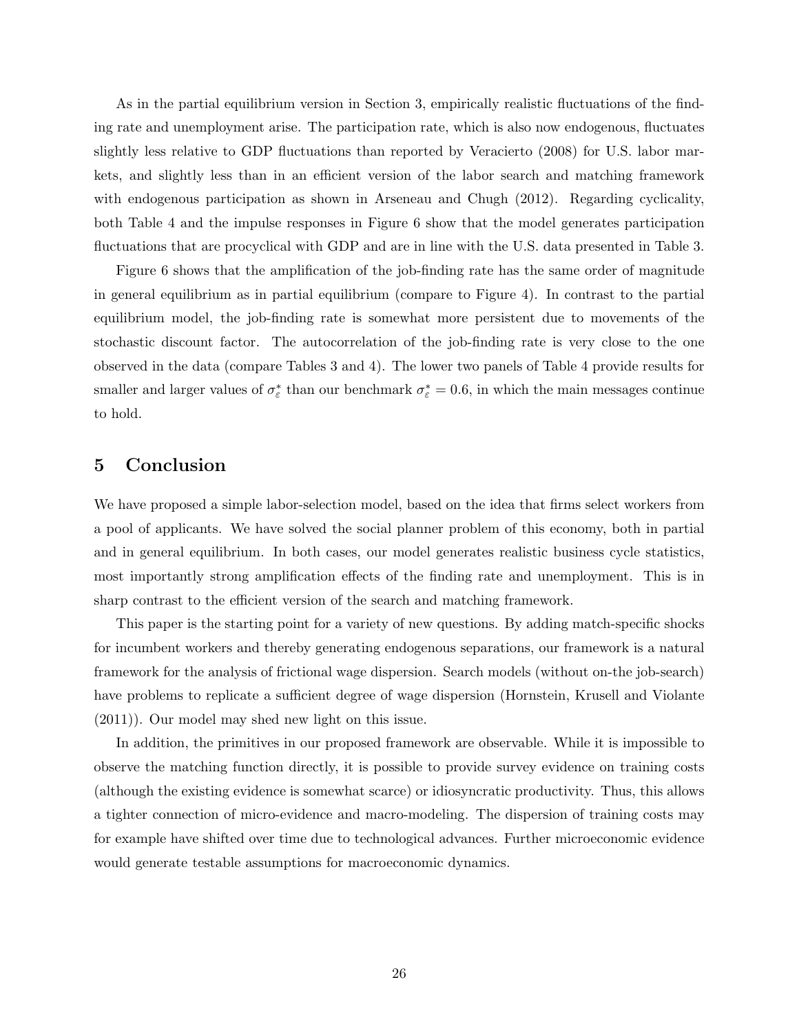As in the partial equilibrium version in Section 3, empirically realistic fluctuations of the finding rate and unemployment arise. The participation rate, which is also now endogenous, fluctuates slightly less relative to GDP fluctuations than reported by Veracierto (2008) for U.S. labor markets, and slightly less than in an efficient version of the labor search and matching framework with endogenous participation as shown in Arseneau and Chugh (2012). Regarding cyclicality, both Table 4 and the impulse responses in Figure 6 show that the model generates participation fluctuations that are procyclical with GDP and are in line with the U.S. data presented in Table 3.

Figure 6 shows that the amplification of the job-finding rate has the same order of magnitude in general equilibrium as in partial equilibrium (compare to Figure 4). In contrast to the partial equilibrium model, the job-finding rate is somewhat more persistent due to movements of the stochastic discount factor. The autocorrelation of the job-finding rate is very close to the one observed in the data (compare Tables 3 and 4). The lower two panels of Table 4 provide results for smaller and larger values of $\sigma_\varepsilon^*$ than our benchmark $\sigma_\varepsilon^* = 0.6$, in which the main messages continue to hold.

## 5 Conclusion

We have proposed a simple labor-selection model, based on the idea that firms select workers from a pool of applicants. We have solved the social planner problem of this economy, both in partial and in general equilibrium. In both cases, our model generates realistic business cycle statistics, most importantly strong amplification effects of the finding rate and unemployment. This is in sharp contrast to the efficient version of the search and matching framework.

This paper is the starting point for a variety of new questions. By adding match-specific shocks for incumbent workers and thereby generating endogenous separations, our framework is a natural framework for the analysis of frictional wage dispersion. Search models (without on-the job-search) have problems to replicate a sufficient degree of wage dispersion (Hornstein, Krusell and Violante (2011)). Our model may shed new light on this issue.

In addition, the primitives in our proposed framework are observable. While it is impossible to observe the matching function directly, it is possible to provide survey evidence on training costs (although the existing evidence is somewhat scarce) or idiosyncratic productivity. Thus, this allows a tighter connection of micro-evidence and macro-modeling. The dispersion of training costs may for example have shifted over time due to technological advances. Further microeconomic evidence would generate testable assumptions for macroeconomic dynamics.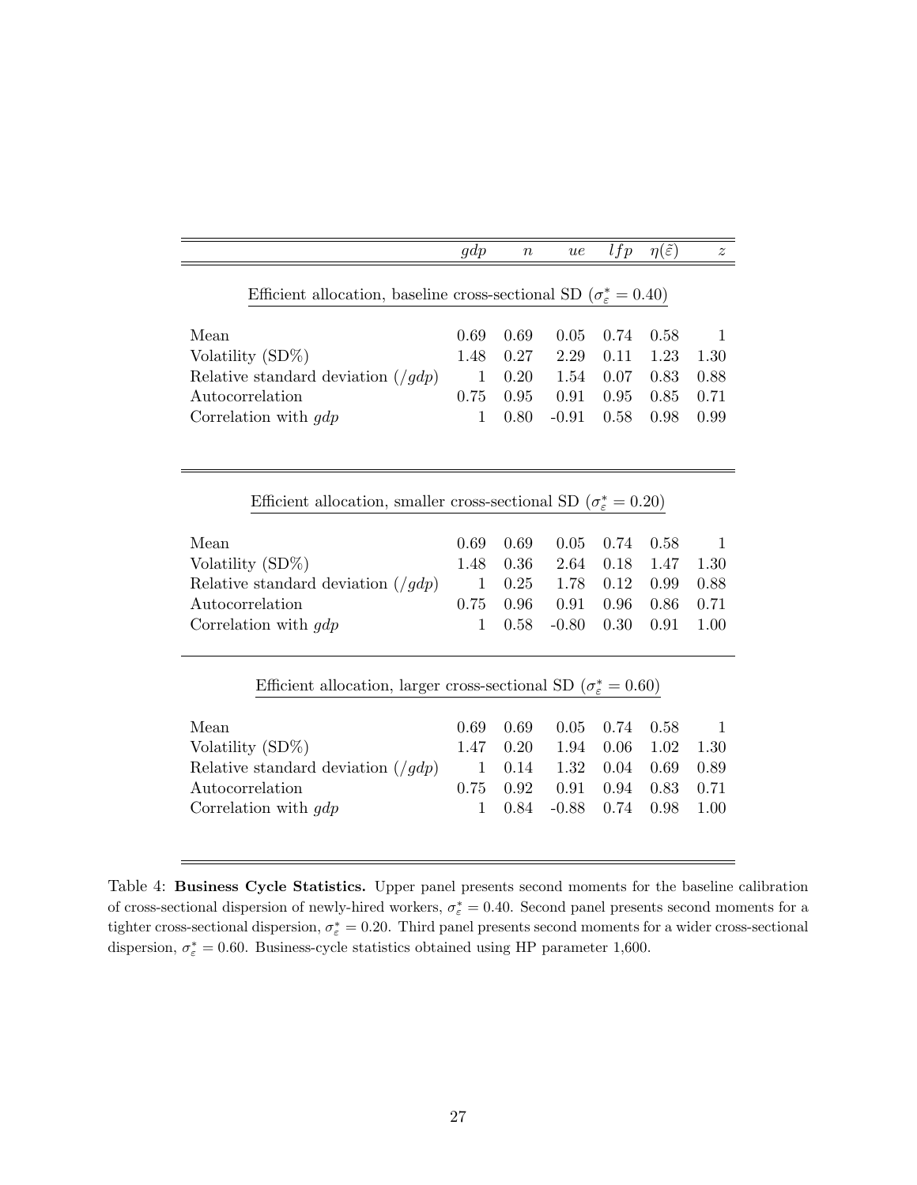| | $gdp$ | $n$ | $ue$ | $lfp$ | $\eta(\tilde{\varepsilon})$ | $z$ |
|---|---|---|---|---|---|---|
| Efficient allocation, baseline cross-sectional SD ($\sigma_{\varepsilon}^{*} = 0.40$) | | | | | | |
| Mean | 0.69 | 0.69 | 0.05 | 0.74 | 0.58 | 1 |
| Volatility (SD%) | 1.48 | 0.27 | 2.29 | 0.11 | 1.23 | 1.30 |
| Relative standard deviation ($/gdp$) | 1 | 0.20 | 1.54 | 0.07 | 0.83 | 0.88 |
| Autocorrelation | 0.75 | 0.95 | 0.91 | 0.95 | 0.85 | 0.71 |
| Correlation with $gdp$ | 1 | 0.80 | -0.91 | 0.58 | 0.98 | 0.99 |
| Efficient allocation, smaller cross-sectional SD ($\sigma_{\varepsilon}^{*} = 0.20$) | | | | | | |
| Mean | 0.69 | 0.69 | 0.05 | 0.74 | 0.58 | 1 |
| Volatility (SD%) | 1.48 | 0.36 | 2.64 | 0.18 | 1.47 | 1.30 |
| Relative standard deviation ($/gdp$) | 1 | 0.25 | 1.78 | 0.12 | 0.99 | 0.88 |
| Autocorrelation | 0.75 | 0.96 | 0.91 | 0.96 | 0.86 | 0.71 |
| Correlation with $gdp$ | 1 | 0.58 | -0.80 | 0.30 | 0.91 | 1.00 |
| Efficient allocation, larger cross-sectional SD ($\sigma_{\varepsilon}^{*} = 0.60$) | | | | | | |
| Mean | 0.69 | 0.69 | 0.05 | 0.74 | 0.58 | 1 |
| Volatility (SD%) | 1.47 | 0.20 | 1.94 | 0.06 | 1.02 | 1.30 |
| Relative standard deviation ($/gdp$) | 1 | 0.14 | 1.32 | 0.04 | 0.69 | 0.89 |
| Autocorrelation | 0.75 | 0.92 | 0.91 | 0.94 | 0.83 | 0.71 |
| Correlation with $gdp$ | 1 | 0.84 | -0.88 | 0.74 | 0.98 | 1.00 |

Table 4: **Business Cycle Statistics.** Upper panel presents second moments for the baseline calibration of cross-sectional dispersion of newly-hired workers, $\sigma_{\varepsilon}^{*} = 0.40$. Second panel presents second moments for a tighter cross-sectional dispersion, $\sigma_{\varepsilon}^{*} = 0.20$. Third panel presents second moments for a wider cross-sectional dispersion, $\sigma_{\varepsilon}^{*} = 0.60$. Business-cycle statistics obtained using HP parameter 1,600.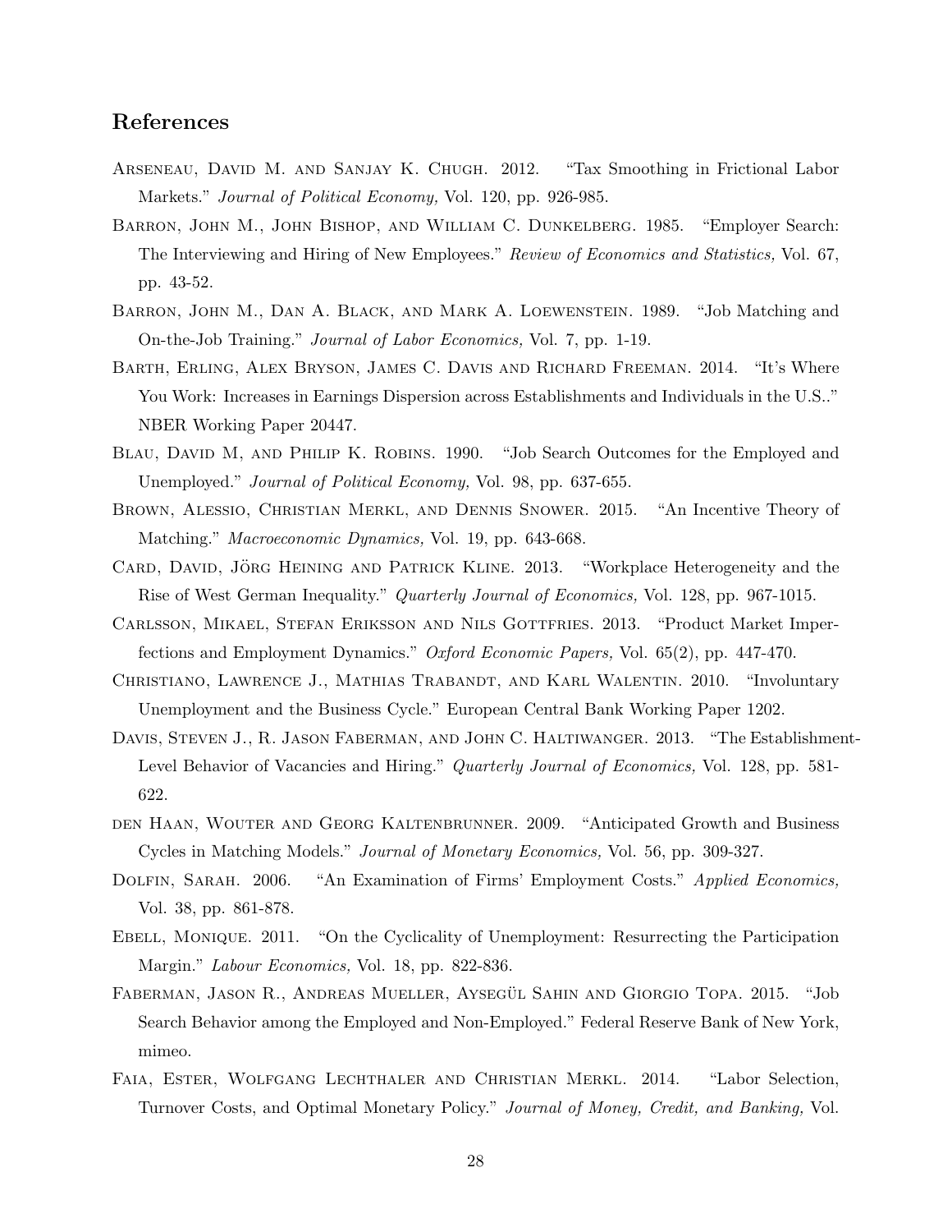## References

Arseneau, David M. and Sanjay K. Chugh. 2012. "Tax Smoothing in Frictional Labor Markets." *Journal of Political Economy,* Vol. 120, pp. 926-985.

Barron, John M., John Bishop, and William C. Dunkelberg. 1985. "Employer Search: The Interviewing and Hiring of New Employees." *Review of Economics and Statistics,* Vol. 67, pp. 43-52.

Barron, John M., Dan A. Black, and Mark A. Loewenstein. 1989. "Job Matching and On-the-Job Training." *Journal of Labor Economics,* Vol. 7, pp. 1-19.

Barth, Erling, Alex Bryson, James C. Davis and Richard Freeman. 2014. "It's Where You Work: Increases in Earnings Dispersion across Establishments and Individuals in the U.S.." NBER Working Paper 20447.

Blau, David M, and Philip K. Robins. 1990. "Job Search Outcomes for the Employed and Unemployed." *Journal of Political Economy,* Vol. 98, pp. 637-655.

Brown, Alessio, Christian Merkl, and Dennis Snower. 2015. "An Incentive Theory of Matching." *Macroeconomic Dynamics,* Vol. 19, pp. 643-668.

Card, David, Jörg Heining and Patrick Kline. 2013. "Workplace Heterogeneity and the Rise of West German Inequality." *Quarterly Journal of Economics,* Vol. 128, pp. 967-1015.

Carlsson, Mikael, Stefan Eriksson and Nils Gottfries. 2013. "Product Market Imperfections and Employment Dynamics." *Oxford Economic Papers,* Vol. 65(2), pp. 447-470.

Christiano, Lawrence J., Mathias Trabandt, and Karl Walentin. 2010. "Involuntary Unemployment and the Business Cycle." European Central Bank Working Paper 1202.

Davis, Steven J., R. Jason Faberman, and John C. Haltiwanger. 2013. "The Establishment-Level Behavior of Vacancies and Hiring." *Quarterly Journal of Economics,* Vol. 128, pp. 581-622.

den Haan, Wouter and Georg Kaltenbrunner. 2009. "Anticipated Growth and Business Cycles in Matching Models." *Journal of Monetary Economics,* Vol. 56, pp. 309-327.

Dolfin, Sarah. 2006. "An Examination of Firms' Employment Costs." *Applied Economics,* Vol. 38, pp. 861-878.

Ebell, Monique. 2011. "On the Cyclicality of Unemployment: Resurrecting the Participation Margin." *Labour Economics,* Vol. 18, pp. 822-836.

Faberman, Jason R., Andreas Mueller, Aysegül Sahin and Giorgio Topa. 2015. "Job Search Behavior among the Employed and Non-Employed." Federal Reserve Bank of New York, mimeo.

Faia, Ester, Wolfgang Lechthaler and Christian Merkl. 2014. "Labor Selection, Turnover Costs, and Optimal Monetary Policy." *Journal of Money, Credit, and Banking,* Vol.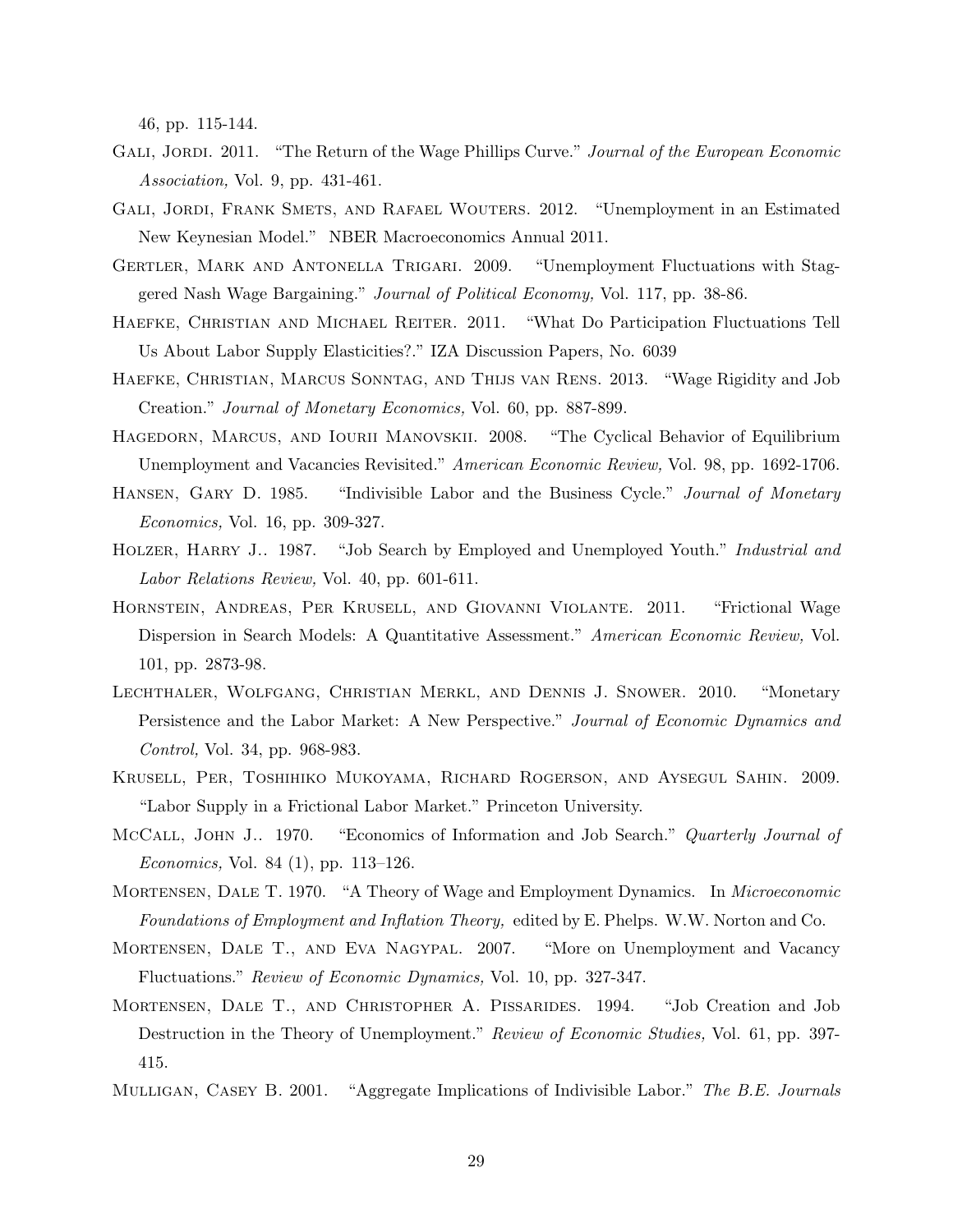46, pp. 115-144.

Gali, Jordi. 2011. "The Return of the Wage Phillips Curve." *Journal of the European Economic Association,* Vol. 9, pp. 431-461.

Gali, Jordi, Frank Smets, and Rafael Wouters. 2012. "Unemployment in an Estimated New Keynesian Model." NBER Macroeconomics Annual 2011.

Gertler, Mark and Antonella Trigari. 2009. "Unemployment Fluctuations with Staggered Nash Wage Bargaining." *Journal of Political Economy,* Vol. 117, pp. 38-86.

Haefke, Christian and Michael Reiter. 2011. "What Do Participation Fluctuations Tell Us About Labor Supply Elasticities?." IZA Discussion Papers, No. 6039

Haefke, Christian, Marcus Sonntag, and Thijs van Rens. 2013. "Wage Rigidity and Job Creation." *Journal of Monetary Economics,* Vol. 60, pp. 887-899.

Hagedorn, Marcus, and Iourii Manovskii. 2008. "The Cyclical Behavior of Equilibrium Unemployment and Vacancies Revisited." *American Economic Review,* Vol. 98, pp. 1692-1706.

Hansen, Gary D. 1985. "Indivisible Labor and the Business Cycle." *Journal of Monetary Economics,* Vol. 16, pp. 309-327.

Holzer, Harry J.. 1987. "Job Search by Employed and Unemployed Youth." *Industrial and Labor Relations Review,* Vol. 40, pp. 601-611.

Hornstein, Andreas, Per Krusell, and Giovanni Violante. 2011. "Frictional Wage Dispersion in Search Models: A Quantitative Assessment." *American Economic Review,* Vol. 101, pp. 2873-98.

Lechthaler, Wolfgang, Christian Merkl, and Dennis J. Snower. 2010. "Monetary Persistence and the Labor Market: A New Perspective." *Journal of Economic Dynamics and Control,* Vol. 34, pp. 968-983.

Krusell, Per, Toshihiko Mukoyama, Richard Rogerson, and Aysegul Sahin. 2009. "Labor Supply in a Frictional Labor Market." Princeton University.

McCall, John J.. 1970. "Economics of Information and Job Search." *Quarterly Journal of Economics,* Vol. 84 (1), pp. 113–126.

Mortensen, Dale T. 1970. "A Theory of Wage and Employment Dynamics. In *Microeconomic Foundations of Employment and Inflation Theory,* edited by E. Phelps. W.W. Norton and Co.

Mortensen, Dale T., and Eva Nagypal. 2007. "More on Unemployment and Vacancy Fluctuations." *Review of Economic Dynamics,* Vol. 10, pp. 327-347.

Mortensen, Dale T., and Christopher A. Pissarides. 1994. "Job Creation and Job Destruction in the Theory of Unemployment." *Review of Economic Studies,* Vol. 61, pp. 397-415.

Mulligan, Casey B. 2001. "Aggregate Implications of Indivisible Labor." *The B.E. Journals*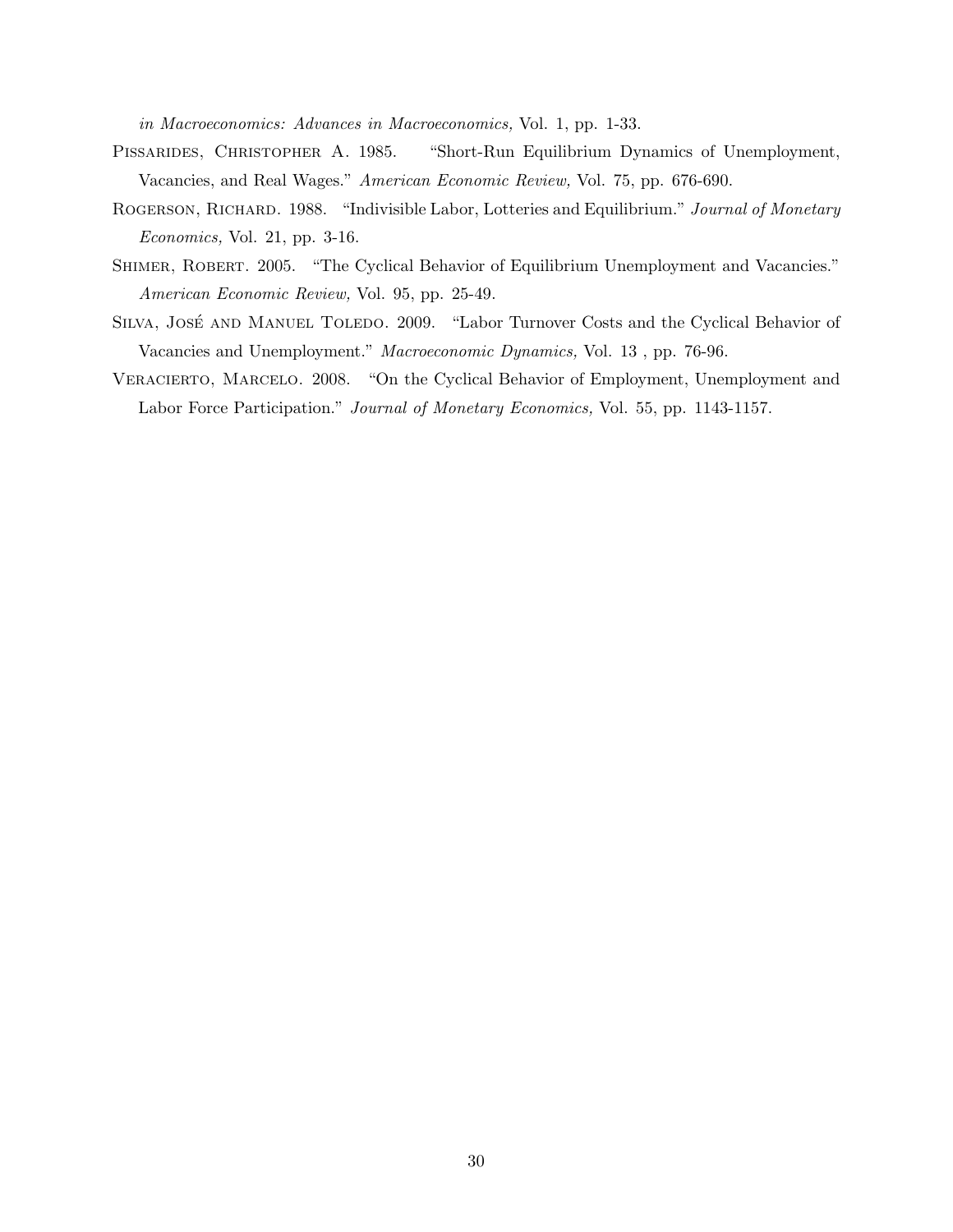*in Macroeconomics: Advances in Macroeconomics,* Vol. 1, pp. 1-33.

Pissarides, Christopher A. 1985. "Short-Run Equilibrium Dynamics of Unemployment, Vacancies, and Real Wages." *American Economic Review,* Vol. 75, pp. 676-690.

Rogerson, Richard. 1988. "Indivisible Labor, Lotteries and Equilibrium." *Journal of Monetary Economics,* Vol. 21, pp. 3-16.

Shimer, Robert. 2005. "The Cyclical Behavior of Equilibrium Unemployment and Vacancies." *American Economic Review,* Vol. 95, pp. 25-49.

Silva, José and Manuel Toledo. 2009. "Labor Turnover Costs and the Cyclical Behavior of Vacancies and Unemployment." *Macroeconomic Dynamics,* Vol. 13 , pp. 76-96.

Veracierto, Marcelo. 2008. "On the Cyclical Behavior of Employment, Unemployment and Labor Force Participation." *Journal of Monetary Economics,* Vol. 55, pp. 1143-1157.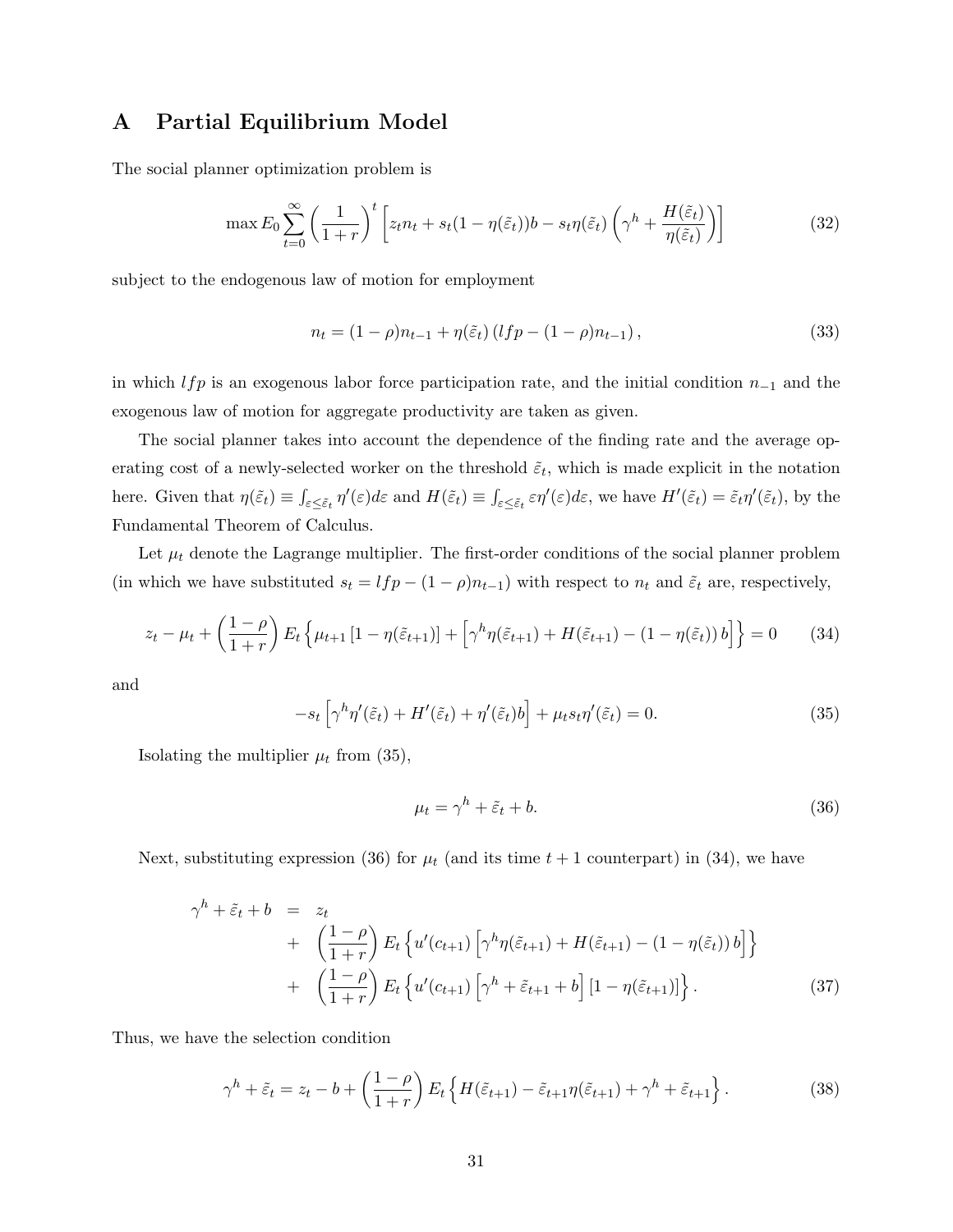## A Partial Equilibrium Model

The social planner optimization problem is

$$\max E_0 \sum_{t=0}^{\infty} \left(\frac{1}{1+r}\right)^t \left[ z_t n_t + s_t(1-\eta(\tilde{\varepsilon}_t))b - s_t \eta(\tilde{\varepsilon}_t)\left(\gamma^h + \frac{H(\tilde{\varepsilon}_t)}{\eta(\tilde{\varepsilon}_t)}\right)\right] \tag{32}$$

subject to the endogenous law of motion for employment

$$n_t = (1-\rho)n_{t-1} + \eta(\tilde{\varepsilon}_t)\left(lfp - (1-\rho)n_{t-1}\right), \tag{33}$$

in which $lfp$ is an exogenous labor force participation rate, and the initial condition $n_{-1}$ and the exogenous law of motion for aggregate productivity are taken as given.

The social planner takes into account the dependence of the finding rate and the average operating cost of a newly-selected worker on the threshold $\tilde{\varepsilon}_t$, which is made explicit in the notation here. Given that $\eta(\tilde{\varepsilon}_t) \equiv \int_{\varepsilon \leq \tilde{\varepsilon}_t} \eta'(\varepsilon) d\varepsilon$ and $H(\tilde{\varepsilon}_t) \equiv \int_{\varepsilon \leq \tilde{\varepsilon}_t} \varepsilon \eta'(\varepsilon) d\varepsilon$, we have $H'(\tilde{\varepsilon}_t) = \tilde{\varepsilon}_t \eta'(\tilde{\varepsilon}_t)$, by the Fundamental Theorem of Calculus.

Let $\mu_t$ denote the Lagrange multiplier. The first-order conditions of the social planner problem (in which we have substituted $s_t = lfp - (1-\rho)n_{t-1}$) with respect to $n_t$ and $\tilde{\varepsilon}_t$ are, respectively,

$$z_t - \mu_t + \left(\frac{1-\rho}{1+r}\right) E_t\left\{\mu_{t+1}\left[1-\eta(\tilde{\varepsilon}_{t+1})\right] + \left[\gamma^h \eta(\tilde{\varepsilon}_{t+1}) + H(\tilde{\varepsilon}_{t+1}) - (1-\eta(\tilde{\varepsilon}_t))\, b\right]\right\} = 0 \tag{34}$$

and

$$-s_t\left[\gamma^h \eta'(\tilde{\varepsilon}_t) + H'(\tilde{\varepsilon}_t) + \eta'(\tilde{\varepsilon}_t) b\right] + \mu_t s_t \eta'(\tilde{\varepsilon}_t) = 0. \tag{35}$$

Isolating the multiplier $\mu_t$ from (35),

$$\mu_t = \gamma^h + \tilde{\varepsilon}_t + b. \tag{36}$$

Next, substituting expression (36) for $\mu_t$ (and its time $t+1$ counterpart) in (34), we have

$$\begin{aligned}
\gamma^h + \tilde{\varepsilon}_t + b \;&=\; z_t \\
&+\; \left(\frac{1-\rho}{1+r}\right) E_t\left\{u'(c_{t+1})\left[\gamma^h \eta(\tilde{\varepsilon}_{t+1}) + H(\tilde{\varepsilon}_{t+1}) - (1-\eta(\tilde{\varepsilon}_t))\, b\right]\right\} \\
&+\; \left(\frac{1-\rho}{1+r}\right) E_t\left\{u'(c_{t+1})\left[\gamma^h + \tilde{\varepsilon}_{t+1} + b\right]\left[1-\eta(\tilde{\varepsilon}_{t+1})\right]\right\}.
\end{aligned} \tag{37}$$

Thus, we have the selection condition

$$\gamma^h + \tilde{\varepsilon}_t = z_t - b + \left(\frac{1-\rho}{1+r}\right) E_t\left\{H(\tilde{\varepsilon}_{t+1}) - \tilde{\varepsilon}_{t+1}\eta(\tilde{\varepsilon}_{t+1}) + \gamma^h + \tilde{\varepsilon}_{t+1}\right\}. \tag{38}$$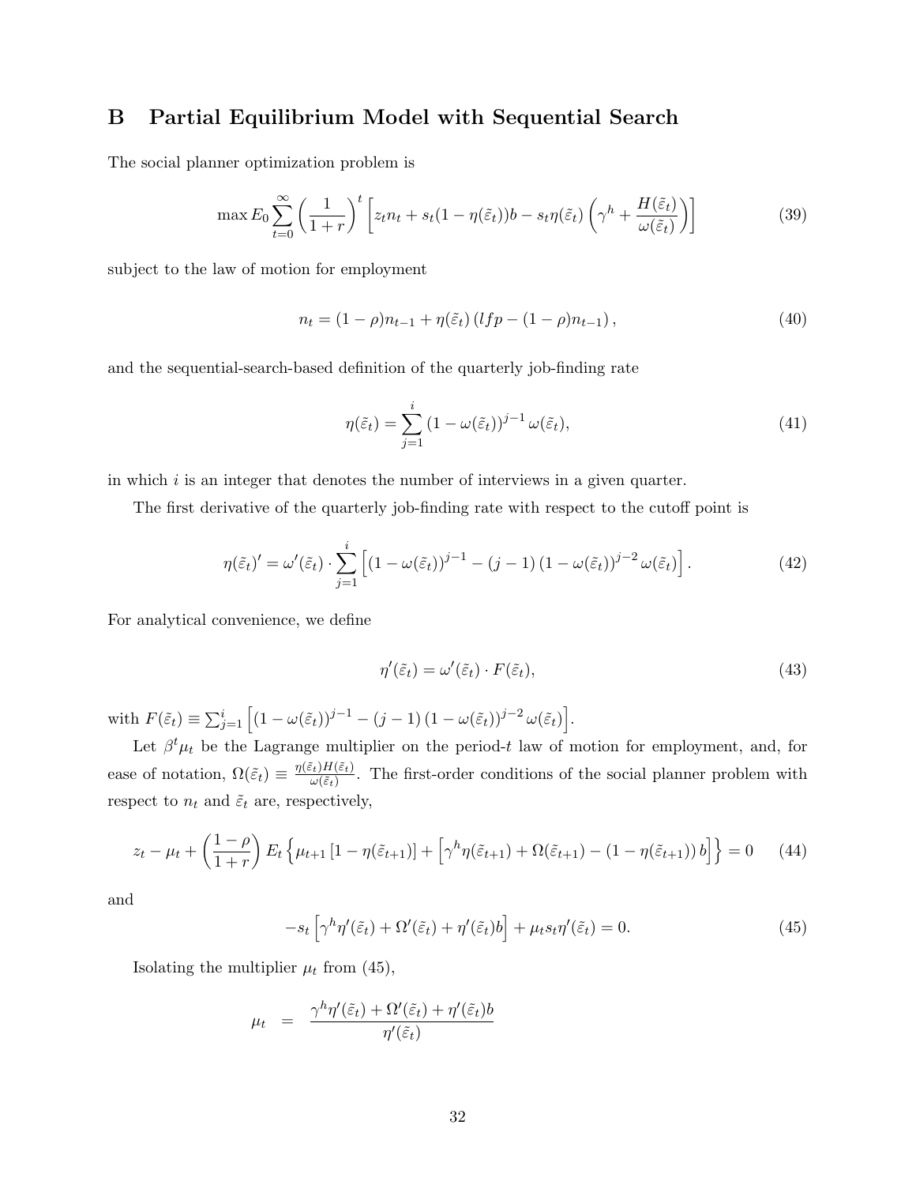# B Partial Equilibrium Model with Sequential Search

The social planner optimization problem is

$$\max E_0 \sum_{t=0}^{\infty} \left(\frac{1}{1+r}\right)^t \left[z_t n_t + s_t(1-\eta(\tilde{\varepsilon}_t))b - s_t \eta(\tilde{\varepsilon}_t)\left(\gamma^h + \frac{H(\tilde{\varepsilon}_t)}{\omega(\tilde{\varepsilon}_t)}\right)\right] \tag{39}$$

subject to the law of motion for employment

$$n_t = (1-\rho)n_{t-1} + \eta(\tilde{\varepsilon}_t)\left(lfp - (1-\rho)n_{t-1}\right), \tag{40}$$

and the sequential-search-based definition of the quarterly job-finding rate

$$\eta(\tilde{\varepsilon}_t) = \sum_{j=1}^{i} \left(1-\omega(\tilde{\varepsilon}_t)\right)^{j-1} \omega(\tilde{\varepsilon}_t), \tag{41}$$

in which $i$ is an integer that denotes the number of interviews in a given quarter.

The first derivative of the quarterly job-finding rate with respect to the cutoff point is

$$\eta(\tilde{\varepsilon}_t)' = \omega'(\tilde{\varepsilon}_t) \cdot \sum_{j=1}^{i} \left[\left(1-\omega(\tilde{\varepsilon}_t)\right)^{j-1} - (j-1)\left(1-\omega(\tilde{\varepsilon}_t)\right)^{j-2} \omega(\tilde{\varepsilon}_t)\right]. \tag{42}$$

For analytical convenience, we define

$$\eta'(\tilde{\varepsilon}_t) = \omega'(\tilde{\varepsilon}_t) \cdot F(\tilde{\varepsilon}_t), \tag{43}$$

with $F(\tilde{\varepsilon}_t) \equiv \sum_{j=1}^{i} \left[\left(1-\omega(\tilde{\varepsilon}_t)\right)^{j-1} - (j-1)\left(1-\omega(\tilde{\varepsilon}_t)\right)^{j-2} \omega(\tilde{\varepsilon}_t)\right]$.

Let $\beta^t \mu_t$ be the Lagrange multiplier on the period-$t$ law of motion for employment, and, for ease of notation, $\Omega(\tilde{\varepsilon}_t) \equiv \frac{\eta(\tilde{\varepsilon}_t)H(\tilde{\varepsilon}_t)}{\omega(\tilde{\varepsilon}_t)}$. The first-order conditions of the social planner problem with respect to $n_t$ and $\tilde{\varepsilon}_t$ are, respectively,

$$z_t - \mu_t + \left(\frac{1-\rho}{1+r}\right) E_t \left\{\mu_{t+1}\left[1-\eta(\tilde{\varepsilon}_{t+1})\right] + \left[\gamma^h \eta(\tilde{\varepsilon}_{t+1}) + \Omega(\tilde{\varepsilon}_{t+1}) - \left(1-\eta(\tilde{\varepsilon}_{t+1})\right) b\right]\right\} = 0 \tag{44}$$

and

$$-s_t\left[\gamma^h \eta'(\tilde{\varepsilon}_t) + \Omega'(\tilde{\varepsilon}_t) + \eta'(\tilde{\varepsilon}_t) b\right] + \mu_t s_t \eta'(\tilde{\varepsilon}_t) = 0. \tag{45}$$

Isolating the multiplier $\mu_t$ from (45),

$$\mu_t = \frac{\gamma^h \eta'(\tilde{\varepsilon}_t) + \Omega'(\tilde{\varepsilon}_t) + \eta'(\tilde{\varepsilon}_t) b}{\eta'(\tilde{\varepsilon}_t)}$$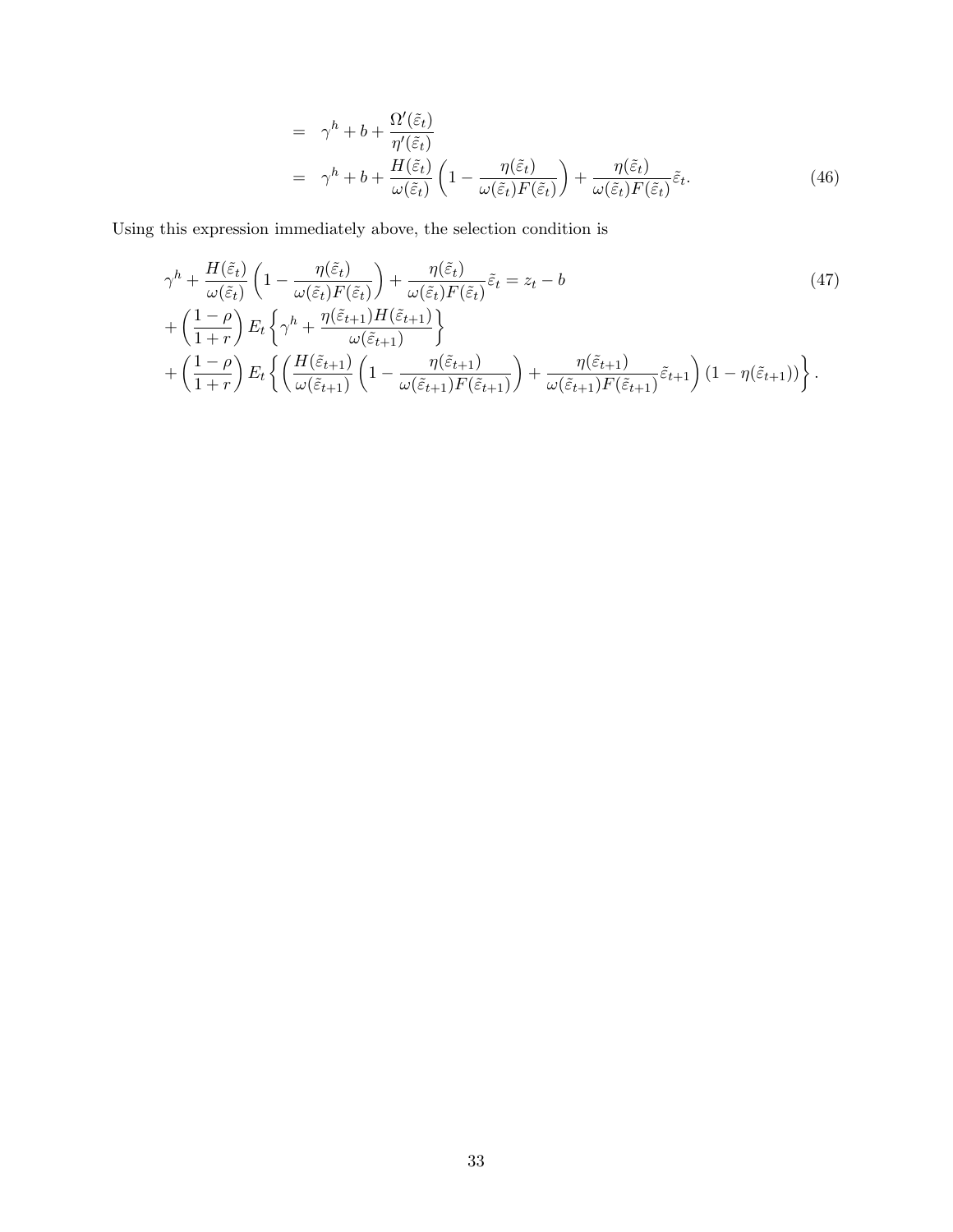$$
\begin{aligned}
&= \gamma^h + b + \frac{\Omega'(\tilde{\varepsilon}_t)}{\eta'(\tilde{\varepsilon}_t)} \\
&= \gamma^h + b + \frac{H(\tilde{\varepsilon}_t)}{\omega(\tilde{\varepsilon}_t)}\left(1 - \frac{\eta(\tilde{\varepsilon}_t)}{\omega(\tilde{\varepsilon}_t)F(\tilde{\varepsilon}_t)}\right) + \frac{\eta(\tilde{\varepsilon}_t)}{\omega(\tilde{\varepsilon}_t)F(\tilde{\varepsilon}_t)}\tilde{\varepsilon}_t. \qquad (46)
\end{aligned}
$$

Using this expression immediately above, the selection condition is

$$
\begin{aligned}
&\gamma^h + \frac{H(\tilde{\varepsilon}_t)}{\omega(\tilde{\varepsilon}_t)}\left(1 - \frac{\eta(\tilde{\varepsilon}_t)}{\omega(\tilde{\varepsilon}_t)F(\tilde{\varepsilon}_t)}\right) + \frac{\eta(\tilde{\varepsilon}_t)}{\omega(\tilde{\varepsilon}_t)F(\tilde{\varepsilon}_t)}\tilde{\varepsilon}_t = z_t - b \qquad (47) \\
&+ \left(\frac{1-\rho}{1+r}\right) E_t\left\{\gamma^h + \frac{\eta(\tilde{\varepsilon}_{t+1})H(\tilde{\varepsilon}_{t+1})}{\omega(\tilde{\varepsilon}_{t+1})}\right\} \\
&+ \left(\frac{1-\rho}{1+r}\right) E_t\left\{\left(\frac{H(\tilde{\varepsilon}_{t+1})}{\omega(\tilde{\varepsilon}_{t+1})}\left(1 - \frac{\eta(\tilde{\varepsilon}_{t+1})}{\omega(\tilde{\varepsilon}_{t+1})F(\tilde{\varepsilon}_{t+1})}\right) + \frac{\eta(\tilde{\varepsilon}_{t+1})}{\omega(\tilde{\varepsilon}_{t+1})F(\tilde{\varepsilon}_{t+1})}\tilde{\varepsilon}_{t+1}\right)(1 - \eta(\tilde{\varepsilon}_{t+1}))\right\}.
\end{aligned}
$$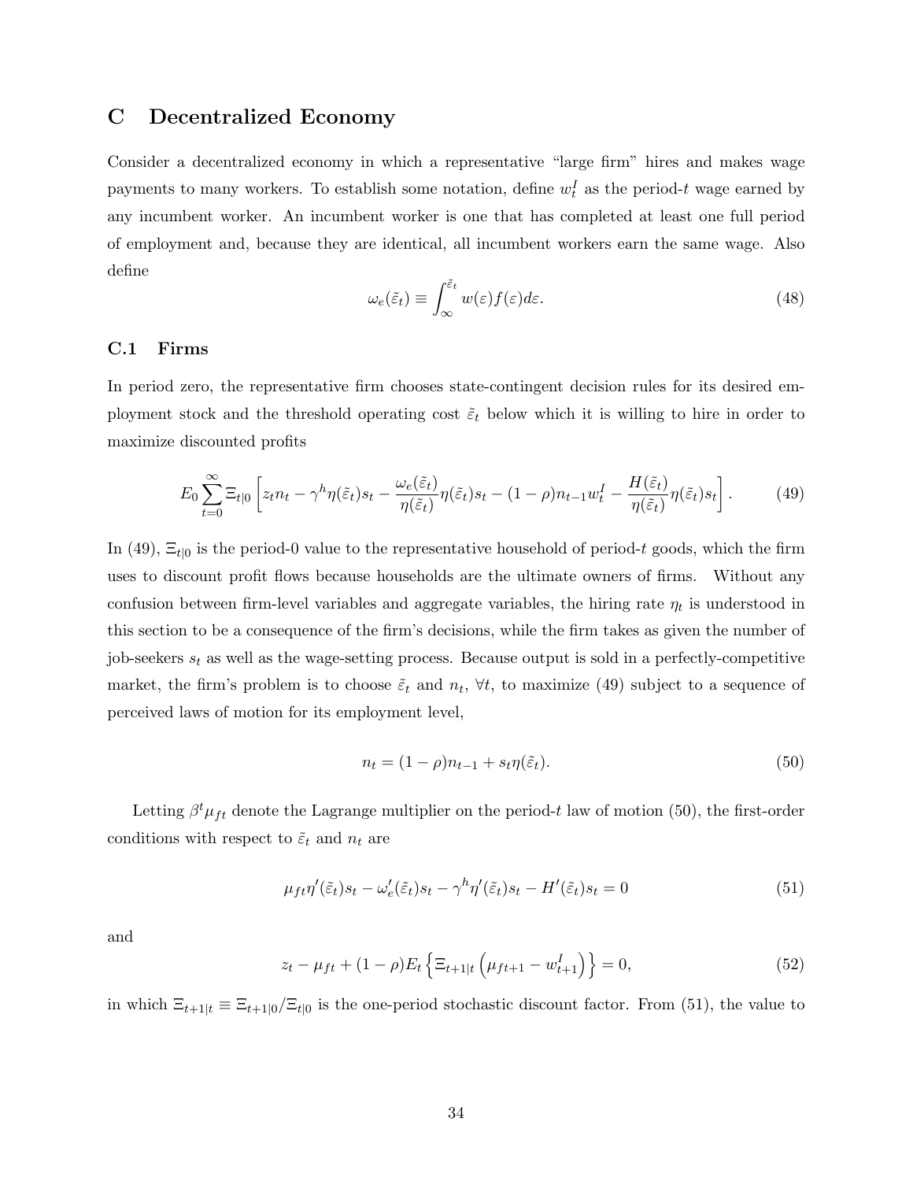## C Decentralized Economy

Consider a decentralized economy in which a representative "large firm" hires and makes wage payments to many workers. To establish some notation, define $w_t^I$ as the period-$t$ wage earned by any incumbent worker. An incumbent worker is one that has completed at least one full period of employment and, because they are identical, all incumbent workers earn the same wage. Also define

$$\omega_e(\tilde{\varepsilon}_t) \equiv \int_{\infty}^{\tilde{\varepsilon}_t} w(\varepsilon) f(\varepsilon) d\varepsilon. \tag{48}$$

### C.1 Firms

In period zero, the representative firm chooses state-contingent decision rules for its desired employment stock and the threshold operating cost $\tilde{\varepsilon}_t$ below which it is willing to hire in order to maximize discounted profits

$$E_0 \sum_{t=0}^{\infty} \Xi_{t|0} \left[ z_t n_t - \gamma^h \eta(\tilde{\varepsilon}_t) s_t - \frac{\omega_e(\tilde{\varepsilon}_t)}{\eta(\tilde{\varepsilon}_t)} \eta(\tilde{\varepsilon}_t) s_t - (1-\rho) n_{t-1} w_t^I - \frac{H(\tilde{\varepsilon}_t)}{\eta(\tilde{\varepsilon}_t)} \eta(\tilde{\varepsilon}_t) s_t \right]. \tag{49}$$

In (49), $\Xi_{t|0}$ is the period-0 value to the representative household of period-$t$ goods, which the firm uses to discount profit flows because households are the ultimate owners of firms. Without any confusion between firm-level variables and aggregate variables, the hiring rate $\eta_t$ is understood in this section to be a consequence of the firm's decisions, while the firm takes as given the number of job-seekers $s_t$ as well as the wage-setting process. Because output is sold in a perfectly-competitive market, the firm's problem is to choose $\tilde{\varepsilon}_t$ and $n_t$, $\forall t$, to maximize (49) subject to a sequence of perceived laws of motion for its employment level,

$$n_t = (1-\rho) n_{t-1} + s_t \eta(\tilde{\varepsilon}_t). \tag{50}$$

Letting $\beta^t \mu_{ft}$ denote the Lagrange multiplier on the period-$t$ law of motion (50), the first-order conditions with respect to $\tilde{\varepsilon}_t$ and $n_t$ are

$$\mu_{ft} \eta'(\tilde{\varepsilon}_t) s_t - \omega_e'(\tilde{\varepsilon}_t) s_t - \gamma^h \eta'(\tilde{\varepsilon}_t) s_t - H'(\tilde{\varepsilon}_t) s_t = 0 \tag{51}$$

and

$$z_t - \mu_{ft} + (1-\rho) E_t \left\{ \Xi_{t+1|t} \left( \mu_{ft+1} - w_{t+1}^I \right) \right\} = 0, \tag{52}$$

in which $\Xi_{t+1|t} \equiv \Xi_{t+1|0} / \Xi_{t|0}$ is the one-period stochastic discount factor. From (51), the value to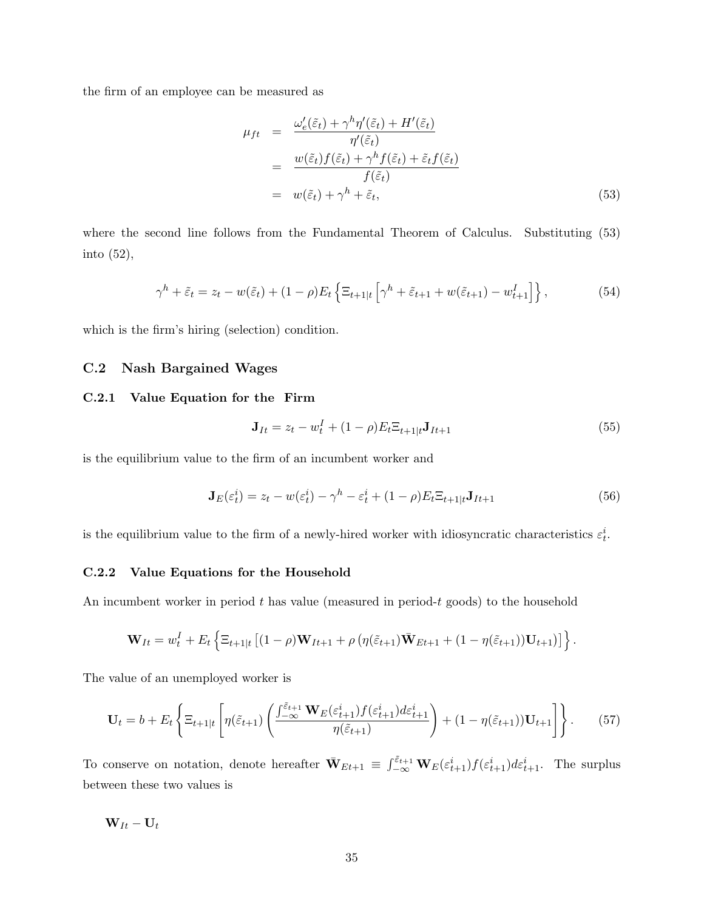the firm of an employee can be measured as

$$
\begin{aligned}
\mu_{ft} &= \frac{\omega_e'(\tilde{\varepsilon}_t) + \gamma^h \eta'(\tilde{\varepsilon}_t) + H'(\tilde{\varepsilon}_t)}{\eta'(\tilde{\varepsilon}_t)} \\
&= \frac{w(\tilde{\varepsilon}_t) f(\tilde{\varepsilon}_t) + \gamma^h f(\tilde{\varepsilon}_t) + \tilde{\varepsilon}_t f(\tilde{\varepsilon}_t)}{f(\tilde{\varepsilon}_t)} \\
&= w(\tilde{\varepsilon}_t) + \gamma^h + \tilde{\varepsilon}_t, \qquad (53)
\end{aligned}
$$

where the second line follows from the Fundamental Theorem of Calculus. Substituting (53) into (52),

$$
\gamma^h + \tilde{\varepsilon}_t = z_t - w(\tilde{\varepsilon}_t) + (1-\rho) E_t \left\{ \Xi_{t+1|t} \left[ \gamma^h + \tilde{\varepsilon}_{t+1} + w(\tilde{\varepsilon}_{t+1}) - w^I_{t+1} \right] \right\}, \qquad (54)
$$

which is the firm's hiring (selection) condition.

## C.2 Nash Bargained Wages

### C.2.1 Value Equation for the Firm

$$
\mathbf{J}_{It} = z_t - w^I_t + (1-\rho) E_t \Xi_{t+1|t} \mathbf{J}_{It+1} \qquad (55)
$$

is the equilibrium value to the firm of an incumbent worker and

$$
\mathbf{J}_E(\varepsilon^i_t) = z_t - w(\varepsilon^i_t) - \gamma^h - \varepsilon^i_t + (1-\rho) E_t \Xi_{t+1|t} \mathbf{J}_{It+1} \qquad (56)
$$

is the equilibrium value to the firm of a newly-hired worker with idiosyncratic characteristics $\varepsilon^i_t$.

### C.2.2 Value Equations for the Household

An incumbent worker in period $t$ has value (measured in period-$t$ goods) to the household

$$
\mathbf{W}_{It} = w^I_t + E_t \left\{ \Xi_{t+1|t} \left[ (1-\rho) \mathbf{W}_{It+1} + \rho \left( \eta(\tilde{\varepsilon}_{t+1}) \bar{\mathbf{W}}_{Et+1} + (1 - \eta(\tilde{\varepsilon}_{t+1})) \mathbf{U}_{t+1} \right) \right] \right\}.
$$

The value of an unemployed worker is

$$
\mathbf{U}_t = b + E_t \left\{ \Xi_{t+1|t} \left[ \eta(\tilde{\varepsilon}_{t+1}) \left( \frac{\int_{-\infty}^{\tilde{\varepsilon}_{t+1}} \mathbf{W}_E(\varepsilon^i_{t+1}) f(\varepsilon^i_{t+1}) d\varepsilon^i_{t+1}}{\eta(\tilde{\varepsilon}_{t+1})} \right) + (1 - \eta(\tilde{\varepsilon}_{t+1})) \mathbf{U}_{t+1} \right] \right\}. \qquad (57)
$$

To conserve on notation, denote hereafter $\bar{\mathbf{W}}_{Et+1} \equiv \int_{-\infty}^{\tilde{\varepsilon}_{t+1}} \mathbf{W}_E(\varepsilon^i_{t+1}) f(\varepsilon^i_{t+1}) d\varepsilon^i_{t+1}$. The surplus between these two values is

$$
\mathbf{W}_{It} - \mathbf{U}_t
$$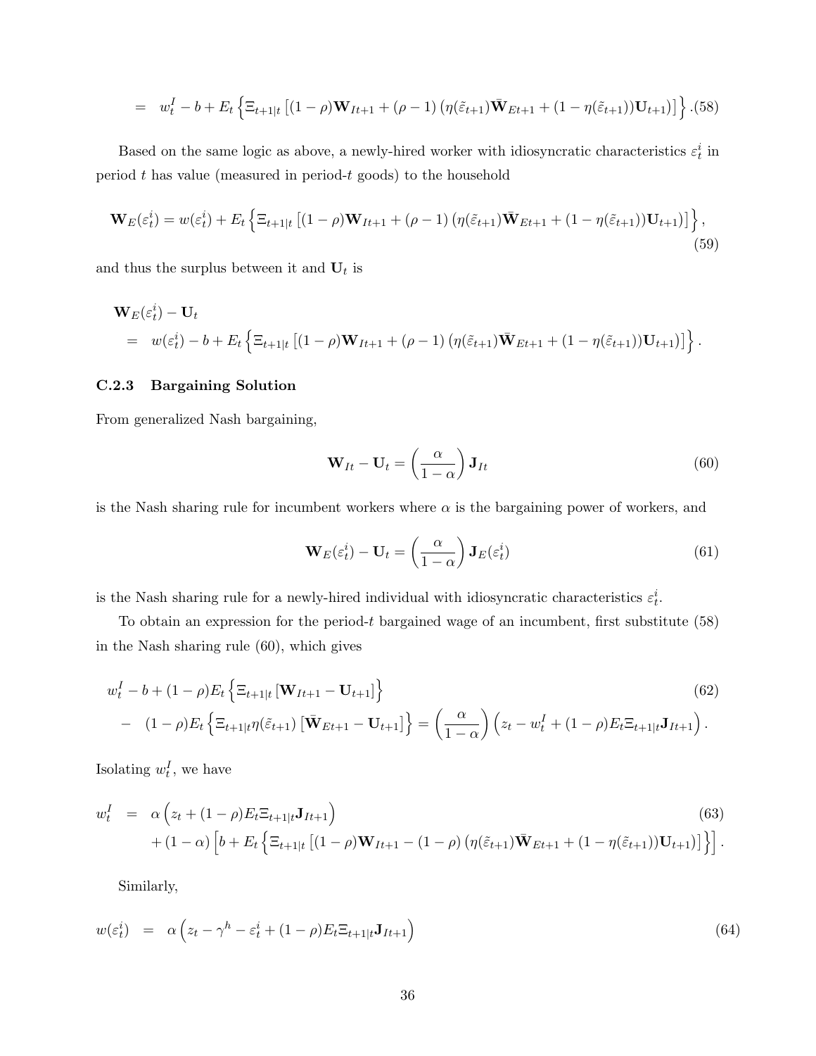$$= \quad w_t^I - b + E_t \left\{ \Xi_{t+1|t} \left[ (1-\rho) \mathbf{W}_{It+1} + (\rho - 1) \left( \eta(\tilde{\varepsilon}_{t+1}) \bar{\mathbf{W}}_{Et+1} + (1 - \eta(\tilde{\varepsilon}_{t+1})) \mathbf{U}_{t+1} \right) \right] \right\} . \tag{58}$$

Based on the same logic as above, a newly-hired worker with idiosyncratic characteristics $\varepsilon_t^i$ in period $t$ has value (measured in period-$t$ goods) to the household

$$\mathbf{W}_E(\varepsilon_t^i) = w(\varepsilon_t^i) + E_t \left\{ \Xi_{t+1|t} \left[ (1-\rho) \mathbf{W}_{It+1} + (\rho - 1) \left( \eta(\tilde{\varepsilon}_{t+1}) \bar{\mathbf{W}}_{Et+1} + (1 - \eta(\tilde{\varepsilon}_{t+1})) \mathbf{U}_{t+1} \right) \right] \right\} , \tag{59}$$

and thus the surplus between it and $\mathbf{U}_t$ is

$$\begin{aligned} &\mathbf{W}_E(\varepsilon_t^i) - \mathbf{U}_t \\ &= \quad w(\varepsilon_t^i) - b + E_t \left\{ \Xi_{t+1|t} \left[ (1-\rho) \mathbf{W}_{It+1} + (\rho - 1) \left( \eta(\tilde{\varepsilon}_{t+1}) \bar{\mathbf{W}}_{Et+1} + (1 - \eta(\tilde{\varepsilon}_{t+1})) \mathbf{U}_{t+1} \right) \right] \right\} . \end{aligned}$$

### C.2.3 Bargaining Solution

From generalized Nash bargaining,

$$\mathbf{W}_{It} - \mathbf{U}_t = \left( \frac{\alpha}{1-\alpha} \right) \mathbf{J}_{It} \tag{60}$$

is the Nash sharing rule for incumbent workers where $\alpha$ is the bargaining power of workers, and

$$\mathbf{W}_E(\varepsilon_t^i) - \mathbf{U}_t = \left( \frac{\alpha}{1-\alpha} \right) \mathbf{J}_E(\varepsilon_t^i) \tag{61}$$

is the Nash sharing rule for a newly-hired individual with idiosyncratic characteristics $\varepsilon_t^i$.

To obtain an expression for the period-$t$ bargained wage of an incumbent, first substitute (58) in the Nash sharing rule (60), which gives

$$\begin{aligned} &w_t^I - b + (1-\rho) E_t \left\{ \Xi_{t+1|t} \left[ \mathbf{W}_{It+1} - \mathbf{U}_{t+1} \right] \right\} \\ &- \quad (1-\rho) E_t \left\{ \Xi_{t+1|t} \eta(\tilde{\varepsilon}_{t+1}) \left[ \bar{\mathbf{W}}_{Et+1} - \mathbf{U}_{t+1} \right] \right\} = \left( \frac{\alpha}{1-\alpha} \right) \left( z_t - w_t^I + (1-\rho) E_t \Xi_{t+1|t} \mathbf{J}_{It+1} \right) . \end{aligned} \tag{62}$$

Isolating $w_t^I$, we have

$$\begin{aligned} w_t^I \quad &= \quad \alpha \left( z_t + (1-\rho) E_t \Xi_{t+1|t} \mathbf{J}_{It+1} \right) \\ &\quad + (1-\alpha) \left[ b + E_t \left\{ \Xi_{t+1|t} \left[ (1-\rho) \mathbf{W}_{It+1} - (1-\rho) \left( \eta(\tilde{\varepsilon}_{t+1}) \bar{\mathbf{W}}_{Et+1} + (1 - \eta(\tilde{\varepsilon}_{t+1})) \mathbf{U}_{t+1} \right) \right] \right\} \right] . \end{aligned} \tag{63}$$

Similarly,

$$w(\varepsilon_t^i) \quad = \quad \alpha \left( z_t - \gamma^h - \varepsilon_t^i + (1-\rho) E_t \Xi_{t+1|t} \mathbf{J}_{It+1} \right) \tag{64}$$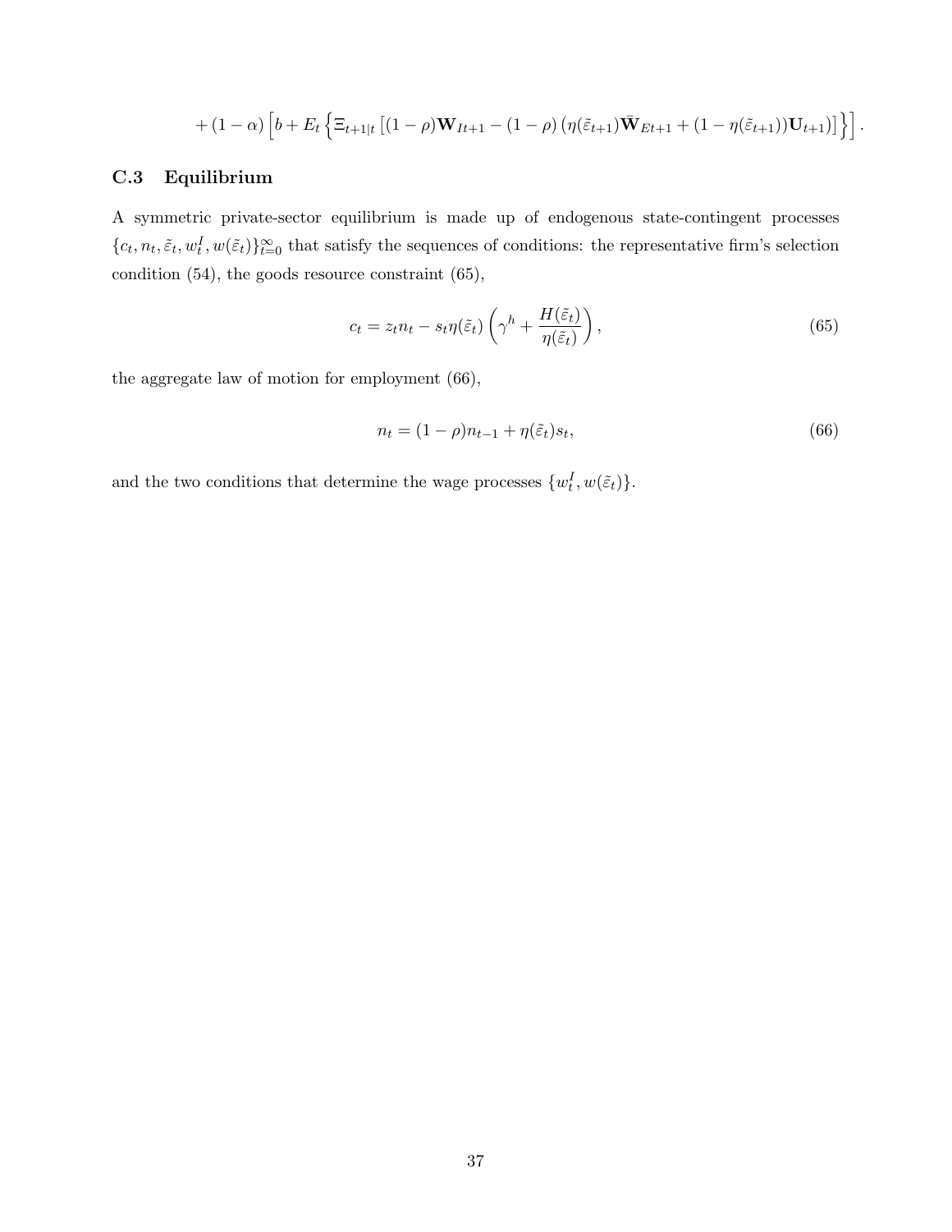$$+(1-\alpha)\left[b+E_t\left\{\Xi_{t+1|t}\left[(1-\rho)\mathbf{W}_{It+1}-(1-\rho)\left(\eta(\tilde{\varepsilon}_{t+1})\bar{\mathbf{W}}_{Et+1}+(1-\eta(\tilde{\varepsilon}_{t+1}))\mathbf{U}_{t+1}\right)\right]\right\}\right].$$

### C.3 Equilibrium

A symmetric private-sector equilibrium is made up of endogenous state-contingent processes $\{c_t, n_t, \tilde{\varepsilon}_t, w_t^I, w(\tilde{\varepsilon}_t)\}_{t=0}^{\infty}$ that satisfy the sequences of conditions: the representative firm's selection condition (54), the goods resource constraint (65),

$$c_t = z_t n_t - s_t \eta(\tilde{\varepsilon}_t)\left(\gamma^h + \frac{H(\tilde{\varepsilon}_t)}{\eta(\tilde{\varepsilon}_t)}\right), \tag{65}$$

the aggregate law of motion for employment (66),

$$n_t = (1-\rho)n_{t-1} + \eta(\tilde{\varepsilon}_t)s_t, \tag{66}$$

and the two conditions that determine the wage processes $\{w_t^I, w(\tilde{\varepsilon}_t)\}$.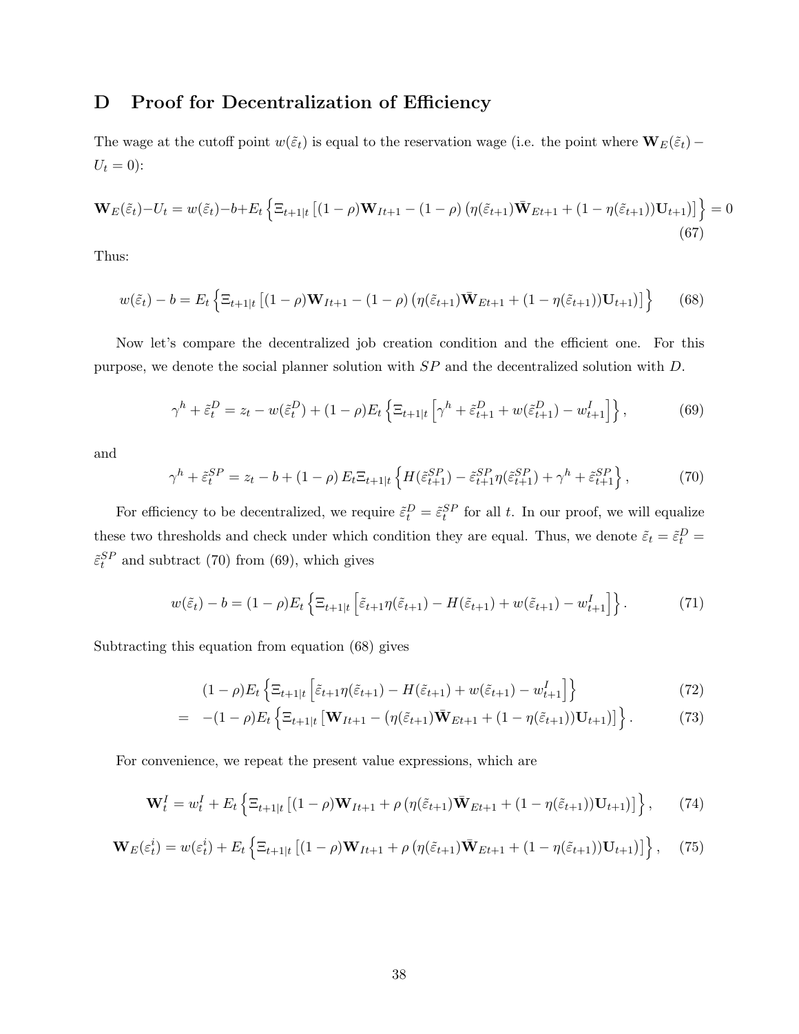# D Proof for Decentralization of Efficiency

The wage at the cutoff point $w(\tilde{\varepsilon}_t)$ is equal to the reservation wage (i.e. the point where $\mathbf{W}_E(\tilde{\varepsilon}_t) - U_t = 0$):

$$\mathbf{W}_E(\tilde{\varepsilon}_t) - U_t = w(\tilde{\varepsilon}_t) - b + E_t\left\{\Xi_{t+1|t}\left[(1-\rho)\mathbf{W}_{It+1} - (1-\rho)\left(\eta(\tilde{\varepsilon}_{t+1})\bar{\mathbf{W}}_{Et+1} + (1-\eta(\tilde{\varepsilon}_{t+1}))\mathbf{U}_{t+1}\right)\right]\right\} = 0 \tag{67}$$

Thus:

$$w(\tilde{\varepsilon}_t) - b = E_t\left\{\Xi_{t+1|t}\left[(1-\rho)\mathbf{W}_{It+1} - (1-\rho)\left(\eta(\tilde{\varepsilon}_{t+1})\bar{\mathbf{W}}_{Et+1} + (1-\eta(\tilde{\varepsilon}_{t+1}))\mathbf{U}_{t+1}\right)\right]\right\} \tag{68}$$

Now let's compare the decentralized job creation condition and the efficient one. For this purpose, we denote the social planner solution with $SP$ and the decentralized solution with $D$.

$$\gamma^h + \tilde{\varepsilon}_t^D = z_t - w(\tilde{\varepsilon}_t^D) + (1-\rho)E_t\left\{\Xi_{t+1|t}\left[\gamma^h + \tilde{\varepsilon}_{t+1}^D + w(\tilde{\varepsilon}_{t+1}^D) - w_{t+1}^I\right]\right\}, \tag{69}$$

and

$$\gamma^h + \tilde{\varepsilon}_t^{SP} = z_t - b + (1-\rho)\,E_t\Xi_{t+1|t}\left\{H(\tilde{\varepsilon}_{t+1}^{SP}) - \tilde{\varepsilon}_{t+1}^{SP}\eta(\tilde{\varepsilon}_{t+1}^{SP}) + \gamma^h + \tilde{\varepsilon}_{t+1}^{SP}\right\}, \tag{70}$$

For efficiency to be decentralized, we require $\tilde{\varepsilon}_t^D = \tilde{\varepsilon}_t^{SP}$ for all $t$. In our proof, we will equalize these two thresholds and check under which condition they are equal. Thus, we denote $\tilde{\varepsilon}_t = \tilde{\varepsilon}_t^D = \tilde{\varepsilon}_t^{SP}$ and subtract (70) from (69), which gives

$$w(\tilde{\varepsilon}_t) - b = (1-\rho)E_t\left\{\Xi_{t+1|t}\left[\tilde{\varepsilon}_{t+1}\eta(\tilde{\varepsilon}_{t+1}) - H(\tilde{\varepsilon}_{t+1}) + w(\tilde{\varepsilon}_{t+1}) - w_{t+1}^I\right]\right\}. \tag{71}$$

Subtracting this equation from equation (68) gives

$$(1-\rho)E_t\left\{\Xi_{t+1|t}\left[\tilde{\varepsilon}_{t+1}\eta(\tilde{\varepsilon}_{t+1}) - H(\tilde{\varepsilon}_{t+1}) + w(\tilde{\varepsilon}_{t+1}) - w_{t+1}^I\right]\right\} \tag{72}$$

$$= \; -(1-\rho)E_t\left\{\Xi_{t+1|t}\left[\mathbf{W}_{It+1} - \left(\eta(\tilde{\varepsilon}_{t+1})\bar{\mathbf{W}}_{Et+1} + (1-\eta(\tilde{\varepsilon}_{t+1}))\mathbf{U}_{t+1}\right)\right]\right\}. \tag{73}$$

For convenience, we repeat the present value expressions, which are

$$\mathbf{W}_t^I = w_t^I + E_t\left\{\Xi_{t+1|t}\left[(1-\rho)\mathbf{W}_{It+1} + \rho\left(\eta(\tilde{\varepsilon}_{t+1})\bar{\mathbf{W}}_{Et+1} + (1-\eta(\tilde{\varepsilon}_{t+1}))\mathbf{U}_{t+1}\right)\right]\right\}, \tag{74}$$

$$\mathbf{W}_E(\varepsilon_t^i) = w(\varepsilon_t^i) + E_t\left\{\Xi_{t+1|t}\left[(1-\rho)\mathbf{W}_{It+1} + \rho\left(\eta(\tilde{\varepsilon}_{t+1})\bar{\mathbf{W}}_{Et+1} + (1-\eta(\tilde{\varepsilon}_{t+1}))\mathbf{U}_{t+1}\right)\right]\right\}, \tag{75}$$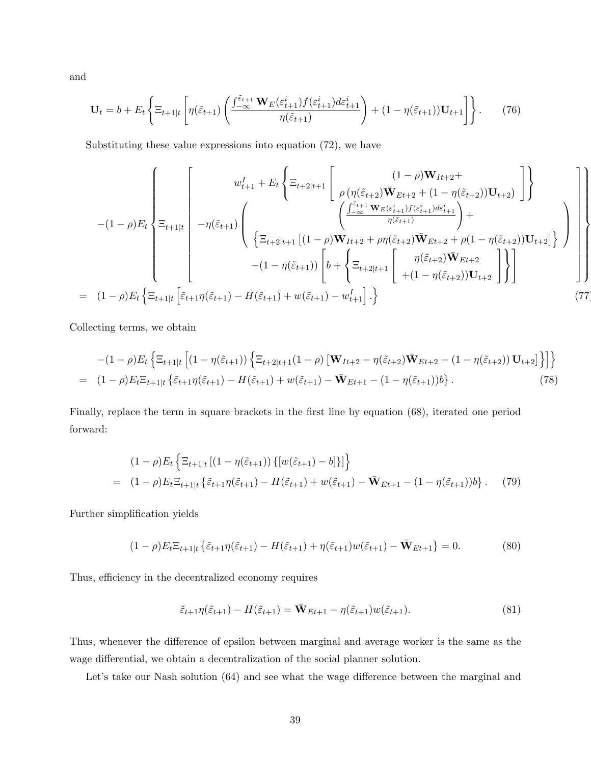and

$$
\mathbf{U}_t = b + E_t \left\{ \Xi_{t+1|t} \left[ \eta(\tilde{\varepsilon}_{t+1}) \left( \frac{\int_{-\infty}^{\tilde{\varepsilon}_{t+1}} \mathbf{W}_E(\varepsilon^i_{t+1}) f(\varepsilon^i_{t+1}) d\varepsilon^i_{t+1}}{\eta(\tilde{\varepsilon}_{t+1})} \right) + (1-\eta(\tilde{\varepsilon}_{t+1}))\mathbf{U}_{t+1} \right] \right\}. \tag{76}
$$

Substituting these value expressions into equation (72), we have

$$
\begin{aligned}
& -(1-\rho)E_t \left\{ \Xi_{t+1|t} \left[ \begin{array}{c} w^I_{t+1} + E_t \left\{ \Xi_{t+2|t+1} \left[ \begin{array}{c} (1-\rho)\mathbf{W}_{It+2} + \\ \rho\left(\eta(\tilde{\varepsilon}_{t+2})\bar{\mathbf{W}}_{Et+2} + (1-\eta(\tilde{\varepsilon}_{t+2}))\mathbf{U}_{t+2}\right) \end{array} \right] \right\} \\ -\eta(\tilde{\varepsilon}_{t+1}) \left( \begin{array}{c} \left( \frac{\int_{-\infty}^{\tilde{\varepsilon}_{t+1}} \mathbf{W}_E(\varepsilon^i_{t+1}) f(\varepsilon^i_{t+1}) d\varepsilon^i_{t+1}}{\eta(\tilde{\varepsilon}_{t+1})} \right) + \\ \left\{ \Xi_{t+2|t+1}\left[(1-\rho)\mathbf{W}_{It+2} + \rho\eta(\tilde{\varepsilon}_{t+2})\bar{\mathbf{W}}_{Et+2} + \rho(1-\eta(\tilde{\varepsilon}_{t+2}))\mathbf{U}_{t+2}\right] \right\} \end{array} \right) \\ -(1-\eta(\tilde{\varepsilon}_{t+1})) \left[ b + \left\{ \Xi_{t+2|t+1} \left[ \begin{array}{c} \eta(\tilde{\varepsilon}_{t+2})\bar{\mathbf{W}}_{Et+2} \\ +(1-\eta(\tilde{\varepsilon}_{t+2}))\mathbf{U}_{t+2} \end{array} \right] \right\} \right] \end{array} \right] \right\} \\
= \; & (1-\rho)E_t \left\{ \Xi_{t+1|t} \left[ \tilde{\varepsilon}_{t+1}\eta(\tilde{\varepsilon}_{t+1}) - H(\tilde{\varepsilon}_{t+1}) + w(\tilde{\varepsilon}_{t+1}) - w^I_{t+1} \right] . \right\}
\end{aligned} \tag{77}
$$

Collecting terms, we obtain

$$
\begin{aligned}
& -(1-\rho)E_t \left\{ \Xi_{t+1|t} \left[ (1-\eta(\tilde{\varepsilon}_{t+1})) \left\{ \Xi_{t+2|t+1}(1-\rho)\left[ \mathbf{W}_{It+2} - \eta(\tilde{\varepsilon}_{t+2})\bar{\mathbf{W}}_{Et+2} - (1-\eta(\tilde{\varepsilon}_{t+2}))\,\mathbf{U}_{t+2} \right] \right\} \right] \right\} \\
= \; & (1-\rho)E_t\Xi_{t+1|t} \left\{ \tilde{\varepsilon}_{t+1}\eta(\tilde{\varepsilon}_{t+1}) - H(\tilde{\varepsilon}_{t+1}) + w(\tilde{\varepsilon}_{t+1}) - \bar{\mathbf{W}}_{Et+1} - (1-\eta(\tilde{\varepsilon}_{t+1}))b \right\}.
\end{aligned} \tag{78}
$$

Finally, replace the term in square brackets in the first line by equation (68), iterated one period forward:

$$
\begin{aligned}
& (1-\rho)E_t \left\{ \Xi_{t+1|t} \left[ (1-\eta(\tilde{\varepsilon}_{t+1})) \left\{ [w(\tilde{\varepsilon}_{t+1}) - b] \right\} \right] \right\} \\
= \; & (1-\rho)E_t\Xi_{t+1|t} \left\{ \tilde{\varepsilon}_{t+1}\eta(\tilde{\varepsilon}_{t+1}) - H(\tilde{\varepsilon}_{t+1}) + w(\tilde{\varepsilon}_{t+1}) - \bar{\mathbf{W}}_{Et+1} - (1-\eta(\tilde{\varepsilon}_{t+1}))b \right\}.
\end{aligned} \tag{79}
$$

Further simplification yields

$$
(1-\rho)E_t\Xi_{t+1|t} \left\{ \tilde{\varepsilon}_{t+1}\eta(\tilde{\varepsilon}_{t+1}) - H(\tilde{\varepsilon}_{t+1}) + \eta(\tilde{\varepsilon}_{t+1})w(\tilde{\varepsilon}_{t+1}) - \bar{\mathbf{W}}_{Et+1} \right\} = 0. \tag{80}
$$

Thus, efficiency in the decentralized economy requires

$$
\tilde{\varepsilon}_{t+1}\eta(\tilde{\varepsilon}_{t+1}) - H(\tilde{\varepsilon}_{t+1}) = \bar{\mathbf{W}}_{Et+1} - \eta(\tilde{\varepsilon}_{t+1})w(\tilde{\varepsilon}_{t+1}). \tag{81}
$$

Thus, whenever the difference of epsilon between marginal and average worker is the same as the wage differential, we obtain a decentralization of the social planner solution.

Let's take our Nash solution (64) and see what the wage difference between the marginal and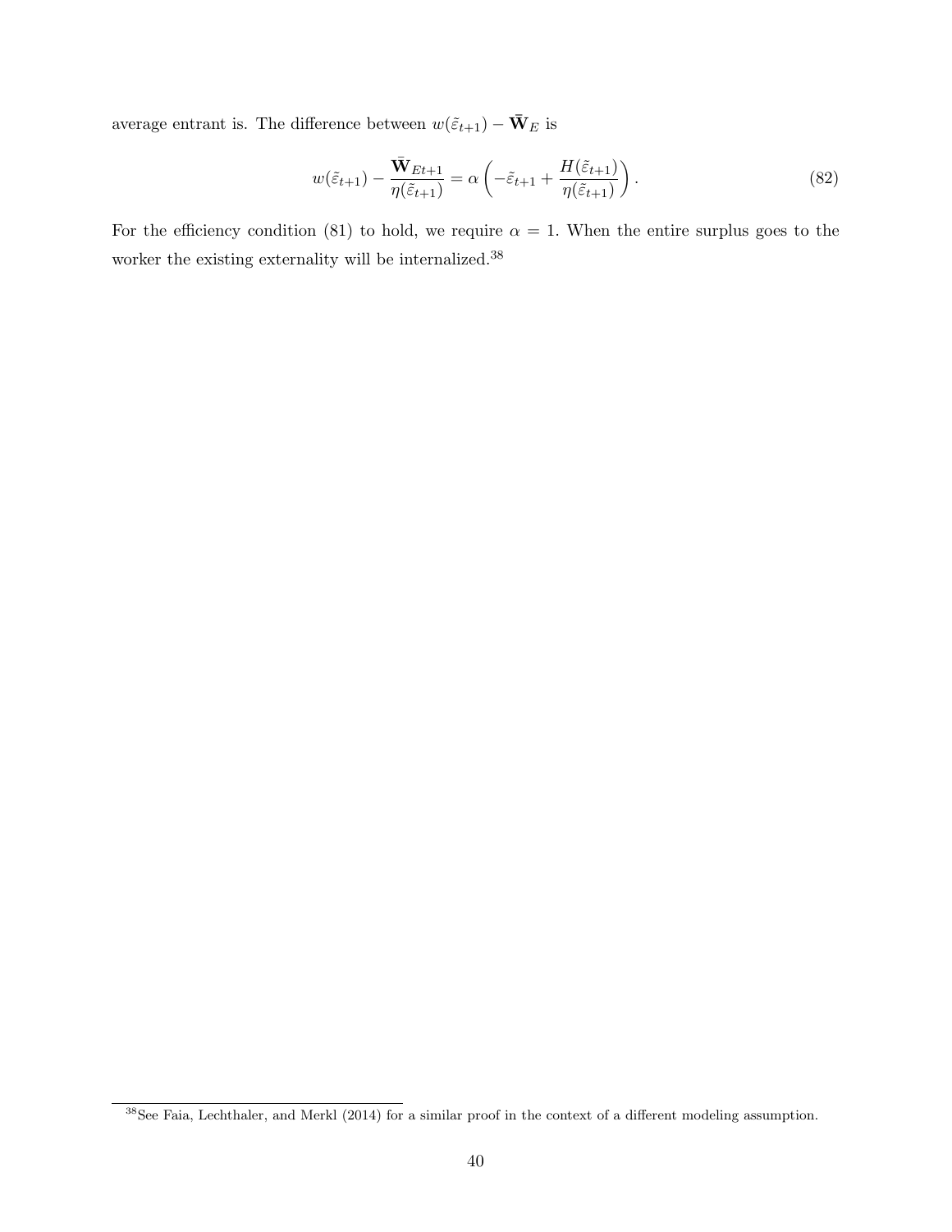average entrant is. The difference between $w(\tilde{\varepsilon}_{t+1}) - \bar{\mathbf{W}}_E$ is

$$w(\tilde{\varepsilon}_{t+1}) - \frac{\bar{\mathbf{W}}_{Et+1}}{\eta(\tilde{\varepsilon}_{t+1})} = \alpha \left( -\tilde{\varepsilon}_{t+1} + \frac{H(\tilde{\varepsilon}_{t+1})}{\eta(\tilde{\varepsilon}_{t+1})} \right). \tag{82}$$

For the efficiency condition (81) to hold, we require $\alpha = 1$. When the entire surplus goes to the worker the existing externality will be internalized.[38]

[38] See Faia, Lechthaler, and Merkl (2014) for a similar proof in the context of a different modeling assumption.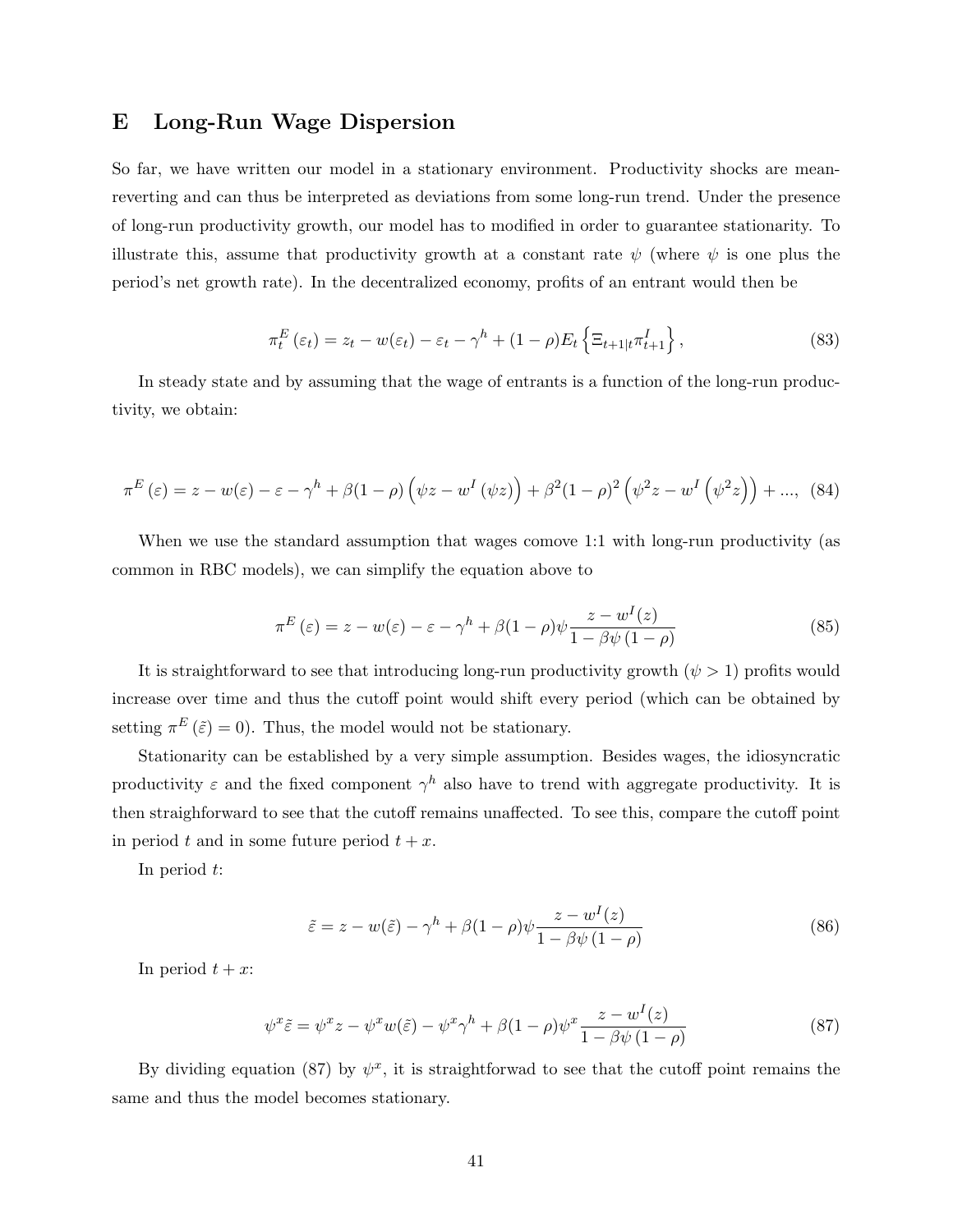# E Long-Run Wage Dispersion

So far, we have written our model in a stationary environment. Productivity shocks are mean-reverting and can thus be interpreted as deviations from some long-run trend. Under the presence of long-run productivity growth, our model has to modified in order to guarantee stationarity. To illustrate this, assume that productivity growth at a constant rate $\psi$ (where $\psi$ is one plus the period's net growth rate). In the decentralized economy, profits of an entrant would then be

$$\pi_t^E(\varepsilon_t) = z_t - w(\varepsilon_t) - \varepsilon_t - \gamma^h + (1-\rho)E_t\left\{\Xi_{t+1|t}\pi_{t+1}^I\right\}, \tag{83}$$

In steady state and by assuming that the wage of entrants is a function of the long-run productivity, we obtain:

$$\pi^E(\varepsilon) = z - w(\varepsilon) - \varepsilon - \gamma^h + \beta(1-\rho)\left(\psi z - w^I(\psi z)\right) + \beta^2(1-\rho)^2\left(\psi^2 z - w^I\left(\psi^2 z\right)\right) + ..., \tag{84}$$

When we use the standard assumption that wages comove 1:1 with long-run productivity (as common in RBC models), we can simplify the equation above to

$$\pi^E(\varepsilon) = z - w(\varepsilon) - \varepsilon - \gamma^h + \beta(1-\rho)\psi\frac{z - w^I(z)}{1-\beta\psi(1-\rho)} \tag{85}$$

It is straightforward to see that introducing long-run productivity growth ($\psi > 1$) profits would increase over time and thus the cutoff point would shift every period (which can be obtained by setting $\pi^E(\tilde{\varepsilon}) = 0$). Thus, the model would not be stationary.

Stationarity can be established by a very simple assumption. Besides wages, the idiosyncratic productivity $\varepsilon$ and the fixed component $\gamma^h$ also have to trend with aggregate productivity. It is then straighforward to see that the cutoff remains unaffected. To see this, compare the cutoff point in period $t$ and in some future period $t+x$.

In period $t$:

$$\tilde{\varepsilon} = z - w(\tilde{\varepsilon}) - \gamma^h + \beta(1-\rho)\psi\frac{z - w^I(z)}{1-\beta\psi(1-\rho)} \tag{86}$$

In period $t+x$:

$$\psi^x\tilde{\varepsilon} = \psi^x z - \psi^x w(\tilde{\varepsilon}) - \psi^x\gamma^h + \beta(1-\rho)\psi^x\frac{z - w^I(z)}{1-\beta\psi(1-\rho)} \tag{87}$$

By dividing equation (87) by $\psi^x$, it is straightforwad to see that the cutoff point remains the same and thus the model becomes stationary.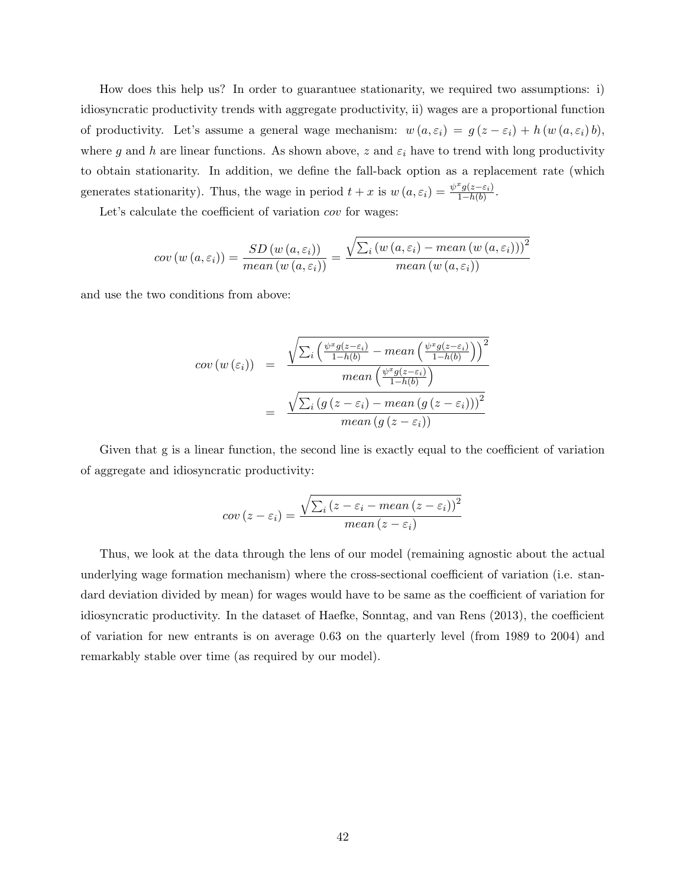How does this help us? In order to guarantuee stationarity, we required two assumptions: i) idiosyncratic productivity trends with aggregate productivity, ii) wages are a proportional function of productivity. Let's assume a general wage mechanism: $w(a, \varepsilon_i) = g(z - \varepsilon_i) + h(w(a, \varepsilon_i) b)$, where $g$ and $h$ are linear functions. As shown above, $z$ and $\varepsilon_i$ have to trend with long productivity to obtain stationarity. In addition, we define the fall-back option as a replacement rate (which generates stationarity). Thus, the wage in period $t + x$ is $w(a, \varepsilon_i) = \frac{\psi^x g(z-\varepsilon_i)}{1-h(b)}$.

Let's calculate the coefficient of variation *cov* for wages:

$$cov(w(a, \varepsilon_i)) = \frac{SD(w(a, \varepsilon_i))}{mean(w(a, \varepsilon_i))} = \frac{\sqrt{\sum_i (w(a, \varepsilon_i) - mean(w(a, \varepsilon_i)))^2}}{mean(w(a, \varepsilon_i))}$$

and use the two conditions from above:

$$\begin{aligned} cov(w(\varepsilon_i)) &= \frac{\sqrt{\sum_i \left(\frac{\psi^x g(z-\varepsilon_i)}{1-h(b)} - mean\left(\frac{\psi^x g(z-\varepsilon_i)}{1-h(b)}\right)\right)^2}}{mean\left(\frac{\psi^x g(z-\varepsilon_i)}{1-h(b)}\right)} \\ &= \frac{\sqrt{\sum_i (g(z-\varepsilon_i) - mean(g(z-\varepsilon_i)))^2}}{mean(g(z-\varepsilon_i))} \end{aligned}$$

Given that g is a linear function, the second line is exactly equal to the coefficient of variation of aggregate and idiosyncratic productivity:

$$cov(z - \varepsilon_i) = \frac{\sqrt{\sum_i (z - \varepsilon_i - mean(z - \varepsilon_i))^2}}{mean(z - \varepsilon_i)}$$

Thus, we look at the data through the lens of our model (remaining agnostic about the actual underlying wage formation mechanism) where the cross-sectional coefficient of variation (i.e. standard deviation divided by mean) for wages would have to be same as the coefficient of variation for idiosyncratic productivity. In the dataset of Haefke, Sonntag, and van Rens (2013), the coefficient of variation for new entrants is on average 0.63 on the quarterly level (from 1989 to 2004) and remarkably stable over time (as required by our model).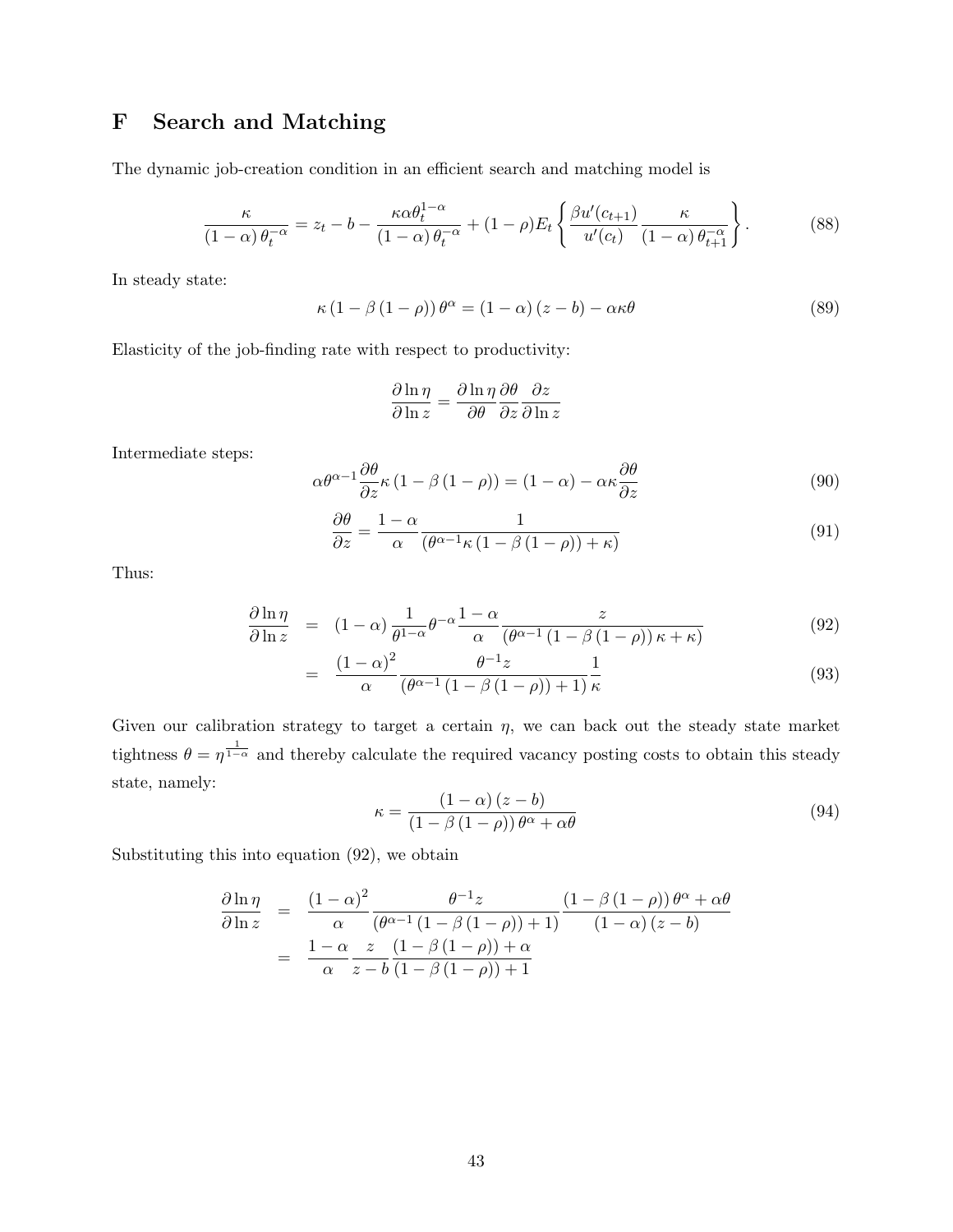## F Search and Matching

The dynamic job-creation condition in an efficient search and matching model is

$$\frac{\kappa}{(1-\alpha)\,\theta_t^{-\alpha}} = z_t - b - \frac{\kappa\alpha\theta_t^{1-\alpha}}{(1-\alpha)\,\theta_t^{-\alpha}} + (1-\rho)E_t\left\{\frac{\beta u'(c_{t+1})}{u'(c_t)}\frac{\kappa}{(1-\alpha)\,\theta_{t+1}^{-\alpha}}\right\}. \tag{88}$$

In steady state:

$$\kappa\,(1-\beta\,(1-\rho))\,\theta^{\alpha} = (1-\alpha)\,(z-b) - \alpha\kappa\theta \tag{89}$$

Elasticity of the job-finding rate with respect to productivity:

$$\frac{\partial \ln \eta}{\partial \ln z} = \frac{\partial \ln \eta}{\partial \theta}\frac{\partial \theta}{\partial z}\frac{\partial z}{\partial \ln z}$$

Intermediate steps:

$$\alpha\theta^{\alpha-1}\frac{\partial \theta}{\partial z}\kappa\,(1-\beta\,(1-\rho)) = (1-\alpha) - \alpha\kappa\frac{\partial \theta}{\partial z} \tag{90}$$

$$\frac{\partial \theta}{\partial z} = \frac{1-\alpha}{\alpha}\frac{1}{(\theta^{\alpha-1}\kappa\,(1-\beta\,(1-\rho)) + \kappa)} \tag{91}$$

Thus:

$$\begin{aligned}
\frac{\partial \ln \eta}{\partial \ln z} &= (1-\alpha)\,\frac{1}{\theta^{1-\alpha}}\theta^{-\alpha}\frac{1-\alpha}{\alpha}\frac{z}{(\theta^{\alpha-1}\,(1-\beta\,(1-\rho))\,\kappa + \kappa)} &(92)\\
&= \frac{(1-\alpha)^2}{\alpha}\frac{\theta^{-1}z}{(\theta^{\alpha-1}\,(1-\beta\,(1-\rho)) + 1)}\frac{1}{\kappa} &(93)
\end{aligned}$$

Given our calibration strategy to target a certain $\eta$, we can back out the steady state market tightness $\theta = \eta^{\frac{1}{1-\alpha}}$ and thereby calculate the required vacancy posting costs to obtain this steady state, namely:

$$\kappa = \frac{(1-\alpha)\,(z-b)}{(1-\beta\,(1-\rho))\,\theta^{\alpha} + \alpha\theta} \tag{94}$$

Substituting this into equation (92), we obtain

$$\begin{aligned}
\frac{\partial \ln \eta}{\partial \ln z} &= \frac{(1-\alpha)^2}{\alpha}\frac{\theta^{-1}z}{(\theta^{\alpha-1}\,(1-\beta\,(1-\rho)) + 1)}\frac{(1-\beta\,(1-\rho))\,\theta^{\alpha} + \alpha\theta}{(1-\alpha)\,(z-b)}\\
&= \frac{1-\alpha}{\alpha}\frac{z}{z-b}\frac{(1-\beta\,(1-\rho)) + \alpha}{(1-\beta\,(1-\rho)) + 1}
\end{aligned}$$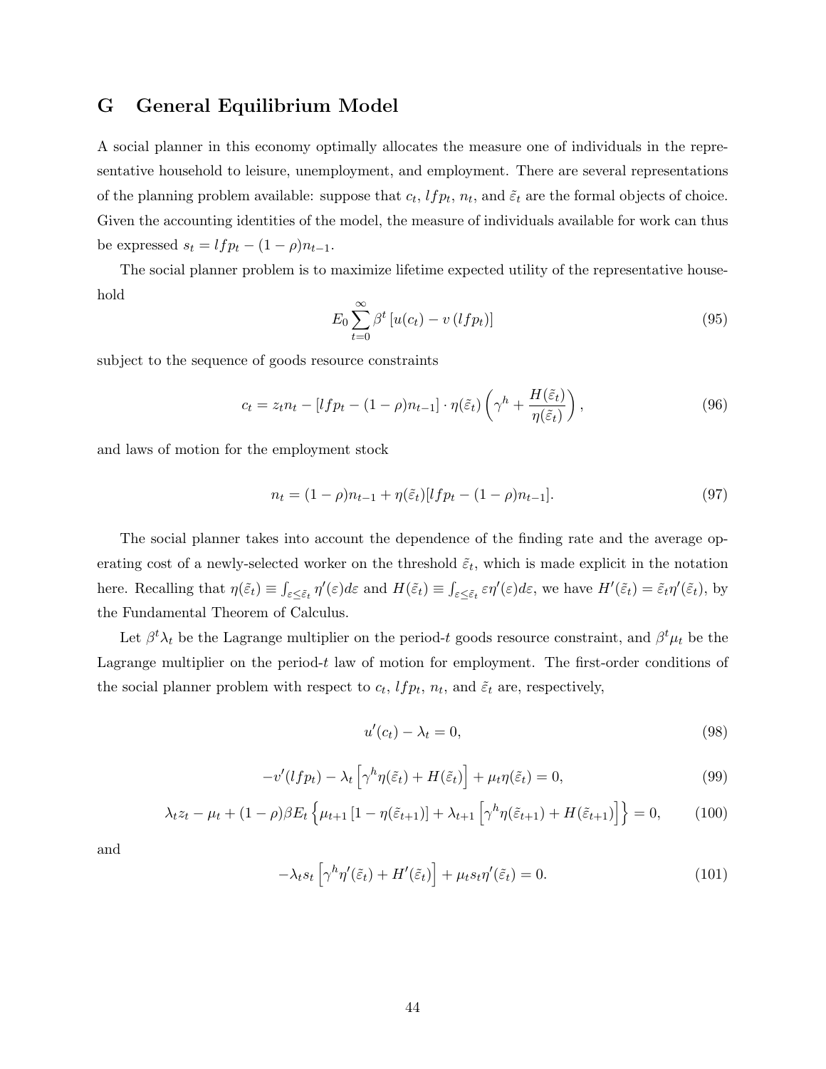# G General Equilibrium Model

A social planner in this economy optimally allocates the measure one of individuals in the representative household to leisure, unemployment, and employment. There are several representations of the planning problem available: suppose that $c_t$, $lfp_t$, $n_t$, and $\tilde{\varepsilon}_t$ are the formal objects of choice. Given the accounting identities of the model, the measure of individuals available for work can thus be expressed $s_t = lfp_t - (1-\rho)n_{t-1}$.

The social planner problem is to maximize lifetime expected utility of the representative household

$$E_0 \sum_{t=0}^{\infty} \beta^t \left[ u(c_t) - v\left(lfp_t\right) \right] \tag{95}$$

subject to the sequence of goods resource constraints

$$c_t = z_t n_t - \left[ lfp_t - (1-\rho)n_{t-1} \right] \cdot \eta(\tilde{\varepsilon}_t) \left( \gamma^h + \frac{H(\tilde{\varepsilon}_t)}{\eta(\tilde{\varepsilon}_t)} \right), \tag{96}$$

and laws of motion for the employment stock

$$n_t = (1-\rho)n_{t-1} + \eta(\tilde{\varepsilon}_t)[lfp_t - (1-\rho)n_{t-1}]. \tag{97}$$

The social planner takes into account the dependence of the finding rate and the average operating cost of a newly-selected worker on the threshold $\tilde{\varepsilon}_t$, which is made explicit in the notation here. Recalling that $\eta(\tilde{\varepsilon}_t) \equiv \int_{\varepsilon \leq \tilde{\varepsilon}_t} \eta'(\varepsilon) d\varepsilon$ and $H(\tilde{\varepsilon}_t) \equiv \int_{\varepsilon \leq \tilde{\varepsilon}_t} \varepsilon \eta'(\varepsilon) d\varepsilon$, we have $H'(\tilde{\varepsilon}_t) = \tilde{\varepsilon}_t \eta'(\tilde{\varepsilon}_t)$, by the Fundamental Theorem of Calculus.

Let $\beta^t \lambda_t$ be the Lagrange multiplier on the period-$t$ goods resource constraint, and $\beta^t \mu_t$ be the Lagrange multiplier on the period-$t$ law of motion for employment. The first-order conditions of the social planner problem with respect to $c_t$, $lfp_t$, $n_t$, and $\tilde{\varepsilon}_t$ are, respectively,

$$u'(c_t) - \lambda_t = 0, \tag{98}$$

$$-v'(lfp_t) - \lambda_t \left[ \gamma^h \eta(\tilde{\varepsilon}_t) + H(\tilde{\varepsilon}_t) \right] + \mu_t \eta(\tilde{\varepsilon}_t) = 0, \tag{99}$$

$$\lambda_t z_t - \mu_t + (1-\rho)\beta E_t \left\{ \mu_{t+1} \left[ 1 - \eta(\tilde{\varepsilon}_{t+1}) \right] + \lambda_{t+1} \left[ \gamma^h \eta(\tilde{\varepsilon}_{t+1}) + H(\tilde{\varepsilon}_{t+1}) \right] \right\} = 0, \tag{100}$$

and

$$-\lambda_t s_t \left[ \gamma^h \eta'(\tilde{\varepsilon}_t) + H'(\tilde{\varepsilon}_t) \right] + \mu_t s_t \eta'(\tilde{\varepsilon}_t) = 0. \tag{101}$$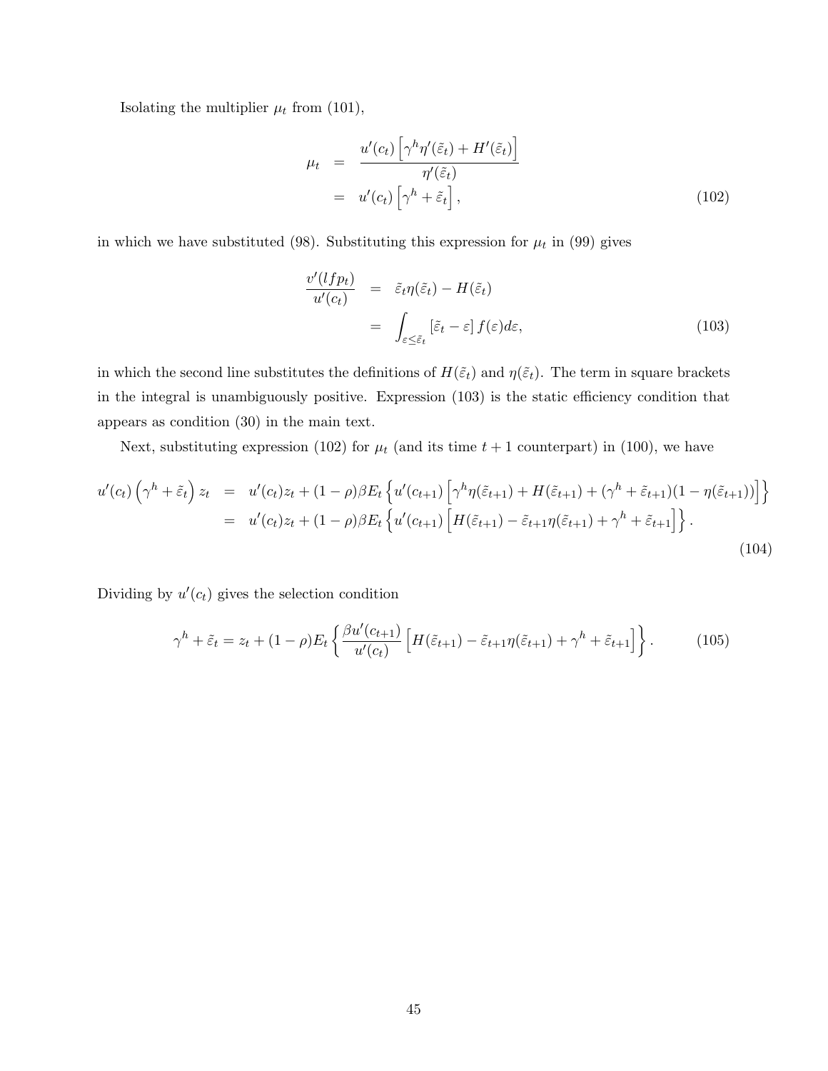Isolating the multiplier $\mu_t$ from (101),

$$
\begin{aligned}
\mu_t &= \frac{u'(c_t)\left[\gamma^h \eta'(\tilde{\varepsilon}_t) + H'(\tilde{\varepsilon}_t)\right]}{\eta'(\tilde{\varepsilon}_t)} \\
&= u'(c_t)\left[\gamma^h + \tilde{\varepsilon}_t\right],
\end{aligned}
\tag{102}
$$

in which we have substituted (98). Substituting this expression for $\mu_t$ in (99) gives

$$
\begin{aligned}
\frac{v'(lfp_t)}{u'(c_t)} &= \tilde{\varepsilon}_t \eta(\tilde{\varepsilon}_t) - H(\tilde{\varepsilon}_t) \\
&= \int_{\varepsilon \leq \tilde{\varepsilon}_t} \left[\tilde{\varepsilon}_t - \varepsilon\right] f(\varepsilon) d\varepsilon,
\end{aligned}
\tag{103}
$$

in which the second line substitutes the definitions of $H(\tilde{\varepsilon}_t)$ and $\eta(\tilde{\varepsilon}_t)$. The term in square brackets in the integral is unambiguously positive. Expression (103) is the static efficiency condition that appears as condition (30) in the main text.

Next, substituting expression (102) for $\mu_t$ (and its time $t+1$ counterpart) in (100), we have

$$
\begin{aligned}
u'(c_t)\left(\gamma^h + \tilde{\varepsilon}_t\right) z_t &= u'(c_t) z_t + (1-\rho)\beta E_t \left\{ u'(c_{t+1}) \left[\gamma^h \eta(\tilde{\varepsilon}_{t+1}) + H(\tilde{\varepsilon}_{t+1}) + (\gamma^h + \tilde{\varepsilon}_{t+1})(1 - \eta(\tilde{\varepsilon}_{t+1}))\right] \right\} \\
&= u'(c_t) z_t + (1-\rho)\beta E_t \left\{ u'(c_{t+1}) \left[H(\tilde{\varepsilon}_{t+1}) - \tilde{\varepsilon}_{t+1}\eta(\tilde{\varepsilon}_{t+1}) + \gamma^h + \tilde{\varepsilon}_{t+1}\right] \right\}.
\end{aligned}
\tag{104}
$$

Dividing by $u'(c_t)$ gives the selection condition

$$
\gamma^h + \tilde{\varepsilon}_t = z_t + (1-\rho) E_t \left\{ \frac{\beta u'(c_{t+1})}{u'(c_t)} \left[H(\tilde{\varepsilon}_{t+1}) - \tilde{\varepsilon}_{t+1}\eta(\tilde{\varepsilon}_{t+1}) + \gamma^h + \tilde{\varepsilon}_{t+1}\right] \right\}.
\tag{105}
$$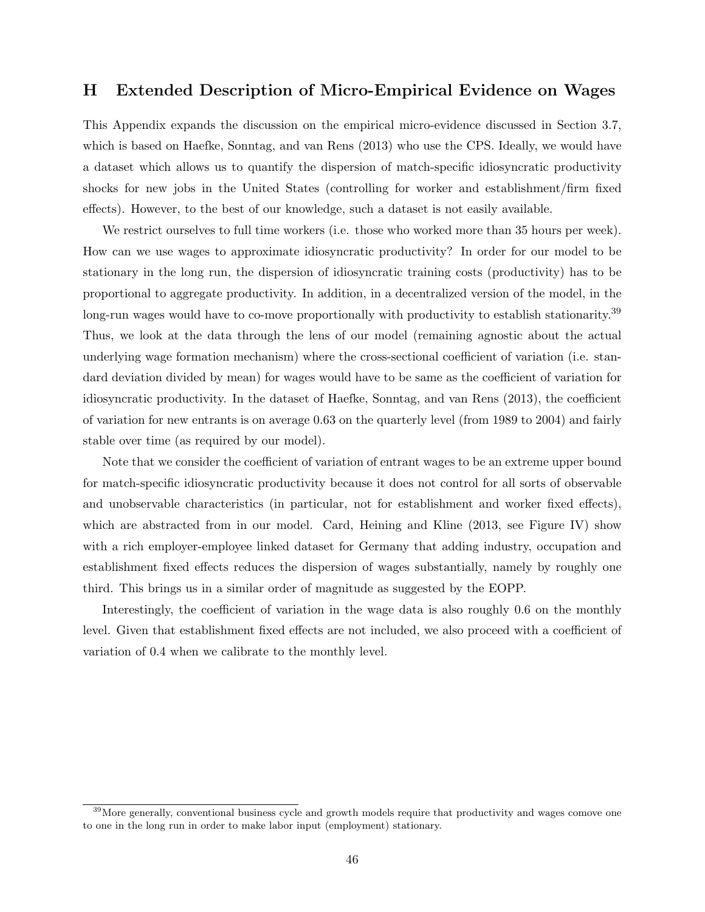## H Extended Description of Micro-Empirical Evidence on Wages

This Appendix expands the discussion on the empirical micro-evidence discussed in Section 3.7, which is based on Haefke, Sonntag, and van Rens (2013) who use the CPS. Ideally, we would have a dataset which allows us to quantify the dispersion of match-specific idiosyncratic productivity shocks for new jobs in the United States (controlling for worker and establishment/firm fixed effects). However, to the best of our knowledge, such a dataset is not easily available.

We restrict ourselves to full time workers (i.e. those who worked more than 35 hours per week). How can we use wages to approximate idiosyncratic productivity? In order for our model to be stationary in the long run, the dispersion of idiosyncratic training costs (productivity) has to be proportional to aggregate productivity. In addition, in a decentralized version of the model, in the long-run wages would have to co-move proportionally with productivity to establish stationarity.[39] Thus, we look at the data through the lens of our model (remaining agnostic about the actual underlying wage formation mechanism) where the cross-sectional coefficient of variation (i.e. standard deviation divided by mean) for wages would have to be same as the coefficient of variation for idiosyncratic productivity. In the dataset of Haefke, Sonntag, and van Rens (2013), the coefficient of variation for new entrants is on average 0.63 on the quarterly level (from 1989 to 2004) and fairly stable over time (as required by our model).

Note that we consider the coefficient of variation of entrant wages to be an extreme upper bound for match-specific idiosyncratic productivity because it does not control for all sorts of observable and unobservable characteristics (in particular, not for establishment and worker fixed effects), which are abstracted from in our model. Card, Heining and Kline (2013, see Figure IV) show with a rich employer-employee linked dataset for Germany that adding industry, occupation and establishment fixed effects reduces the dispersion of wages substantially, namely by roughly one third. This brings us in a similar order of magnitude as suggested by the EOPP.

Interestingly, the coefficient of variation in the wage data is also roughly 0.6 on the monthly level. Given that establishment fixed effects are not included, we also proceed with a coefficient of variation of 0.4 when we calibrate to the monthly level.

[39] More generally, conventional business cycle and growth models require that productivity and wages comove one to one in the long run in order to make labor input (employment) stationary.